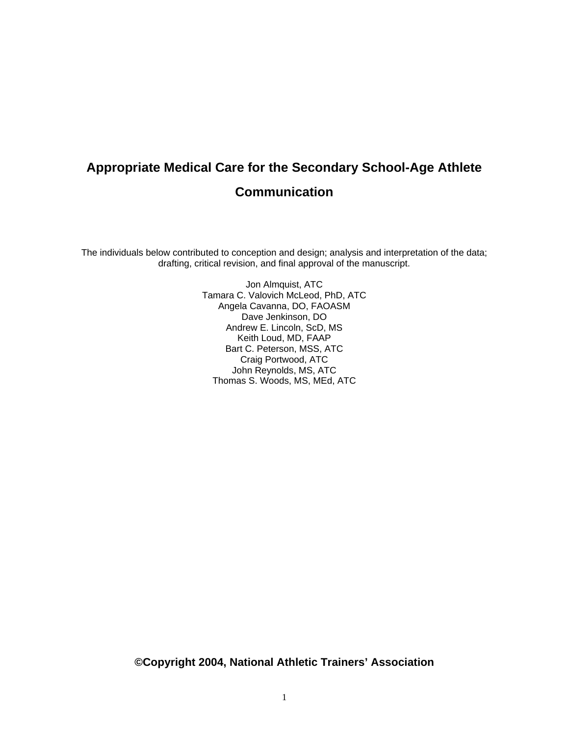# Appropriate Medical Care for the Secondary School-Age Athlete Communication

The individuals below contributed to conception and design; analysis and interpretation of the data; drafting, critical revision, and final approval of the manuscript.

Jon Almquist, ATC
Tamara C. Valovich McLeod, PhD, ATC
Angela Cavanna, DO, FAOASM
Dave Jenkinson, DO
Andrew E. Lincoln, ScD, MS
Keith Loud, MD, FAAP
Bart C. Peterson, MSS, ATC
Craig Portwood, ATC
John Reynolds, MS, ATC
Thomas S. Woods, MS, MEd, ATC

**©Copyright 2004, National Athletic Trainers' Association**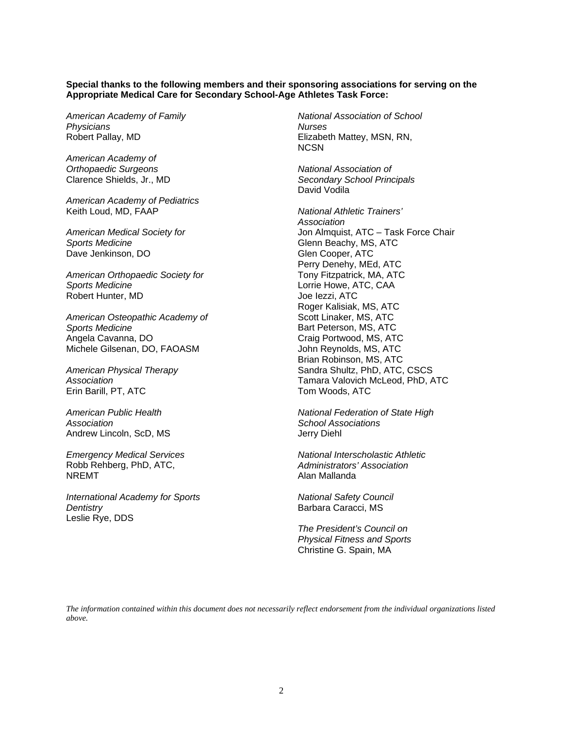**Special thanks to the following members and their sponsoring associations for serving on the Appropriate Medical Care for Secondary School-Age Athletes Task Force:**

*American Academy of Family Physicians*
Robert Pallay, MD

*American Academy of Orthopaedic Surgeons*
Clarence Shields, Jr., MD

*American Academy of Pediatrics*
Keith Loud, MD, FAAP

*American Medical Society for Sports Medicine*
Dave Jenkinson, DO

*American Orthopaedic Society for Sports Medicine*
Robert Hunter, MD

*American Osteopathic Academy of Sports Medicine*
Angela Cavanna, DO
Michele Gilsenan, DO, FAOASM

*American Physical Therapy Association*
Erin Barill, PT, ATC

*American Public Health Association*
Andrew Lincoln, ScD, MS

*Emergency Medical Services*
Robb Rehberg, PhD, ATC, NREMT

*International Academy for Sports Dentistry*
Leslie Rye, DDS

*National Association of School Nurses*
Elizabeth Mattey, MSN, RN, NCSN

*National Association of Secondary School Principals*
David Vodila

*National Athletic Trainers' Association*
Jon Almquist, ATC – Task Force Chair
Glenn Beachy, MS, ATC
Glen Cooper, ATC
Perry Denehy, MEd, ATC
Tony Fitzpatrick, MA, ATC
Lorrie Howe, ATC, CAA
Joe Iezzi, ATC
Roger Kalisiak, MS, ATC
Scott Linaker, MS, ATC
Bart Peterson, MS, ATC
Craig Portwood, MS, ATC
John Reynolds, MS, ATC
Brian Robinson, MS, ATC
Sandra Shultz, PhD, ATC, CSCS
Tamara Valovich McLeod, PhD, ATC
Tom Woods, ATC

*National Federation of State High School Associations*
Jerry Diehl

*National Interscholastic Athletic Administrators' Association*
Alan Mallanda

*National Safety Council*
Barbara Caracci, MS

*The President's Council on Physical Fitness and Sports*
Christine G. Spain, MA

*The information contained within this document does not necessarily reflect endorsement from the individual organizations listed above.*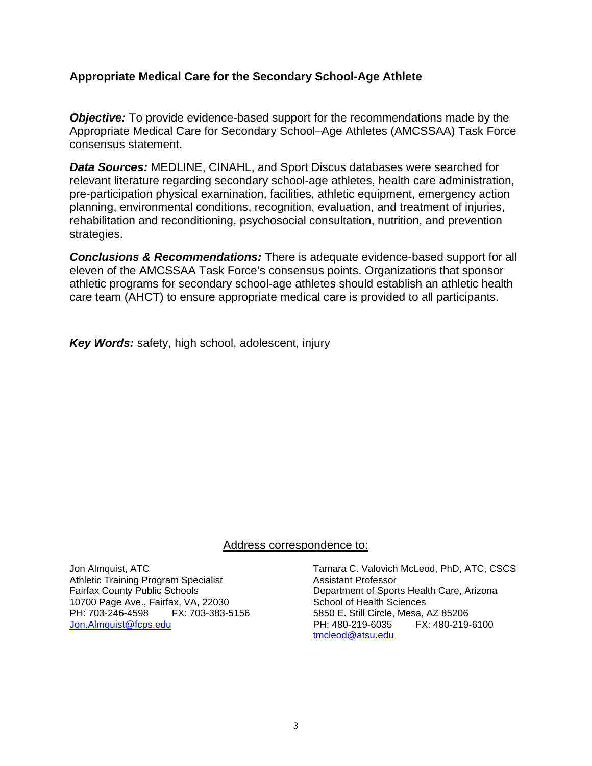## Appropriate Medical Care for the Secondary School-Age Athlete

***Objective:*** To provide evidence-based support for the recommendations made by the Appropriate Medical Care for Secondary School–Age Athletes (AMCSSAA) Task Force consensus statement.

***Data Sources:*** MEDLINE, CINAHL, and Sport Discus databases were searched for relevant literature regarding secondary school-age athletes, health care administration, pre-participation physical examination, facilities, athletic equipment, emergency action planning, environmental conditions, recognition, evaluation, and treatment of injuries, rehabilitation and reconditioning, psychosocial consultation, nutrition, and prevention strategies.

***Conclusions & Recommendations:*** There is adequate evidence-based support for all eleven of the AMCSSAA Task Force's consensus points. Organizations that sponsor athletic programs for secondary school-age athletes should establish an athletic health care team (AHCT) to ensure appropriate medical care is provided to all participants.

***Key Words:*** safety, high school, adolescent, injury

Address correspondence to:

Jon Almquist, ATC
Athletic Training Program Specialist
Fairfax County Public Schools
10700 Page Ave., Fairfax, VA, 22030
PH: 703-246-4598 FX: 703-383-5156
Jon.Almquist@fcps.edu

Tamara C. Valovich McLeod, PhD, ATC, CSCS
Assistant Professor
Department of Sports Health Care, Arizona School of Health Sciences
5850 E. Still Circle, Mesa, AZ 85206
PH: 480-219-6035 FX: 480-219-6100
tmcleod@atsu.edu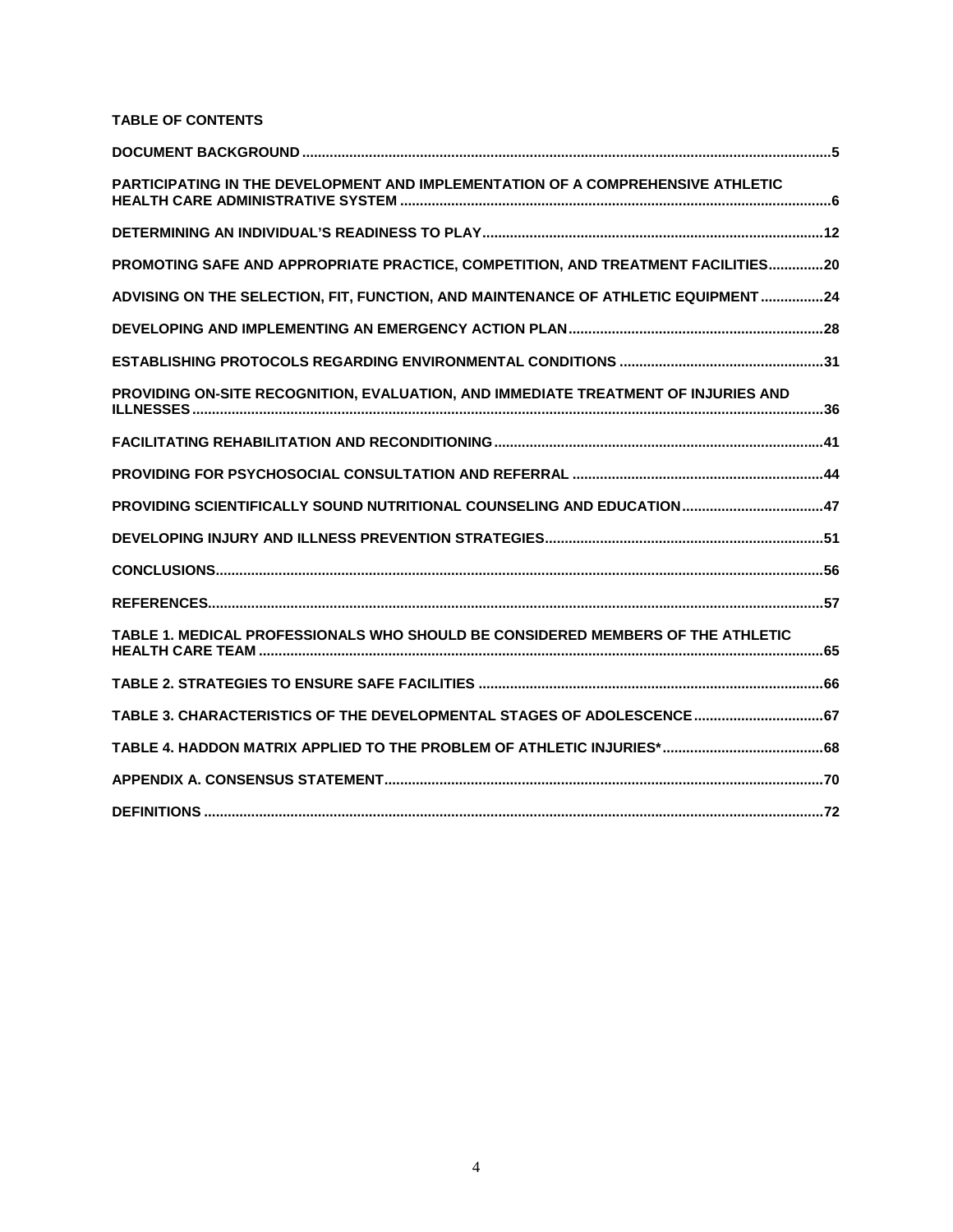**TABLE OF CONTENTS**

DOCUMENT BACKGROUND .....5

PARTICIPATING IN THE DEVELOPMENT AND IMPLEMENTATION OF A COMPREHENSIVE ATHLETIC HEALTH CARE ADMINISTRATIVE SYSTEM .....6

DETERMINING AN INDIVIDUAL'S READINESS TO PLAY .....12

PROMOTING SAFE AND APPROPRIATE PRACTICE, COMPETITION, AND TREATMENT FACILITIES .....20

ADVISING ON THE SELECTION, FIT, FUNCTION, AND MAINTENANCE OF ATHLETIC EQUIPMENT .....24

DEVELOPING AND IMPLEMENTING AN EMERGENCY ACTION PLAN .....28

ESTABLISHING PROTOCOLS REGARDING ENVIRONMENTAL CONDITIONS .....31

PROVIDING ON-SITE RECOGNITION, EVALUATION, AND IMMEDIATE TREATMENT OF INJURIES AND ILLNESSES .....36

FACILITATING REHABILITATION AND RECONDITIONING .....41

PROVIDING FOR PSYCHOSOCIAL CONSULTATION AND REFERRAL .....44

PROVIDING SCIENTIFICALLY SOUND NUTRITIONAL COUNSELING AND EDUCATION .....47

DEVELOPING INJURY AND ILLNESS PREVENTION STRATEGIES .....51

CONCLUSIONS .....56

REFERENCES .....57

TABLE 1. MEDICAL PROFESSIONALS WHO SHOULD BE CONSIDERED MEMBERS OF THE ATHLETIC HEALTH CARE TEAM .....65

TABLE 2. STRATEGIES TO ENSURE SAFE FACILITIES .....66

TABLE 3. CHARACTERISTICS OF THE DEVELOPMENTAL STAGES OF ADOLESCENCE .....67

TABLE 4. HADDON MATRIX APPLIED TO THE PROBLEM OF ATHLETIC INJURIES* .....68

APPENDIX A. CONSENSUS STATEMENT .....70

DEFINITIONS .....72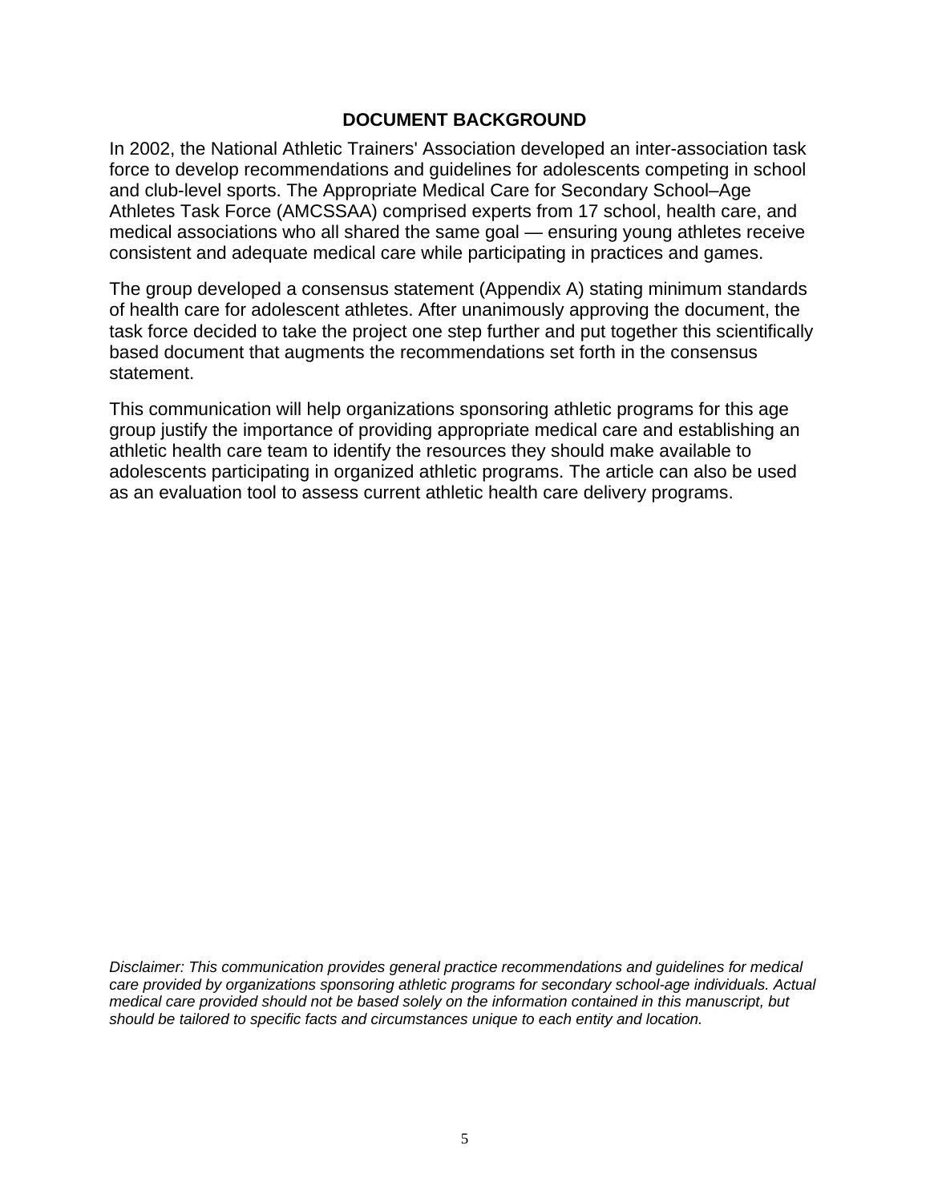## DOCUMENT BACKGROUND

In 2002, the National Athletic Trainers' Association developed an inter-association task force to develop recommendations and guidelines for adolescents competing in school and club-level sports. The Appropriate Medical Care for Secondary School–Age Athletes Task Force (AMCSSAA) comprised experts from 17 school, health care, and medical associations who all shared the same goal — ensuring young athletes receive consistent and adequate medical care while participating in practices and games.

The group developed a consensus statement (Appendix A) stating minimum standards of health care for adolescent athletes. After unanimously approving the document, the task force decided to take the project one step further and put together this scientifically based document that augments the recommendations set forth in the consensus statement.

This communication will help organizations sponsoring athletic programs for this age group justify the importance of providing appropriate medical care and establishing an athletic health care team to identify the resources they should make available to adolescents participating in organized athletic programs. The article can also be used as an evaluation tool to assess current athletic health care delivery programs.

*Disclaimer: This communication provides general practice recommendations and guidelines for medical care provided by organizations sponsoring athletic programs for secondary school-age individuals. Actual medical care provided should not be based solely on the information contained in this manuscript, but should be tailored to specific facts and circumstances unique to each entity and location.*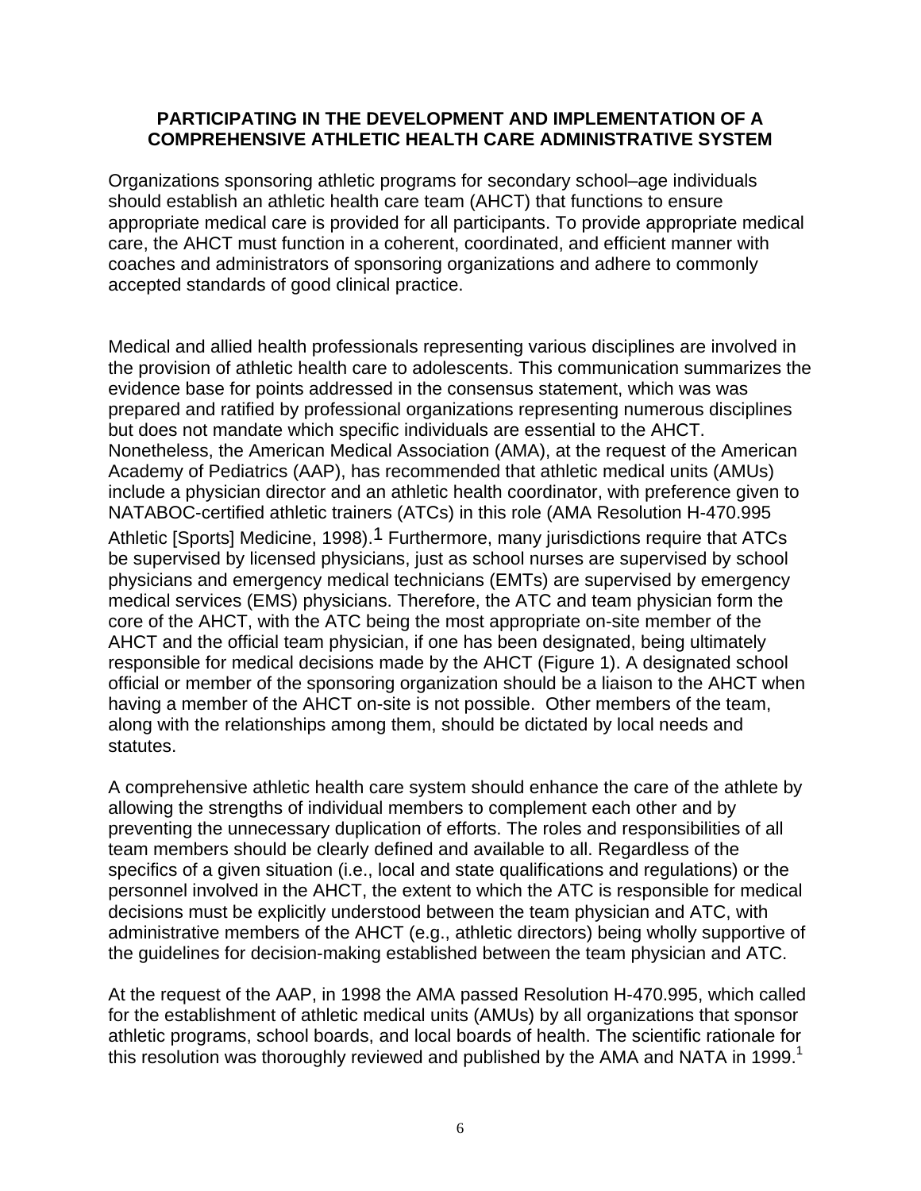## PARTICIPATING IN THE DEVELOPMENT AND IMPLEMENTATION OF A COMPREHENSIVE ATHLETIC HEALTH CARE ADMINISTRATIVE SYSTEM

Organizations sponsoring athletic programs for secondary school–age individuals should establish an athletic health care team (AHCT) that functions to ensure appropriate medical care is provided for all participants. To provide appropriate medical care, the AHCT must function in a coherent, coordinated, and efficient manner with coaches and administrators of sponsoring organizations and adhere to commonly accepted standards of good clinical practice.

Medical and allied health professionals representing various disciplines are involved in the provision of athletic health care to adolescents. This communication summarizes the evidence base for points addressed in the consensus statement, which was was prepared and ratified by professional organizations representing numerous disciplines but does not mandate which specific individuals are essential to the AHCT. Nonetheless, the American Medical Association (AMA), at the request of the American Academy of Pediatrics (AAP), has recommended that athletic medical units (AMUs) include a physician director and an athletic health coordinator, with preference given to NATABOC-certified athletic trainers (ATCs) in this role (AMA Resolution H-470.995 Athletic [Sports] Medicine, 1998).[1] Furthermore, many jurisdictions require that ATCs be supervised by licensed physicians, just as school nurses are supervised by school physicians and emergency medical technicians (EMTs) are supervised by emergency medical services (EMS) physicians. Therefore, the ATC and team physician form the core of the AHCT, with the ATC being the most appropriate on-site member of the AHCT and the official team physician, if one has been designated, being ultimately responsible for medical decisions made by the AHCT (Figure 1). A designated school official or member of the sponsoring organization should be a liaison to the AHCT when having a member of the AHCT on-site is not possible. Other members of the team, along with the relationships among them, should be dictated by local needs and statutes.

A comprehensive athletic health care system should enhance the care of the athlete by allowing the strengths of individual members to complement each other and by preventing the unnecessary duplication of efforts. The roles and responsibilities of all team members should be clearly defined and available to all. Regardless of the specifics of a given situation (i.e., local and state qualifications and regulations) or the personnel involved in the AHCT, the extent to which the ATC is responsible for medical decisions must be explicitly understood between the team physician and ATC, with administrative members of the AHCT (e.g., athletic directors) being wholly supportive of the guidelines for decision-making established between the team physician and ATC.

At the request of the AAP, in 1998 the AMA passed Resolution H-470.995, which called for the establishment of athletic medical units (AMUs) by all organizations that sponsor athletic programs, school boards, and local boards of health. The scientific rationale for this resolution was thoroughly reviewed and published by the AMA and NATA in 1999.[1]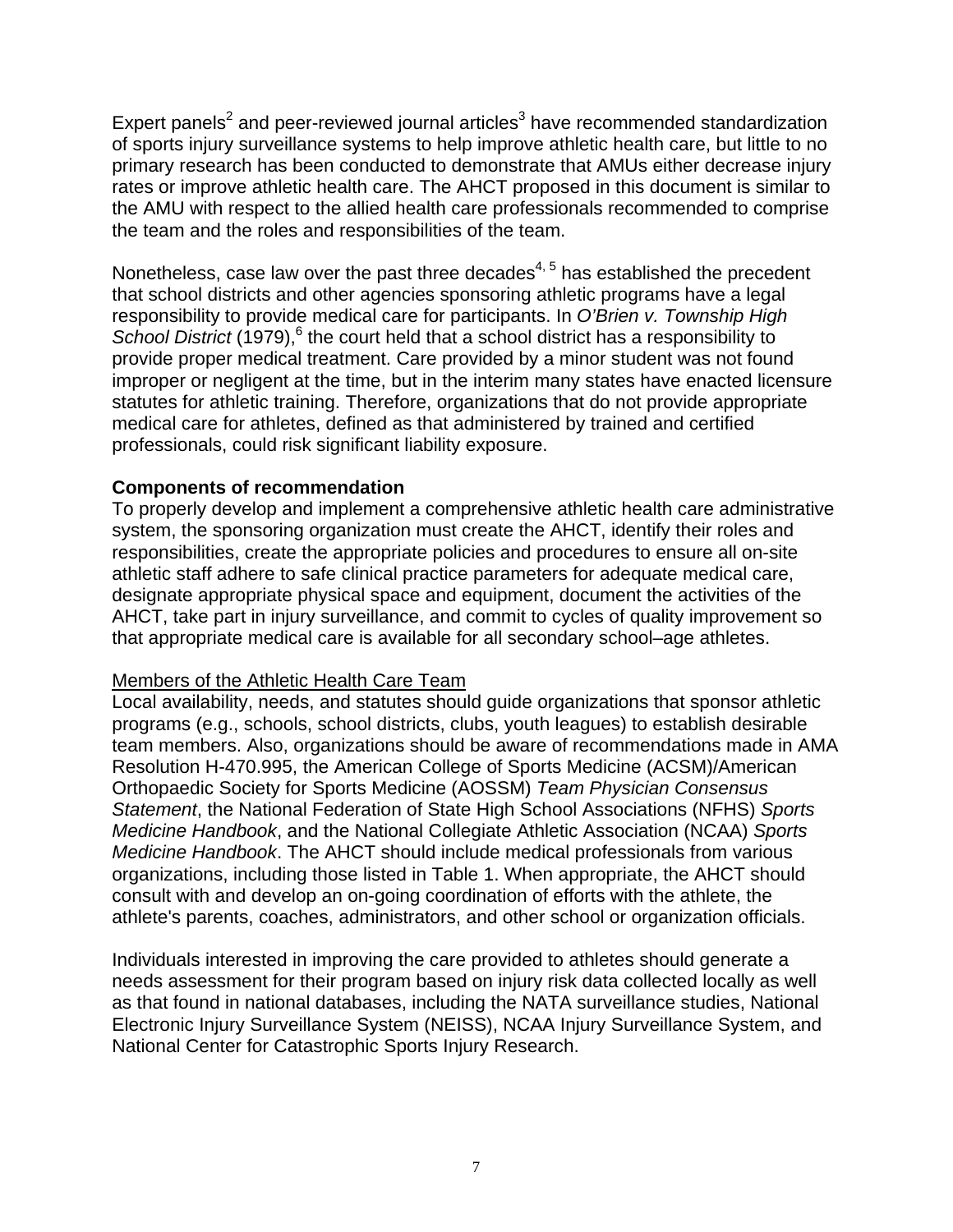Expert panels[2] and peer-reviewed journal articles[3] have recommended standardization of sports injury surveillance systems to help improve athletic health care, but little to no primary research has been conducted to demonstrate that AMUs either decrease injury rates or improve athletic health care. The AHCT proposed in this document is similar to the AMU with respect to the allied health care professionals recommended to comprise the team and the roles and responsibilities of the team.

Nonetheless, case law over the past three decades[4, 5] has established the precedent that school districts and other agencies sponsoring athletic programs have a legal responsibility to provide medical care for participants. In *O'Brien v. Township High School District* (1979),[6] the court held that a school district has a responsibility to provide proper medical treatment. Care provided by a minor student was not found improper or negligent at the time, but in the interim many states have enacted licensure statutes for athletic training. Therefore, organizations that do not provide appropriate medical care for athletes, defined as that administered by trained and certified professionals, could risk significant liability exposure.

**Components of recommendation**

To properly develop and implement a comprehensive athletic health care administrative system, the sponsoring organization must create the AHCT, identify their roles and responsibilities, create the appropriate policies and procedures to ensure all on-site athletic staff adhere to safe clinical practice parameters for adequate medical care, designate appropriate physical space and equipment, document the activities of the AHCT, take part in injury surveillance, and commit to cycles of quality improvement so that appropriate medical care is available for all secondary school–age athletes.

<u>Members of the Athletic Health Care Team</u>

Local availability, needs, and statutes should guide organizations that sponsor athletic programs (e.g., schools, school districts, clubs, youth leagues) to establish desirable team members. Also, organizations should be aware of recommendations made in AMA Resolution H-470.995, the American College of Sports Medicine (ACSM)/American Orthopaedic Society for Sports Medicine (AOSSM) *Team Physician Consensus Statement*, the National Federation of State High School Associations (NFHS) *Sports Medicine Handbook*, and the National Collegiate Athletic Association (NCAA) *Sports Medicine Handbook*. The AHCT should include medical professionals from various organizations, including those listed in Table 1. When appropriate, the AHCT should consult with and develop an on-going coordination of efforts with the athlete, the athlete's parents, coaches, administrators, and other school or organization officials.

Individuals interested in improving the care provided to athletes should generate a needs assessment for their program based on injury risk data collected locally as well as that found in national databases, including the NATA surveillance studies, National Electronic Injury Surveillance System (NEISS), NCAA Injury Surveillance System, and National Center for Catastrophic Sports Injury Research.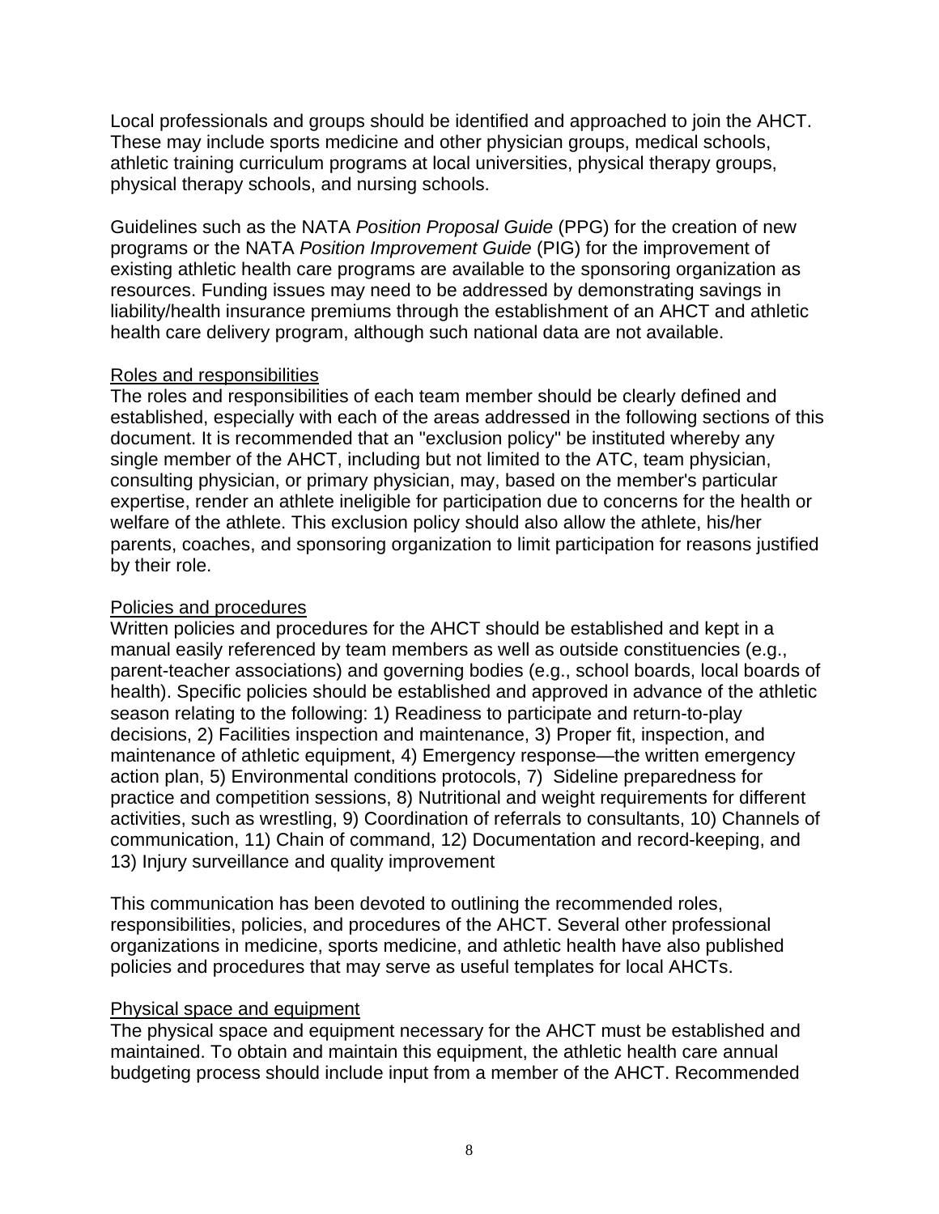Local professionals and groups should be identified and approached to join the AHCT. These may include sports medicine and other physician groups, medical schools, athletic training curriculum programs at local universities, physical therapy groups, physical therapy schools, and nursing schools.

Guidelines such as the NATA *Position Proposal Guide* (PPG) for the creation of new programs or the NATA *Position Improvement Guide* (PIG) for the improvement of existing athletic health care programs are available to the sponsoring organization as resources. Funding issues may need to be addressed by demonstrating savings in liability/health insurance premiums through the establishment of an AHCT and athletic health care delivery program, although such national data are not available.

<u>Roles and responsibilities</u>

The roles and responsibilities of each team member should be clearly defined and established, especially with each of the areas addressed in the following sections of this document. It is recommended that an "exclusion policy" be instituted whereby any single member of the AHCT, including but not limited to the ATC, team physician, consulting physician, or primary physician, may, based on the member's particular expertise, render an athlete ineligible for participation due to concerns for the health or welfare of the athlete. This exclusion policy should also allow the athlete, his/her parents, coaches, and sponsoring organization to limit participation for reasons justified by their role.

<u>Policies and procedures</u>

Written policies and procedures for the AHCT should be established and kept in a manual easily referenced by team members as well as outside constituencies (e.g., parent-teacher associations) and governing bodies (e.g., school boards, local boards of health). Specific policies should be established and approved in advance of the athletic season relating to the following: 1) Readiness to participate and return-to-play decisions, 2) Facilities inspection and maintenance, 3) Proper fit, inspection, and maintenance of athletic equipment, 4) Emergency response—the written emergency action plan, 5) Environmental conditions protocols, 7) Sideline preparedness for practice and competition sessions, 8) Nutritional and weight requirements for different activities, such as wrestling, 9) Coordination of referrals to consultants, 10) Channels of communication, 11) Chain of command, 12) Documentation and record-keeping, and 13) Injury surveillance and quality improvement

This communication has been devoted to outlining the recommended roles, responsibilities, policies, and procedures of the AHCT. Several other professional organizations in medicine, sports medicine, and athletic health have also published policies and procedures that may serve as useful templates for local AHCTs.

<u>Physical space and equipment</u>

The physical space and equipment necessary for the AHCT must be established and maintained. To obtain and maintain this equipment, the athletic health care annual budgeting process should include input from a member of the AHCT. Recommended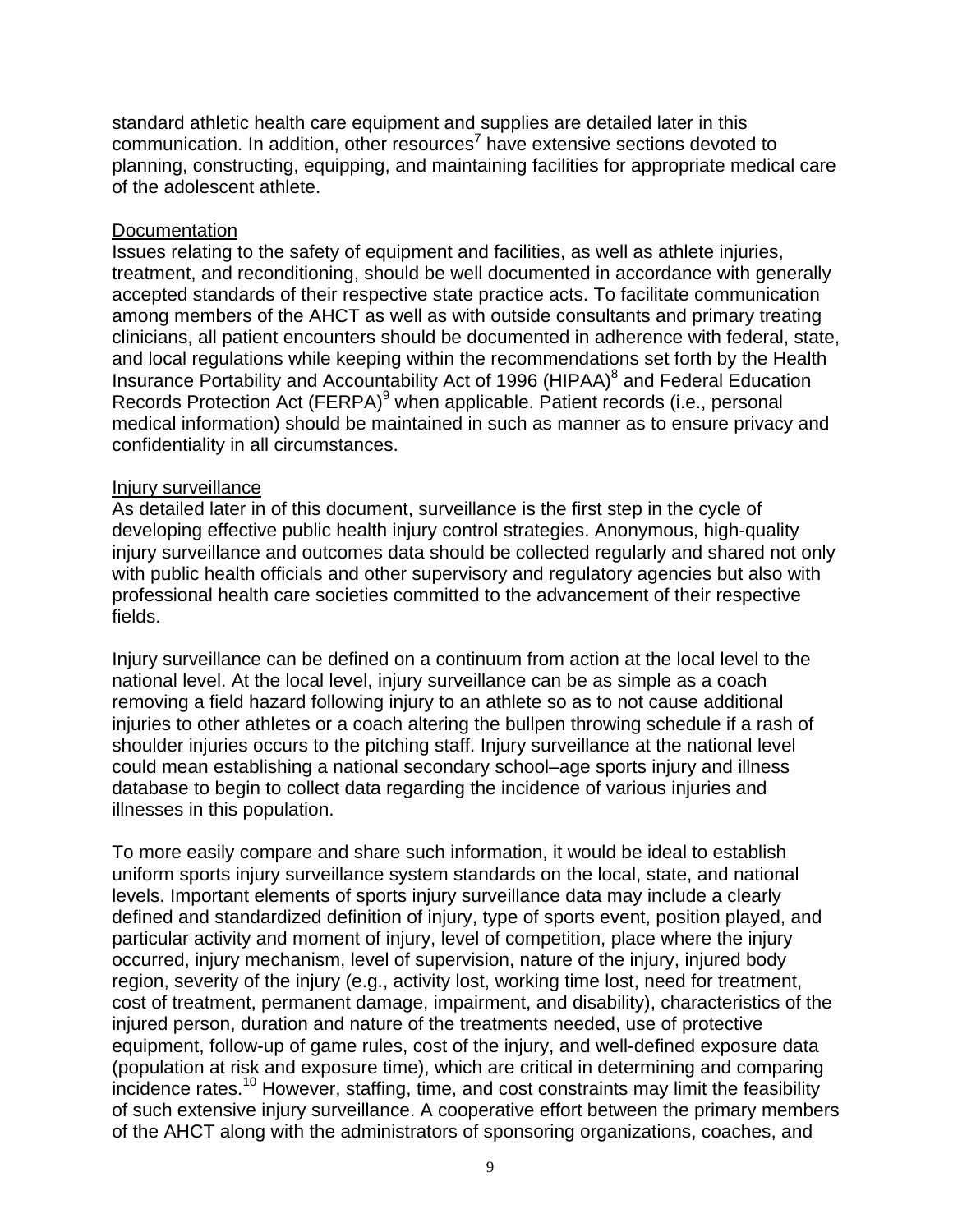standard athletic health care equipment and supplies are detailed later in this communication. In addition, other resources[7] have extensive sections devoted to planning, constructing, equipping, and maintaining facilities for appropriate medical care of the adolescent athlete.

Documentation

Issues relating to the safety of equipment and facilities, as well as athlete injuries, treatment, and reconditioning, should be well documented in accordance with generally accepted standards of their respective state practice acts. To facilitate communication among members of the AHCT as well as with outside consultants and primary treating clinicians, all patient encounters should be documented in adherence with federal, state, and local regulations while keeping within the recommendations set forth by the Health Insurance Portability and Accountability Act of 1996 (HIPAA)[8] and Federal Education Records Protection Act (FERPA)[9] when applicable. Patient records (i.e., personal medical information) should be maintained in such as manner as to ensure privacy and confidentiality in all circumstances.

Injury surveillance

As detailed later in of this document, surveillance is the first step in the cycle of developing effective public health injury control strategies. Anonymous, high-quality injury surveillance and outcomes data should be collected regularly and shared not only with public health officials and other supervisory and regulatory agencies but also with professional health care societies committed to the advancement of their respective fields.

Injury surveillance can be defined on a continuum from action at the local level to the national level. At the local level, injury surveillance can be as simple as a coach removing a field hazard following injury to an athlete so as to not cause additional injuries to other athletes or a coach altering the bullpen throwing schedule if a rash of shoulder injuries occurs to the pitching staff. Injury surveillance at the national level could mean establishing a national secondary school–age sports injury and illness database to begin to collect data regarding the incidence of various injuries and illnesses in this population.

To more easily compare and share such information, it would be ideal to establish uniform sports injury surveillance system standards on the local, state, and national levels. Important elements of sports injury surveillance data may include a clearly defined and standardized definition of injury, type of sports event, position played, and particular activity and moment of injury, level of competition, place where the injury occurred, injury mechanism, level of supervision, nature of the injury, injured body region, severity of the injury (e.g., activity lost, working time lost, need for treatment, cost of treatment, permanent damage, impairment, and disability), characteristics of the injured person, duration and nature of the treatments needed, use of protective equipment, follow-up of game rules, cost of the injury, and well-defined exposure data (population at risk and exposure time), which are critical in determining and comparing incidence rates.[10] However, staffing, time, and cost constraints may limit the feasibility of such extensive injury surveillance. A cooperative effort between the primary members of the AHCT along with the administrators of sponsoring organizations, coaches, and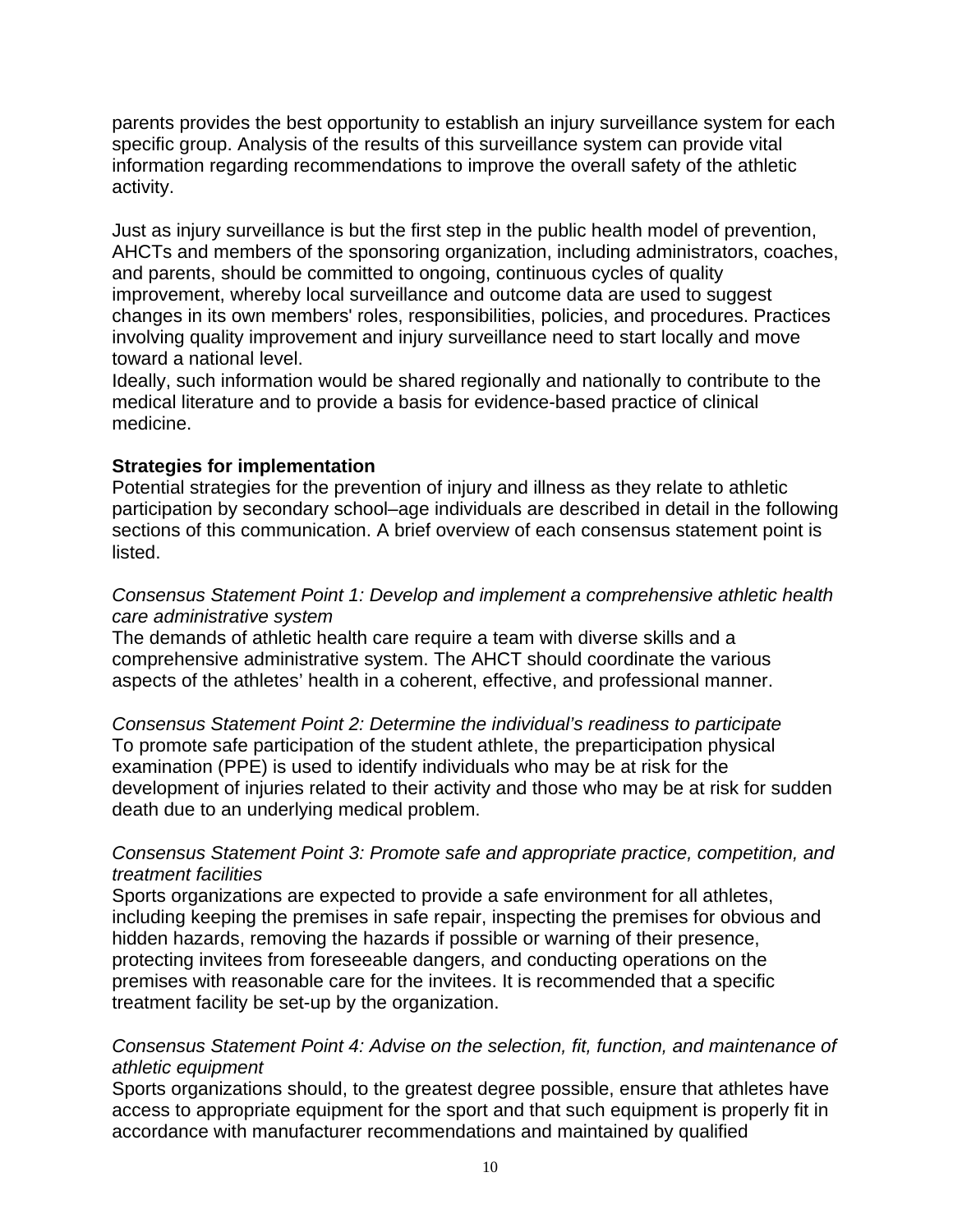parents provides the best opportunity to establish an injury surveillance system for each specific group. Analysis of the results of this surveillance system can provide vital information regarding recommendations to improve the overall safety of the athletic activity.

Just as injury surveillance is but the first step in the public health model of prevention, AHCTs and members of the sponsoring organization, including administrators, coaches, and parents, should be committed to ongoing, continuous cycles of quality improvement, whereby local surveillance and outcome data are used to suggest changes in its own members' roles, responsibilities, policies, and procedures. Practices involving quality improvement and injury surveillance need to start locally and move toward a national level.
Ideally, such information would be shared regionally and nationally to contribute to the medical literature and to provide a basis for evidence-based practice of clinical medicine.

**Strategies for implementation**
Potential strategies for the prevention of injury and illness as they relate to athletic participation by secondary school–age individuals are described in detail in the following sections of this communication. A brief overview of each consensus statement point is listed.

*Consensus Statement Point 1: Develop and implement a comprehensive athletic health care administrative system*
The demands of athletic health care require a team with diverse skills and a comprehensive administrative system. The AHCT should coordinate the various aspects of the athletes' health in a coherent, effective, and professional manner.

*Consensus Statement Point 2: Determine the individual's readiness to participate*
To promote safe participation of the student athlete, the preparticipation physical examination (PPE) is used to identify individuals who may be at risk for the development of injuries related to their activity and those who may be at risk for sudden death due to an underlying medical problem.

*Consensus Statement Point 3: Promote safe and appropriate practice, competition, and treatment facilities*
Sports organizations are expected to provide a safe environment for all athletes, including keeping the premises in safe repair, inspecting the premises for obvious and hidden hazards, removing the hazards if possible or warning of their presence, protecting invitees from foreseeable dangers, and conducting operations on the premises with reasonable care for the invitees. It is recommended that a specific treatment facility be set-up by the organization.

*Consensus Statement Point 4: Advise on the selection, fit, function, and maintenance of athletic equipment*
Sports organizations should, to the greatest degree possible, ensure that athletes have access to appropriate equipment for the sport and that such equipment is properly fit in accordance with manufacturer recommendations and maintained by qualified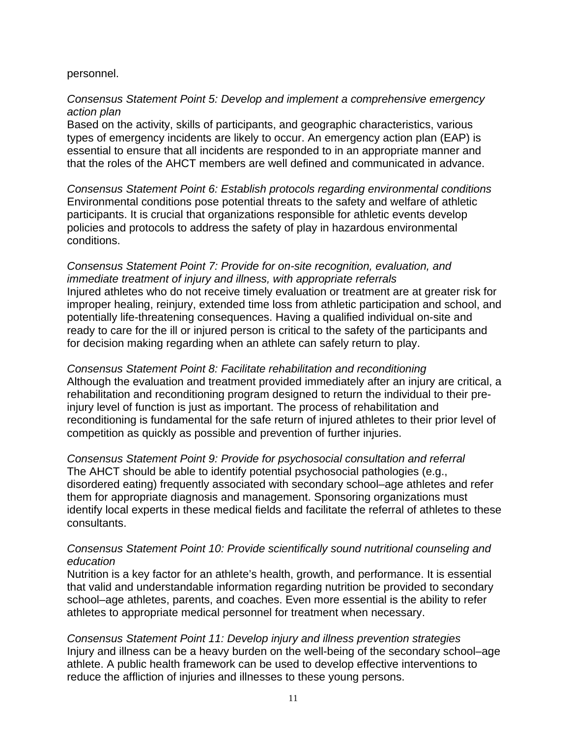personnel.

*Consensus Statement Point 5: Develop and implement a comprehensive emergency action plan*

Based on the activity, skills of participants, and geographic characteristics, various types of emergency incidents are likely to occur. An emergency action plan (EAP) is essential to ensure that all incidents are responded to in an appropriate manner and that the roles of the AHCT members are well defined and communicated in advance.

*Consensus Statement Point 6: Establish protocols regarding environmental conditions*

Environmental conditions pose potential threats to the safety and welfare of athletic participants. It is crucial that organizations responsible for athletic events develop policies and protocols to address the safety of play in hazardous environmental conditions.

*Consensus Statement Point 7: Provide for on-site recognition, evaluation, and immediate treatment of injury and illness, with appropriate referrals*

Injured athletes who do not receive timely evaluation or treatment are at greater risk for improper healing, reinjury, extended time loss from athletic participation and school, and potentially life-threatening consequences. Having a qualified individual on-site and ready to care for the ill or injured person is critical to the safety of the participants and for decision making regarding when an athlete can safely return to play.

*Consensus Statement Point 8: Facilitate rehabilitation and reconditioning*

Although the evaluation and treatment provided immediately after an injury are critical, a rehabilitation and reconditioning program designed to return the individual to their pre-injury level of function is just as important. The process of rehabilitation and reconditioning is fundamental for the safe return of injured athletes to their prior level of competition as quickly as possible and prevention of further injuries.

*Consensus Statement Point 9: Provide for psychosocial consultation and referral*

The AHCT should be able to identify potential psychosocial pathologies (e.g., disordered eating) frequently associated with secondary school–age athletes and refer them for appropriate diagnosis and management. Sponsoring organizations must identify local experts in these medical fields and facilitate the referral of athletes to these consultants.

*Consensus Statement Point 10: Provide scientifically sound nutritional counseling and education*

Nutrition is a key factor for an athlete's health, growth, and performance. It is essential that valid and understandable information regarding nutrition be provided to secondary school–age athletes, parents, and coaches. Even more essential is the ability to refer athletes to appropriate medical personnel for treatment when necessary.

*Consensus Statement Point 11: Develop injury and illness prevention strategies*

Injury and illness can be a heavy burden on the well-being of the secondary school–age athlete. A public health framework can be used to develop effective interventions to reduce the affliction of injuries and illnesses to these young persons.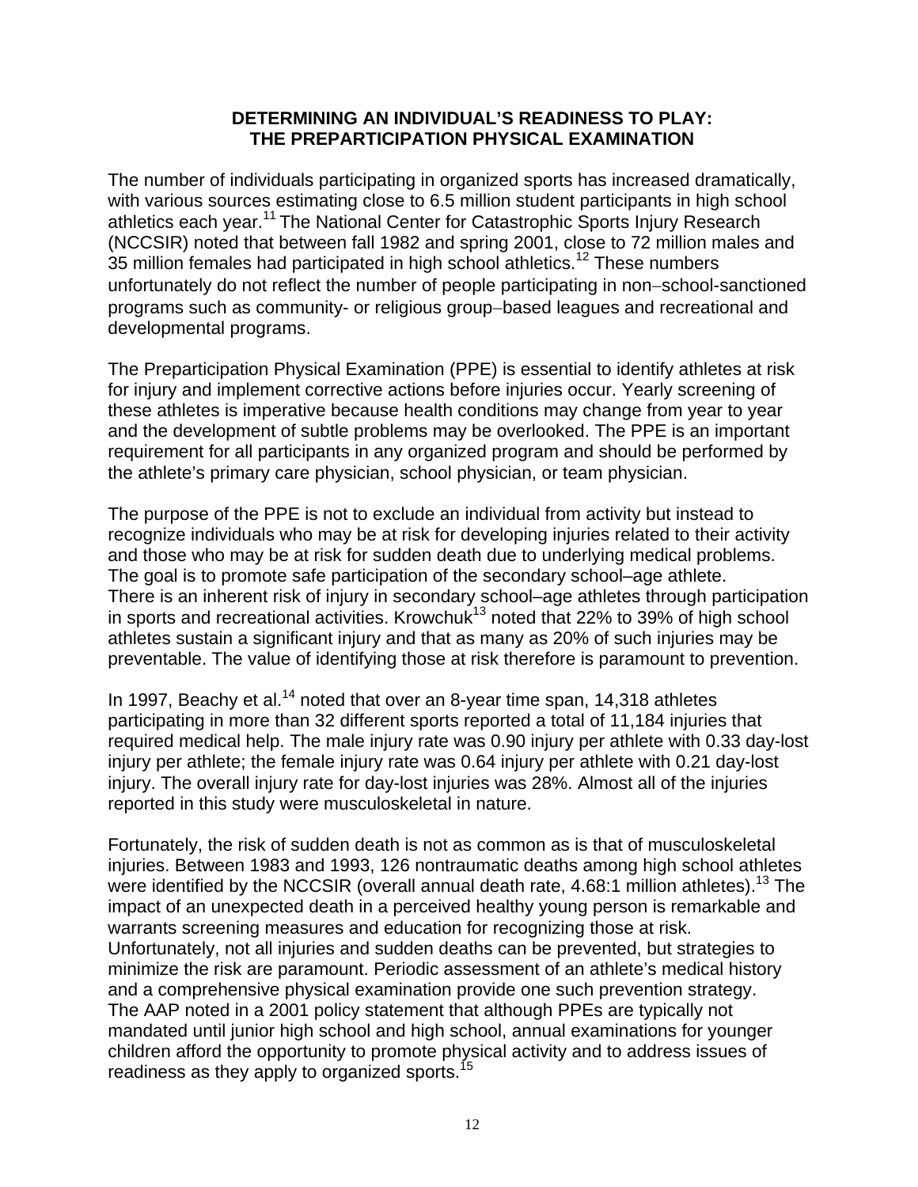## DETERMINING AN INDIVIDUAL'S READINESS TO PLAY: THE PREPARTICIPATION PHYSICAL EXAMINATION

The number of individuals participating in organized sports has increased dramatically, with various sources estimating close to 6.5 million student participants in high school athletics each year.[11] The National Center for Catastrophic Sports Injury Research (NCCSIR) noted that between fall 1982 and spring 2001, close to 72 million males and 35 million females had participated in high school athletics.[12] These numbers unfortunately do not reflect the number of people participating in non–school-sanctioned programs such as community- or religious group–based leagues and recreational and developmental programs.

The Preparticipation Physical Examination (PPE) is essential to identify athletes at risk for injury and implement corrective actions before injuries occur. Yearly screening of these athletes is imperative because health conditions may change from year to year and the development of subtle problems may be overlooked. The PPE is an important requirement for all participants in any organized program and should be performed by the athlete's primary care physician, school physician, or team physician.

The purpose of the PPE is not to exclude an individual from activity but instead to recognize individuals who may be at risk for developing injuries related to their activity and those who may be at risk for sudden death due to underlying medical problems. The goal is to promote safe participation of the secondary school–age athlete. There is an inherent risk of injury in secondary school–age athletes through participation in sports and recreational activities. Krowchuk[13] noted that 22% to 39% of high school athletes sustain a significant injury and that as many as 20% of such injuries may be preventable. The value of identifying those at risk therefore is paramount to prevention.

In 1997, Beachy et al.[14] noted that over an 8-year time span, 14,318 athletes participating in more than 32 different sports reported a total of 11,184 injuries that required medical help. The male injury rate was 0.90 injury per athlete with 0.33 day-lost injury per athlete; the female injury rate was 0.64 injury per athlete with 0.21 day-lost injury. The overall injury rate for day-lost injuries was 28%. Almost all of the injuries reported in this study were musculoskeletal in nature.

Fortunately, the risk of sudden death is not as common as is that of musculoskeletal injuries. Between 1983 and 1993, 126 nontraumatic deaths among high school athletes were identified by the NCCSIR (overall annual death rate, 4.68:1 million athletes).[13] The impact of an unexpected death in a perceived healthy young person is remarkable and warrants screening measures and education for recognizing those at risk. Unfortunately, not all injuries and sudden deaths can be prevented, but strategies to minimize the risk are paramount. Periodic assessment of an athlete's medical history and a comprehensive physical examination provide one such prevention strategy. The AAP noted in a 2001 policy statement that although PPEs are typically not mandated until junior high school and high school, annual examinations for younger children afford the opportunity to promote physical activity and to address issues of readiness as they apply to organized sports.[15]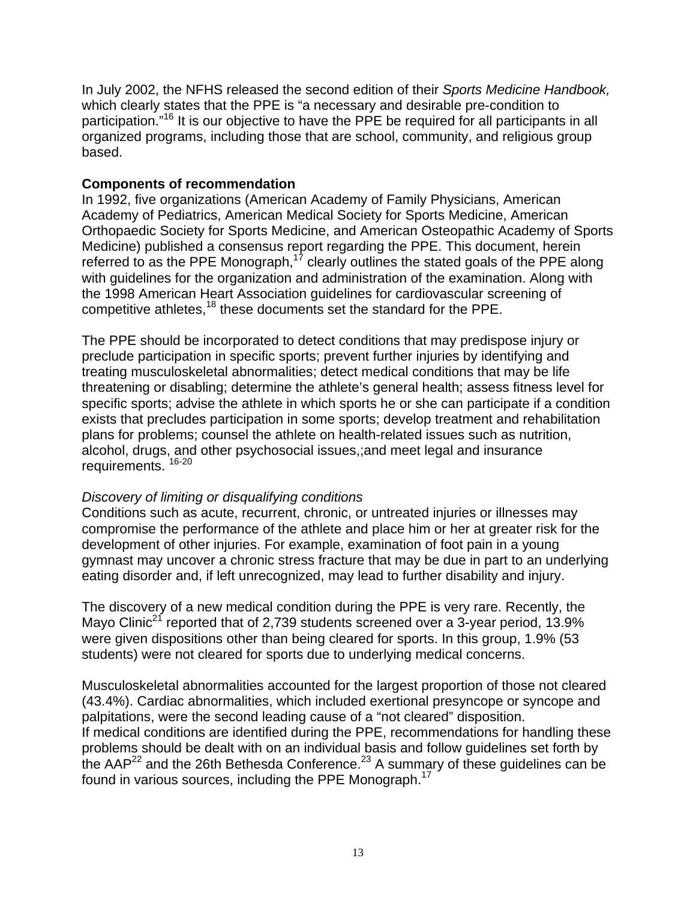In July 2002, the NFHS released the second edition of their *Sports Medicine Handbook,* which clearly states that the PPE is "a necessary and desirable pre-condition to participation."[16] It is our objective to have the PPE be required for all participants in all organized programs, including those that are school, community, and religious group based.

**Components of recommendation**

In 1992, five organizations (American Academy of Family Physicians, American Academy of Pediatrics, American Medical Society for Sports Medicine, American Orthopaedic Society for Sports Medicine, and American Osteopathic Academy of Sports Medicine) published a consensus report regarding the PPE. This document, herein referred to as the PPE Monograph,[17] clearly outlines the stated goals of the PPE along with guidelines for the organization and administration of the examination. Along with the 1998 American Heart Association guidelines for cardiovascular screening of competitive athletes,[18] these documents set the standard for the PPE.

The PPE should be incorporated to detect conditions that may predispose injury or preclude participation in specific sports; prevent further injuries by identifying and treating musculoskeletal abnormalities; detect medical conditions that may be life threatening or disabling; determine the athlete's general health; assess fitness level for specific sports; advise the athlete in which sports he or she can participate if a condition exists that precludes participation in some sports; develop treatment and rehabilitation plans for problems; counsel the athlete on health-related issues such as nutrition, alcohol, drugs, and other psychosocial issues,;and meet legal and insurance requirements. [16-20]

*Discovery of limiting or disqualifying conditions*

Conditions such as acute, recurrent, chronic, or untreated injuries or illnesses may compromise the performance of the athlete and place him or her at greater risk for the development of other injuries. For example, examination of foot pain in a young gymnast may uncover a chronic stress fracture that may be due in part to an underlying eating disorder and, if left unrecognized, may lead to further disability and injury.

The discovery of a new medical condition during the PPE is very rare. Recently, the Mayo Clinic[21] reported that of 2,739 students screened over a 3-year period, 13.9% were given dispositions other than being cleared for sports. In this group, 1.9% (53 students) were not cleared for sports due to underlying medical concerns.

Musculoskeletal abnormalities accounted for the largest proportion of those not cleared (43.4%). Cardiac abnormalities, which included exertional presyncope or syncope and palpitations, were the second leading cause of a "not cleared" disposition.
If medical conditions are identified during the PPE, recommendations for handling these problems should be dealt with on an individual basis and follow guidelines set forth by the AAP[22] and the 26th Bethesda Conference.[23] A summary of these guidelines can be found in various sources, including the PPE Monograph.[17]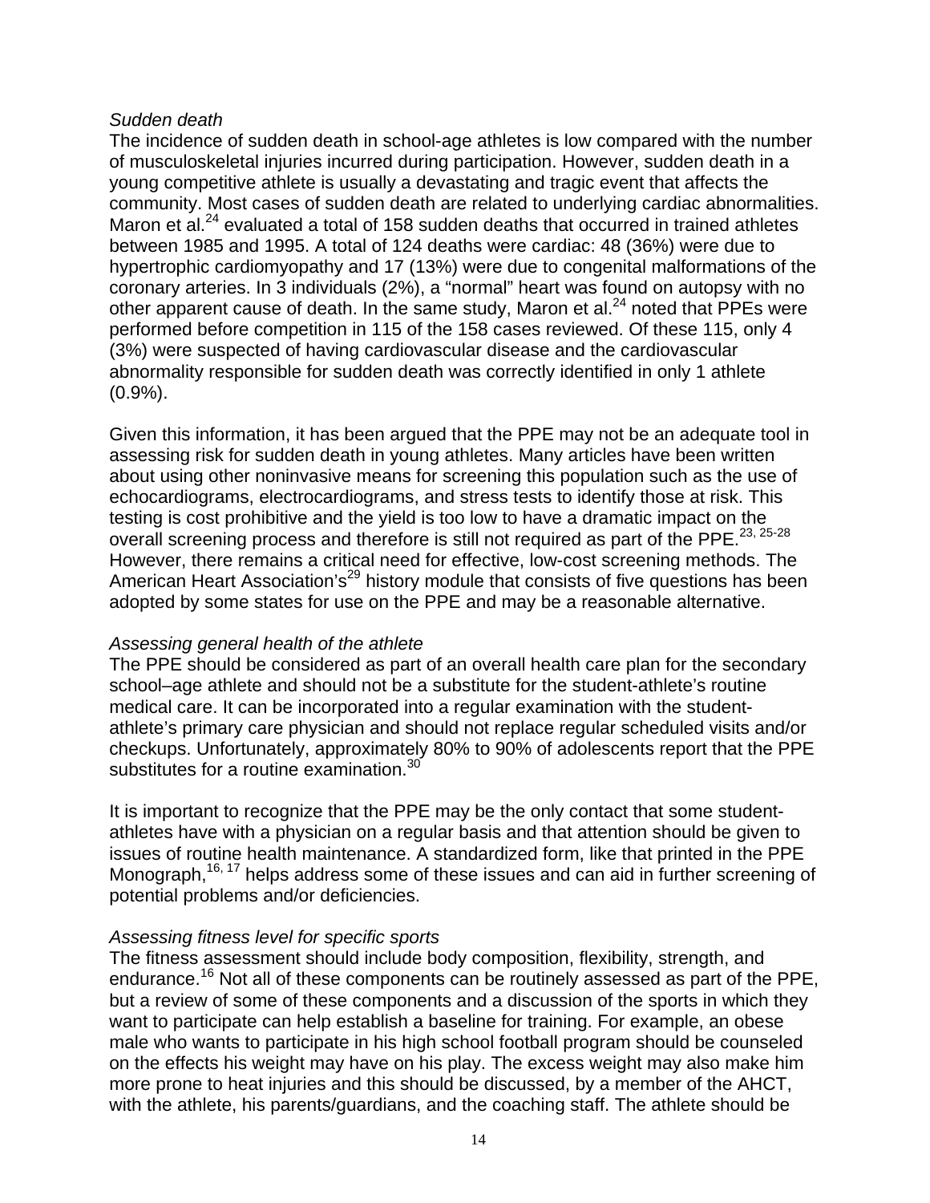*Sudden death*

The incidence of sudden death in school-age athletes is low compared with the number of musculoskeletal injuries incurred during participation. However, sudden death in a young competitive athlete is usually a devastating and tragic event that affects the community. Most cases of sudden death are related to underlying cardiac abnormalities. Maron et al.[24] evaluated a total of 158 sudden deaths that occurred in trained athletes between 1985 and 1995. A total of 124 deaths were cardiac: 48 (36%) were due to hypertrophic cardiomyopathy and 17 (13%) were due to congenital malformations of the coronary arteries. In 3 individuals (2%), a "normal" heart was found on autopsy with no other apparent cause of death. In the same study, Maron et al.[24] noted that PPEs were performed before competition in 115 of the 158 cases reviewed. Of these 115, only 4 (3%) were suspected of having cardiovascular disease and the cardiovascular abnormality responsible for sudden death was correctly identified in only 1 athlete (0.9%).

Given this information, it has been argued that the PPE may not be an adequate tool in assessing risk for sudden death in young athletes. Many articles have been written about using other noninvasive means for screening this population such as the use of echocardiograms, electrocardiograms, and stress tests to identify those at risk. This testing is cost prohibitive and the yield is too low to have a dramatic impact on the overall screening process and therefore is still not required as part of the PPE.[23, 25-28] However, there remains a critical need for effective, low-cost screening methods. The American Heart Association's[29] history module that consists of five questions has been adopted by some states for use on the PPE and may be a reasonable alternative.

*Assessing general health of the athlete*

The PPE should be considered as part of an overall health care plan for the secondary school–age athlete and should not be a substitute for the student-athlete's routine medical care. It can be incorporated into a regular examination with the student-athlete's primary care physician and should not replace regular scheduled visits and/or checkups. Unfortunately, approximately 80% to 90% of adolescents report that the PPE substitutes for a routine examination.[30]

It is important to recognize that the PPE may be the only contact that some student-athletes have with a physician on a regular basis and that attention should be given to issues of routine health maintenance. A standardized form, like that printed in the PPE Monograph,[16, 17] helps address some of these issues and can aid in further screening of potential problems and/or deficiencies.

*Assessing fitness level for specific sports*

The fitness assessment should include body composition, flexibility, strength, and endurance.[16] Not all of these components can be routinely assessed as part of the PPE, but a review of some of these components and a discussion of the sports in which they want to participate can help establish a baseline for training. For example, an obese male who wants to participate in his high school football program should be counseled on the effects his weight may have on his play. The excess weight may also make him more prone to heat injuries and this should be discussed, by a member of the AHCT, with the athlete, his parents/guardians, and the coaching staff. The athlete should be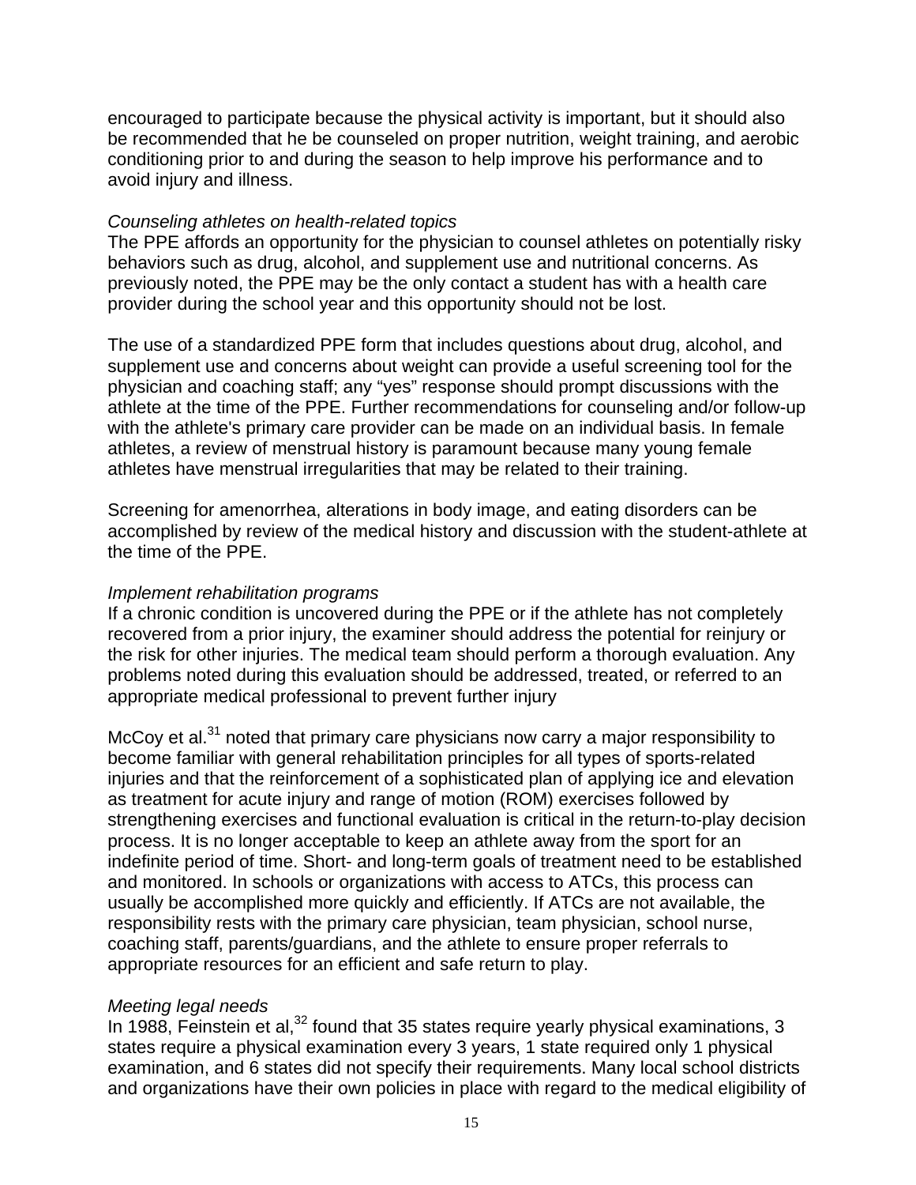encouraged to participate because the physical activity is important, but it should also be recommended that he be counseled on proper nutrition, weight training, and aerobic conditioning prior to and during the season to help improve his performance and to avoid injury and illness.

*Counseling athletes on health-related topics*
The PPE affords an opportunity for the physician to counsel athletes on potentially risky behaviors such as drug, alcohol, and supplement use and nutritional concerns. As previously noted, the PPE may be the only contact a student has with a health care provider during the school year and this opportunity should not be lost.

The use of a standardized PPE form that includes questions about drug, alcohol, and supplement use and concerns about weight can provide a useful screening tool for the physician and coaching staff; any "yes" response should prompt discussions with the athlete at the time of the PPE. Further recommendations for counseling and/or follow-up with the athlete's primary care provider can be made on an individual basis. In female athletes, a review of menstrual history is paramount because many young female athletes have menstrual irregularities that may be related to their training.

Screening for amenorrhea, alterations in body image, and eating disorders can be accomplished by review of the medical history and discussion with the student-athlete at the time of the PPE.

*Implement rehabilitation programs*
If a chronic condition is uncovered during the PPE or if the athlete has not completely recovered from a prior injury, the examiner should address the potential for reinjury or the risk for other injuries. The medical team should perform a thorough evaluation. Any problems noted during this evaluation should be addressed, treated, or referred to an appropriate medical professional to prevent further injury

McCoy et al.[31] noted that primary care physicians now carry a major responsibility to become familiar with general rehabilitation principles for all types of sports-related injuries and that the reinforcement of a sophisticated plan of applying ice and elevation as treatment for acute injury and range of motion (ROM) exercises followed by strengthening exercises and functional evaluation is critical in the return-to-play decision process. It is no longer acceptable to keep an athlete away from the sport for an indefinite period of time. Short- and long-term goals of treatment need to be established and monitored. In schools or organizations with access to ATCs, this process can usually be accomplished more quickly and efficiently. If ATCs are not available, the responsibility rests with the primary care physician, team physician, school nurse, coaching staff, parents/guardians, and the athlete to ensure proper referrals to appropriate resources for an efficient and safe return to play.

*Meeting legal needs*
In 1988, Feinstein et al,[32] found that 35 states require yearly physical examinations, 3 states require a physical examination every 3 years, 1 state required only 1 physical examination, and 6 states did not specify their requirements. Many local school districts and organizations have their own policies in place with regard to the medical eligibility of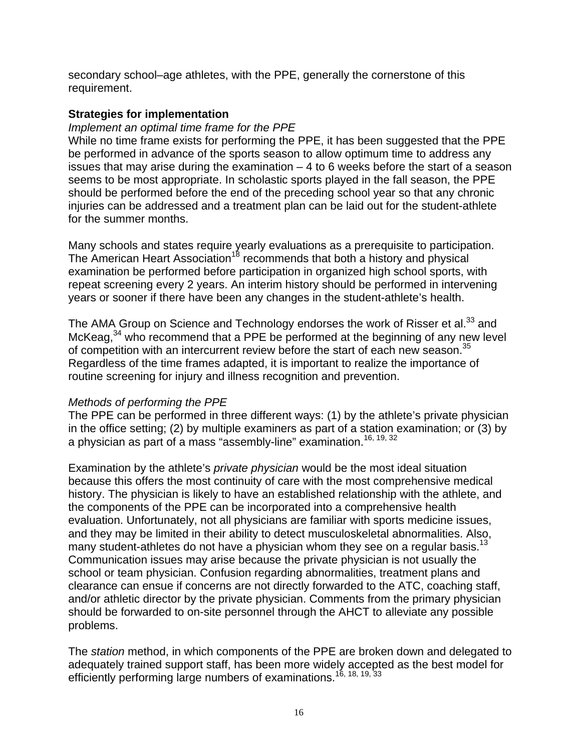secondary school–age athletes, with the PPE, generally the cornerstone of this requirement.

**Strategies for implementation**

*Implement an optimal time frame for the PPE*

While no time frame exists for performing the PPE, it has been suggested that the PPE be performed in advance of the sports season to allow optimum time to address any issues that may arise during the examination – 4 to 6 weeks before the start of a season seems to be most appropriate. In scholastic sports played in the fall season, the PPE should be performed before the end of the preceding school year so that any chronic injuries can be addressed and a treatment plan can be laid out for the student-athlete for the summer months.

Many schools and states require yearly evaluations as a prerequisite to participation. The American Heart Association[18] recommends that both a history and physical examination be performed before participation in organized high school sports, with repeat screening every 2 years. An interim history should be performed in intervening years or sooner if there have been any changes in the student-athlete's health.

The AMA Group on Science and Technology endorses the work of Risser et al.[33] and McKeag,[34] who recommend that a PPE be performed at the beginning of any new level of competition with an intercurrent review before the start of each new season.[35] Regardless of the time frames adapted, it is important to realize the importance of routine screening for injury and illness recognition and prevention.

*Methods of performing the PPE*

The PPE can be performed in three different ways: (1) by the athlete's private physician in the office setting; (2) by multiple examiners as part of a station examination; or (3) by a physician as part of a mass "assembly-line" examination.[16, 19, 32]

Examination by the athlete's *private physician* would be the most ideal situation because this offers the most continuity of care with the most comprehensive medical history. The physician is likely to have an established relationship with the athlete, and the components of the PPE can be incorporated into a comprehensive health evaluation. Unfortunately, not all physicians are familiar with sports medicine issues, and they may be limited in their ability to detect musculoskeletal abnormalities. Also, many student-athletes do not have a physician whom they see on a regular basis.[13] Communication issues may arise because the private physician is not usually the school or team physician. Confusion regarding abnormalities, treatment plans and clearance can ensue if concerns are not directly forwarded to the ATC, coaching staff, and/or athletic director by the private physician. Comments from the primary physician should be forwarded to on-site personnel through the AHCT to alleviate any possible problems.

The *station* method, in which components of the PPE are broken down and delegated to adequately trained support staff, has been more widely accepted as the best model for efficiently performing large numbers of examinations.[16, 18, 19, 33]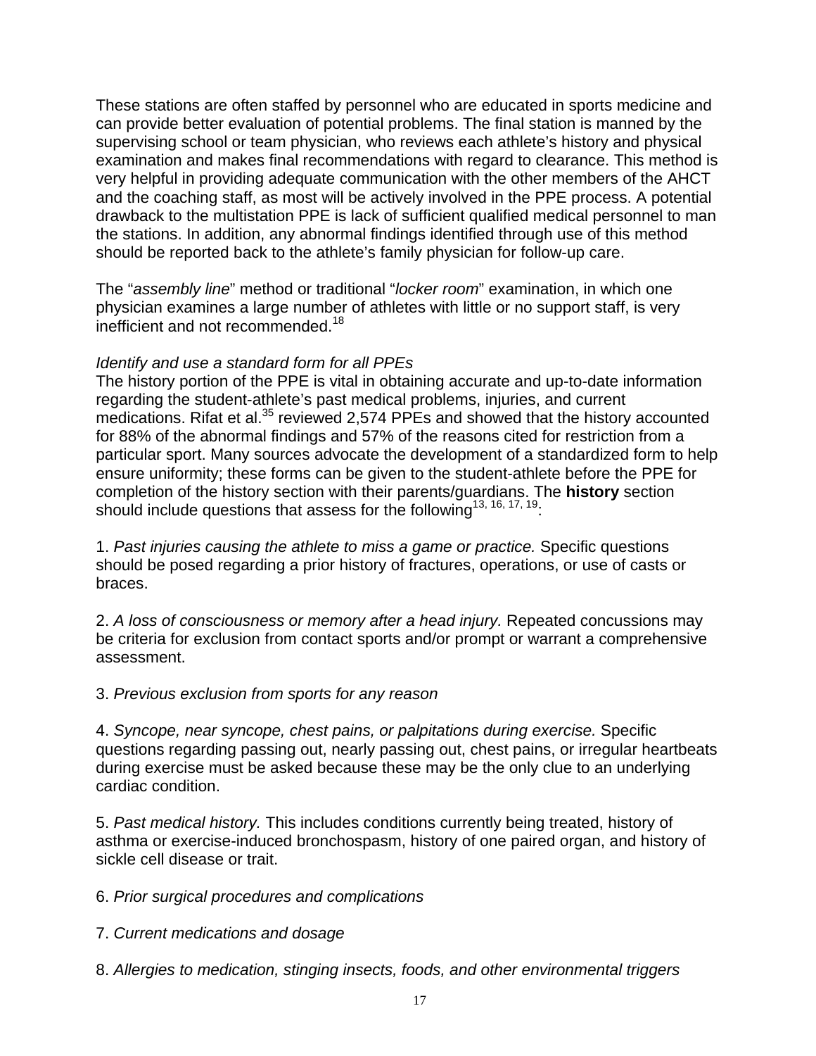These stations are often staffed by personnel who are educated in sports medicine and can provide better evaluation of potential problems. The final station is manned by the supervising school or team physician, who reviews each athlete's history and physical examination and makes final recommendations with regard to clearance. This method is very helpful in providing adequate communication with the other members of the AHCT and the coaching staff, as most will be actively involved in the PPE process. A potential drawback to the multistation PPE is lack of sufficient qualified medical personnel to man the stations. In addition, any abnormal findings identified through use of this method should be reported back to the athlete's family physician for follow-up care.

The "*assembly line*" method or traditional "*locker room*" examination, in which one physician examines a large number of athletes with little or no support staff, is very inefficient and not recommended.[18]

*Identify and use a standard form for all PPEs*

The history portion of the PPE is vital in obtaining accurate and up-to-date information regarding the student-athlete's past medical problems, injuries, and current medications. Rifat et al.[35] reviewed 2,574 PPEs and showed that the history accounted for 88% of the abnormal findings and 57% of the reasons cited for restriction from a particular sport. Many sources advocate the development of a standardized form to help ensure uniformity; these forms can be given to the student-athlete before the PPE for completion of the history section with their parents/guardians. The **history** section should include questions that assess for the following[13, 16, 17, 19]:

1. *Past injuries causing the athlete to miss a game or practice.* Specific questions should be posed regarding a prior history of fractures, operations, or use of casts or braces.

2. *A loss of consciousness or memory after a head injury.* Repeated concussions may be criteria for exclusion from contact sports and/or prompt or warrant a comprehensive assessment.

3. *Previous exclusion from sports for any reason*

4. *Syncope, near syncope, chest pains, or palpitations during exercise.* Specific questions regarding passing out, nearly passing out, chest pains, or irregular heartbeats during exercise must be asked because these may be the only clue to an underlying cardiac condition.

5. *Past medical history.* This includes conditions currently being treated, history of asthma or exercise-induced bronchospasm, history of one paired organ, and history of sickle cell disease or trait.

6. *Prior surgical procedures and complications*

7. *Current medications and dosage*

8. *Allergies to medication, stinging insects, foods, and other environmental triggers*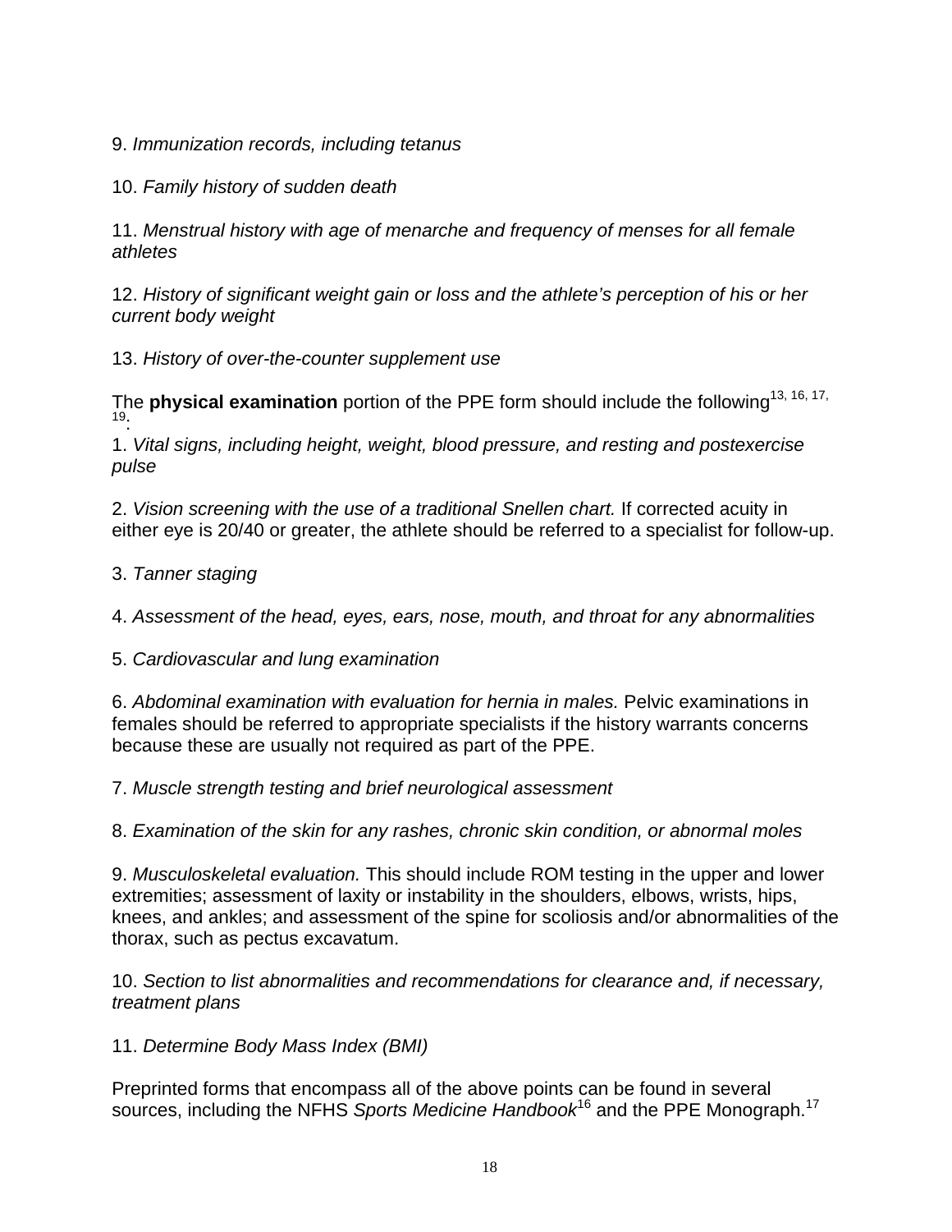9. *Immunization records, including tetanus*

10. *Family history of sudden death*

11. *Menstrual history with age of menarche and frequency of menses for all female athletes*

12. *History of significant weight gain or loss and the athlete's perception of his or her current body weight*

13. *History of over-the-counter supplement use*

The **physical examination** portion of the PPE form should include the following[13, 16, 17, 19]:

1. *Vital signs, including height, weight, blood pressure, and resting and postexercise pulse*

2. *Vision screening with the use of a traditional Snellen chart.* If corrected acuity in either eye is 20/40 or greater, the athlete should be referred to a specialist for follow-up.

3. *Tanner staging*

4. *Assessment of the head, eyes, ears, nose, mouth, and throat for any abnormalities*

5. *Cardiovascular and lung examination*

6. *Abdominal examination with evaluation for hernia in males.* Pelvic examinations in females should be referred to appropriate specialists if the history warrants concerns because these are usually not required as part of the PPE.

7. *Muscle strength testing and brief neurological assessment*

8. *Examination of the skin for any rashes, chronic skin condition, or abnormal moles*

9. *Musculoskeletal evaluation.* This should include ROM testing in the upper and lower extremities; assessment of laxity or instability in the shoulders, elbows, wrists, hips, knees, and ankles; and assessment of the spine for scoliosis and/or abnormalities of the thorax, such as pectus excavatum.

10. *Section to list abnormalities and recommendations for clearance and, if necessary, treatment plans*

11. *Determine Body Mass Index (BMI)*

Preprinted forms that encompass all of the above points can be found in several sources, including the NFHS *Sports Medicine Handbook*[16] and the PPE Monograph.[17]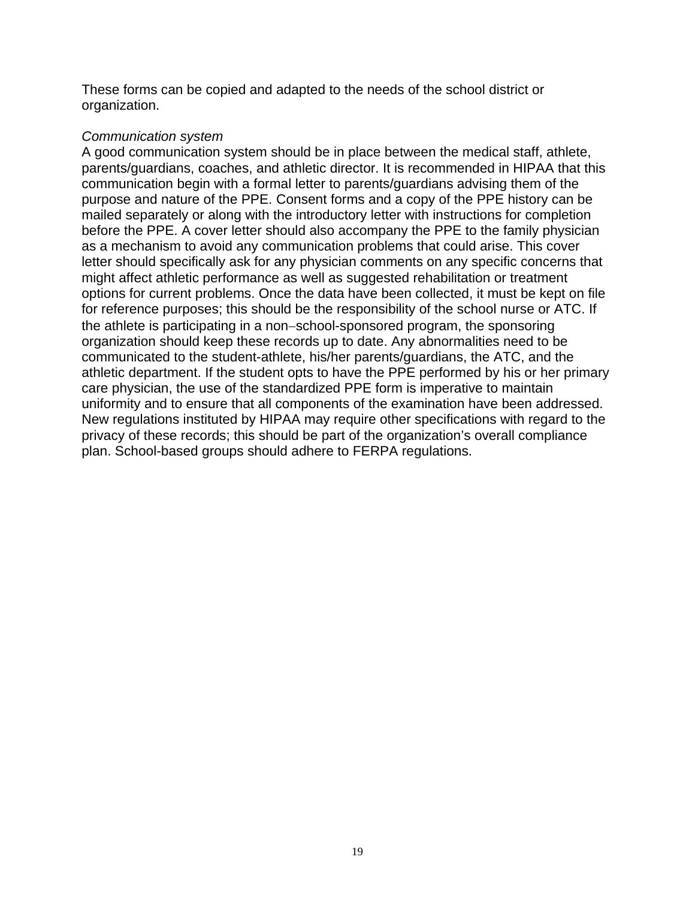These forms can be copied and adapted to the needs of the school district or organization.

*Communication system*

A good communication system should be in place between the medical staff, athlete, parents/guardians, coaches, and athletic director. It is recommended in HIPAA that this communication begin with a formal letter to parents/guardians advising them of the purpose and nature of the PPE. Consent forms and a copy of the PPE history can be mailed separately or along with the introductory letter with instructions for completion before the PPE. A cover letter should also accompany the PPE to the family physician as a mechanism to avoid any communication problems that could arise. This cover letter should specifically ask for any physician comments on any specific concerns that might affect athletic performance as well as suggested rehabilitation or treatment options for current problems. Once the data have been collected, it must be kept on file for reference purposes; this should be the responsibility of the school nurse or ATC. If the athlete is participating in a non–school-sponsored program, the sponsoring organization should keep these records up to date. Any abnormalities need to be communicated to the student-athlete, his/her parents/guardians, the ATC, and the athletic department. If the student opts to have the PPE performed by his or her primary care physician, the use of the standardized PPE form is imperative to maintain uniformity and to ensure that all components of the examination have been addressed. New regulations instituted by HIPAA may require other specifications with regard to the privacy of these records; this should be part of the organization's overall compliance plan. School-based groups should adhere to FERPA regulations.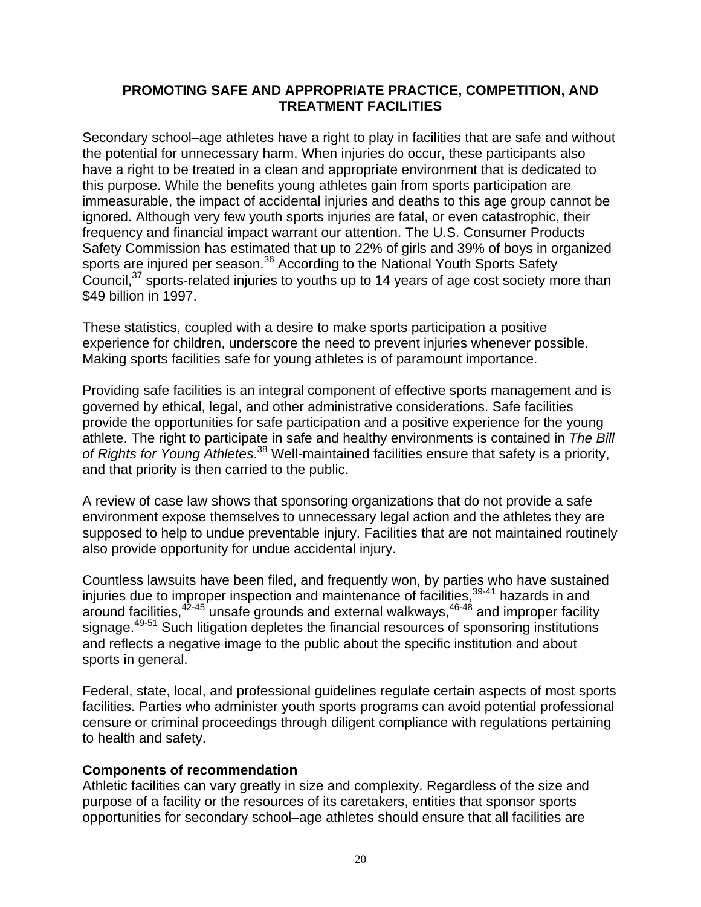## PROMOTING SAFE AND APPROPRIATE PRACTICE, COMPETITION, AND TREATMENT FACILITIES

Secondary school–age athletes have a right to play in facilities that are safe and without the potential for unnecessary harm. When injuries do occur, these participants also have a right to be treated in a clean and appropriate environment that is dedicated to this purpose. While the benefits young athletes gain from sports participation are immeasurable, the impact of accidental injuries and deaths to this age group cannot be ignored. Although very few youth sports injuries are fatal, or even catastrophic, their frequency and financial impact warrant our attention. The U.S. Consumer Products Safety Commission has estimated that up to 22% of girls and 39% of boys in organized sports are injured per season.[36] According to the National Youth Sports Safety Council,[37] sports-related injuries to youths up to 14 years of age cost society more than $49 billion in 1997.

These statistics, coupled with a desire to make sports participation a positive experience for children, underscore the need to prevent injuries whenever possible. Making sports facilities safe for young athletes is of paramount importance.

Providing safe facilities is an integral component of effective sports management and is governed by ethical, legal, and other administrative considerations. Safe facilities provide the opportunities for safe participation and a positive experience for the young athlete. The right to participate in safe and healthy environments is contained in *The Bill of Rights for Young Athletes*.[38] Well-maintained facilities ensure that safety is a priority, and that priority is then carried to the public.

A review of case law shows that sponsoring organizations that do not provide a safe environment expose themselves to unnecessary legal action and the athletes they are supposed to help to undue preventable injury. Facilities that are not maintained routinely also provide opportunity for undue accidental injury.

Countless lawsuits have been filed, and frequently won, by parties who have sustained injuries due to improper inspection and maintenance of facilities,[39-41] hazards in and around facilities,[42-45] unsafe grounds and external walkways,[46-48] and improper facility signage.[49-51] Such litigation depletes the financial resources of sponsoring institutions and reflects a negative image to the public about the specific institution and about sports in general.

Federal, state, local, and professional guidelines regulate certain aspects of most sports facilities. Parties who administer youth sports programs can avoid potential professional censure or criminal proceedings through diligent compliance with regulations pertaining to health and safety.

### Components of recommendation

Athletic facilities can vary greatly in size and complexity. Regardless of the size and purpose of a facility or the resources of its caretakers, entities that sponsor sports opportunities for secondary school–age athletes should ensure that all facilities are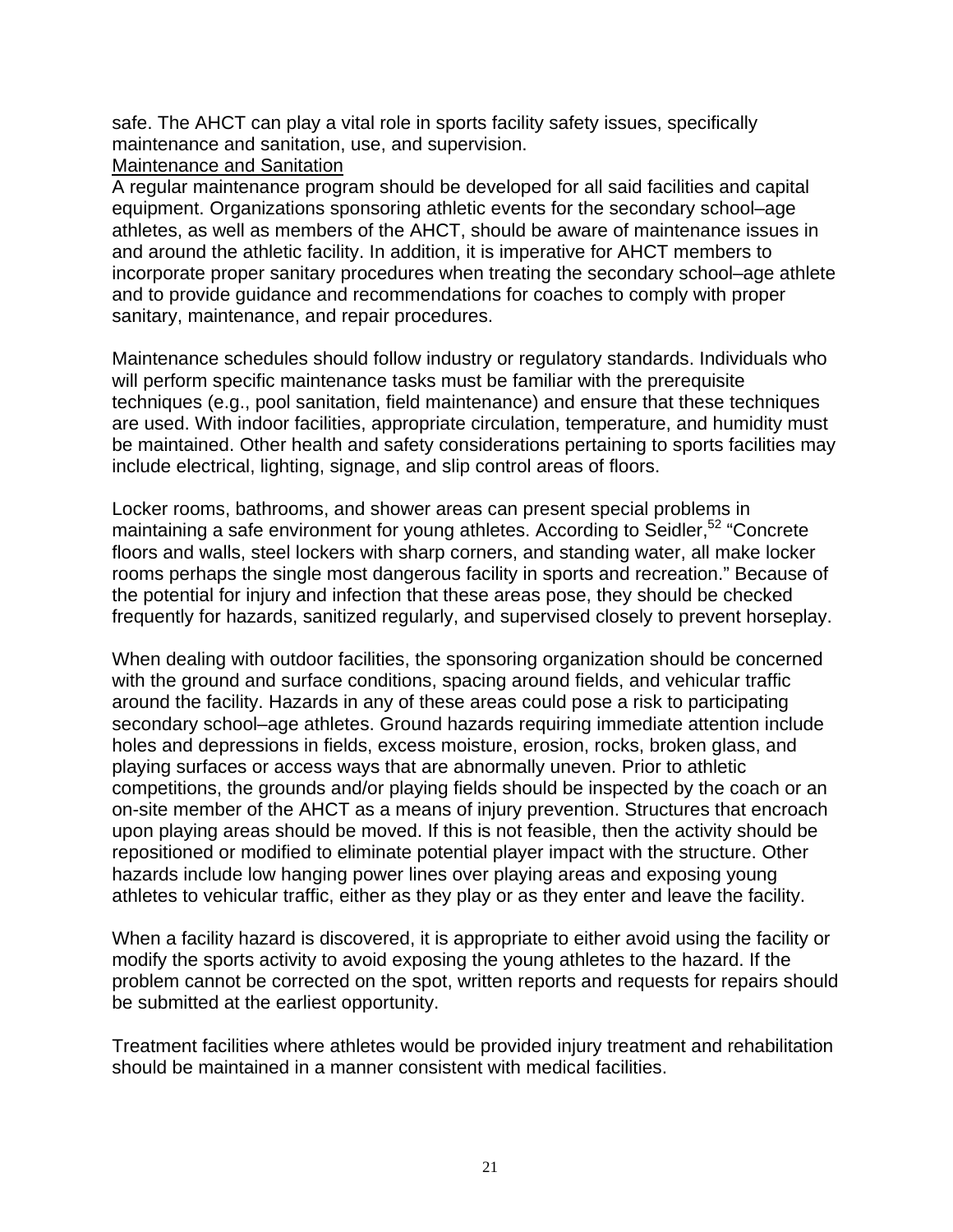safe. The AHCT can play a vital role in sports facility safety issues, specifically maintenance and sanitation, use, and supervision.

### Maintenance and Sanitation

A regular maintenance program should be developed for all said facilities and capital equipment. Organizations sponsoring athletic events for the secondary school–age athletes, as well as members of the AHCT, should be aware of maintenance issues in and around the athletic facility. In addition, it is imperative for AHCT members to incorporate proper sanitary procedures when treating the secondary school–age athlete and to provide guidance and recommendations for coaches to comply with proper sanitary, maintenance, and repair procedures.

Maintenance schedules should follow industry or regulatory standards. Individuals who will perform specific maintenance tasks must be familiar with the prerequisite techniques (e.g., pool sanitation, field maintenance) and ensure that these techniques are used. With indoor facilities, appropriate circulation, temperature, and humidity must be maintained. Other health and safety considerations pertaining to sports facilities may include electrical, lighting, signage, and slip control areas of floors.

Locker rooms, bathrooms, and shower areas can present special problems in maintaining a safe environment for young athletes. According to Seidler,[52] "Concrete floors and walls, steel lockers with sharp corners, and standing water, all make locker rooms perhaps the single most dangerous facility in sports and recreation." Because of the potential for injury and infection that these areas pose, they should be checked frequently for hazards, sanitized regularly, and supervised closely to prevent horseplay.

When dealing with outdoor facilities, the sponsoring organization should be concerned with the ground and surface conditions, spacing around fields, and vehicular traffic around the facility. Hazards in any of these areas could pose a risk to participating secondary school–age athletes. Ground hazards requiring immediate attention include holes and depressions in fields, excess moisture, erosion, rocks, broken glass, and playing surfaces or access ways that are abnormally uneven. Prior to athletic competitions, the grounds and/or playing fields should be inspected by the coach or an on-site member of the AHCT as a means of injury prevention. Structures that encroach upon playing areas should be moved. If this is not feasible, then the activity should be repositioned or modified to eliminate potential player impact with the structure. Other hazards include low hanging power lines over playing areas and exposing young athletes to vehicular traffic, either as they play or as they enter and leave the facility.

When a facility hazard is discovered, it is appropriate to either avoid using the facility or modify the sports activity to avoid exposing the young athletes to the hazard. If the problem cannot be corrected on the spot, written reports and requests for repairs should be submitted at the earliest opportunity.

Treatment facilities where athletes would be provided injury treatment and rehabilitation should be maintained in a manner consistent with medical facilities.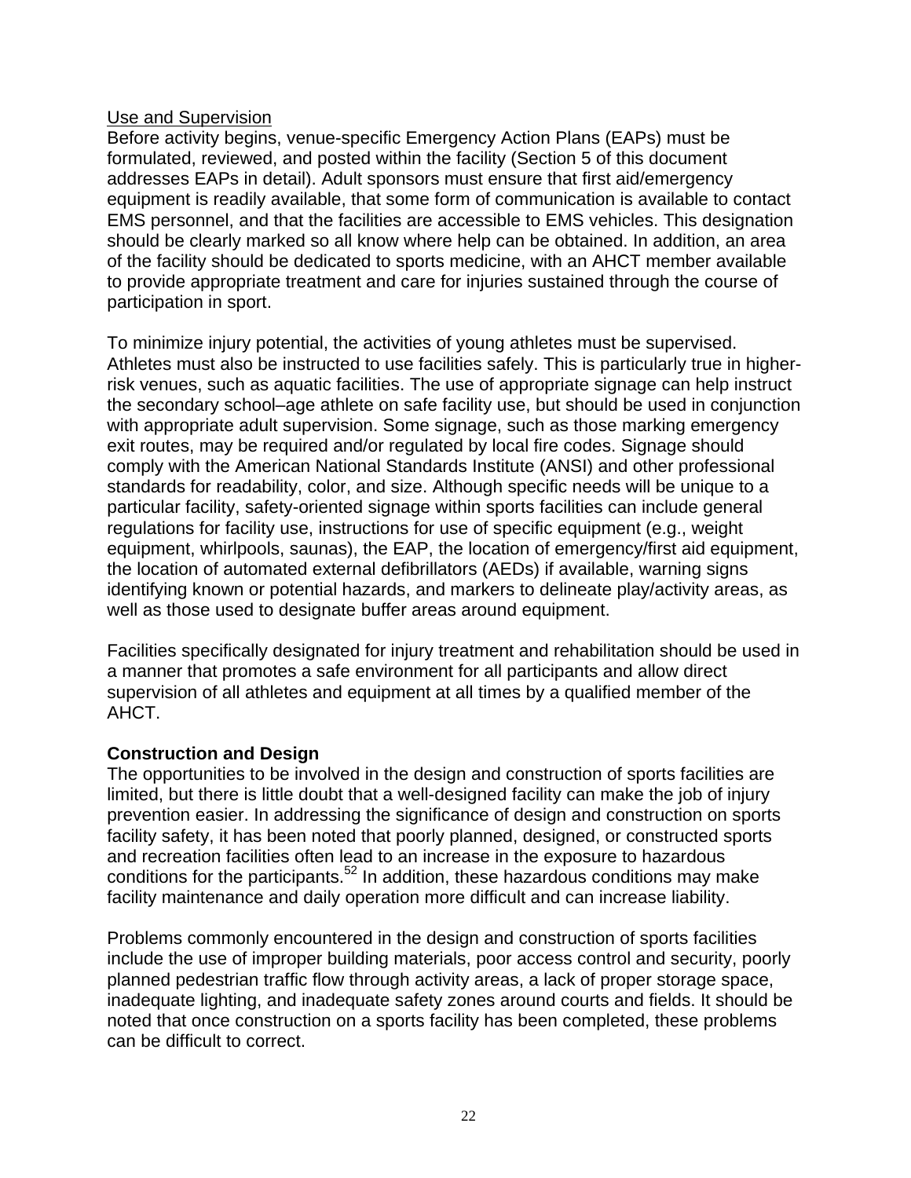Use and Supervision

Before activity begins, venue-specific Emergency Action Plans (EAPs) must be formulated, reviewed, and posted within the facility (Section 5 of this document addresses EAPs in detail). Adult sponsors must ensure that first aid/emergency equipment is readily available, that some form of communication is available to contact EMS personnel, and that the facilities are accessible to EMS vehicles. This designation should be clearly marked so all know where help can be obtained. In addition, an area of the facility should be dedicated to sports medicine, with an AHCT member available to provide appropriate treatment and care for injuries sustained through the course of participation in sport.

To minimize injury potential, the activities of young athletes must be supervised. Athletes must also be instructed to use facilities safely. This is particularly true in higher-risk venues, such as aquatic facilities. The use of appropriate signage can help instruct the secondary school–age athlete on safe facility use, but should be used in conjunction with appropriate adult supervision. Some signage, such as those marking emergency exit routes, may be required and/or regulated by local fire codes. Signage should comply with the American National Standards Institute (ANSI) and other professional standards for readability, color, and size. Although specific needs will be unique to a particular facility, safety-oriented signage within sports facilities can include general regulations for facility use, instructions for use of specific equipment (e.g., weight equipment, whirlpools, saunas), the EAP, the location of emergency/first aid equipment, the location of automated external defibrillators (AEDs) if available, warning signs identifying known or potential hazards, and markers to delineate play/activity areas, as well as those used to designate buffer areas around equipment.

Facilities specifically designated for injury treatment and rehabilitation should be used in a manner that promotes a safe environment for all participants and allow direct supervision of all athletes and equipment at all times by a qualified member of the AHCT.

**Construction and Design**

The opportunities to be involved in the design and construction of sports facilities are limited, but there is little doubt that a well-designed facility can make the job of injury prevention easier. In addressing the significance of design and construction on sports facility safety, it has been noted that poorly planned, designed, or constructed sports and recreation facilities often lead to an increase in the exposure to hazardous conditions for the participants.[52] In addition, these hazardous conditions may make facility maintenance and daily operation more difficult and can increase liability.

Problems commonly encountered in the design and construction of sports facilities include the use of improper building materials, poor access control and security, poorly planned pedestrian traffic flow through activity areas, a lack of proper storage space, inadequate lighting, and inadequate safety zones around courts and fields. It should be noted that once construction on a sports facility has been completed, these problems can be difficult to correct.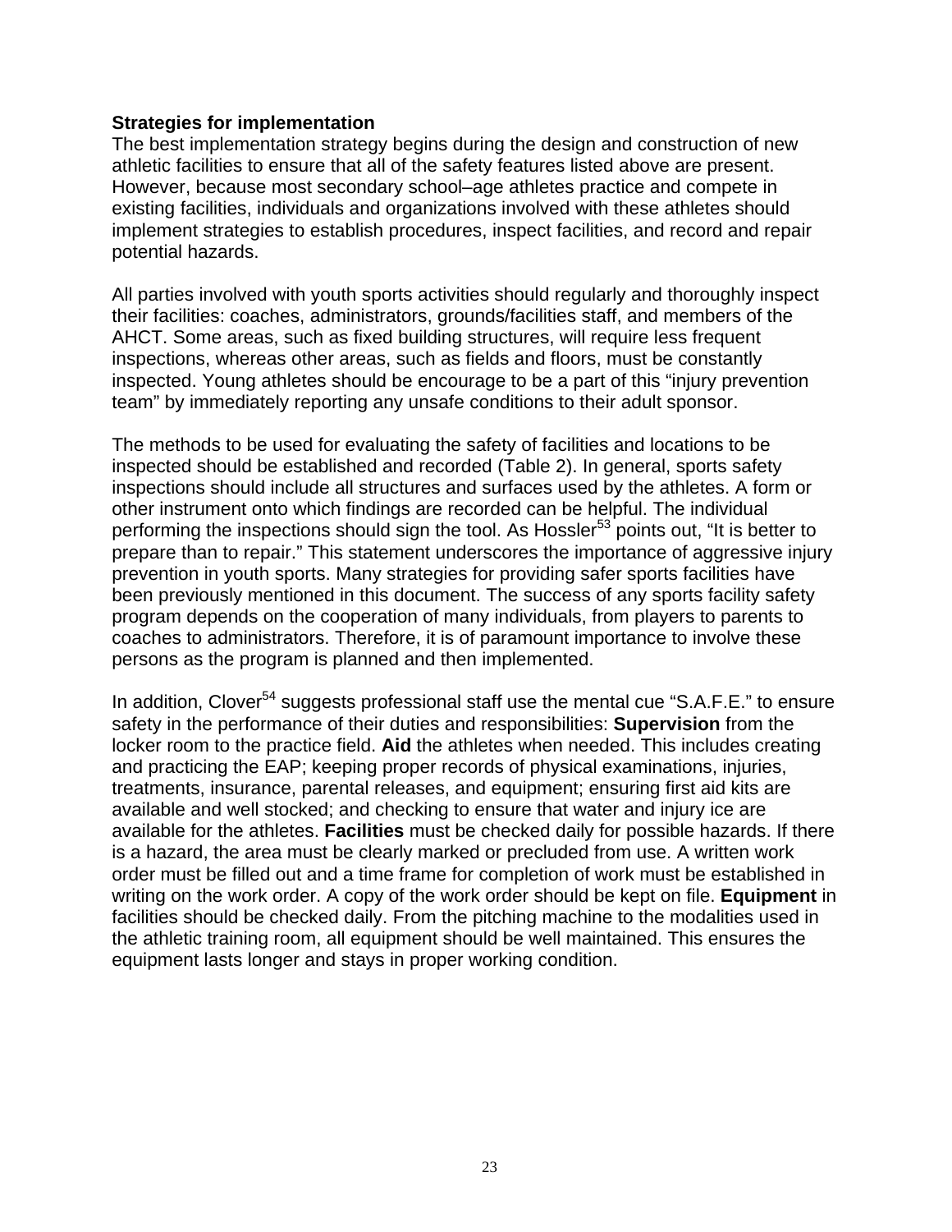**Strategies for implementation**

The best implementation strategy begins during the design and construction of new athletic facilities to ensure that all of the safety features listed above are present. However, because most secondary school–age athletes practice and compete in existing facilities, individuals and organizations involved with these athletes should implement strategies to establish procedures, inspect facilities, and record and repair potential hazards.

All parties involved with youth sports activities should regularly and thoroughly inspect their facilities: coaches, administrators, grounds/facilities staff, and members of the AHCT. Some areas, such as fixed building structures, will require less frequent inspections, whereas other areas, such as fields and floors, must be constantly inspected. Young athletes should be encourage to be a part of this “injury prevention team” by immediately reporting any unsafe conditions to their adult sponsor.

The methods to be used for evaluating the safety of facilities and locations to be inspected should be established and recorded (Table 2). In general, sports safety inspections should include all structures and surfaces used by the athletes. A form or other instrument onto which findings are recorded can be helpful. The individual performing the inspections should sign the tool. As Hossler[53] points out, “It is better to prepare than to repair.” This statement underscores the importance of aggressive injury prevention in youth sports. Many strategies for providing safer sports facilities have been previously mentioned in this document. The success of any sports facility safety program depends on the cooperation of many individuals, from players to parents to coaches to administrators. Therefore, it is of paramount importance to involve these persons as the program is planned and then implemented.

In addition, Clover[54] suggests professional staff use the mental cue “S.A.F.E.” to ensure safety in the performance of their duties and responsibilities: **Supervision** from the locker room to the practice field. **Aid** the athletes when needed. This includes creating and practicing the EAP; keeping proper records of physical examinations, injuries, treatments, insurance, parental releases, and equipment; ensuring first aid kits are available and well stocked; and checking to ensure that water and injury ice are available for the athletes. **Facilities** must be checked daily for possible hazards. If there is a hazard, the area must be clearly marked or precluded from use. A written work order must be filled out and a time frame for completion of work must be established in writing on the work order. A copy of the work order should be kept on file. **Equipment** in facilities should be checked daily. From the pitching machine to the modalities used in the athletic training room, all equipment should be well maintained. This ensures the equipment lasts longer and stays in proper working condition.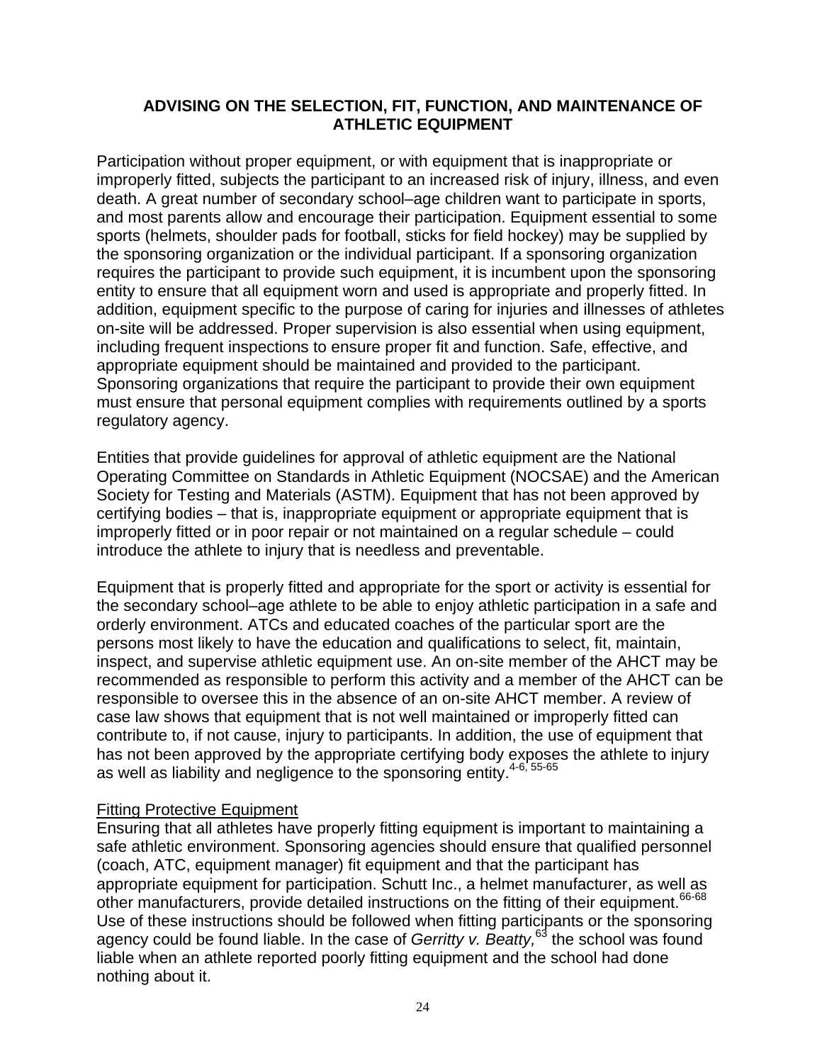## ADVISING ON THE SELECTION, FIT, FUNCTION, AND MAINTENANCE OF ATHLETIC EQUIPMENT

Participation without proper equipment, or with equipment that is inappropriate or improperly fitted, subjects the participant to an increased risk of injury, illness, and even death. A great number of secondary school–age children want to participate in sports, and most parents allow and encourage their participation. Equipment essential to some sports (helmets, shoulder pads for football, sticks for field hockey) may be supplied by the sponsoring organization or the individual participant. If a sponsoring organization requires the participant to provide such equipment, it is incumbent upon the sponsoring entity to ensure that all equipment worn and used is appropriate and properly fitted. In addition, equipment specific to the purpose of caring for injuries and illnesses of athletes on-site will be addressed. Proper supervision is also essential when using equipment, including frequent inspections to ensure proper fit and function. Safe, effective, and appropriate equipment should be maintained and provided to the participant. Sponsoring organizations that require the participant to provide their own equipment must ensure that personal equipment complies with requirements outlined by a sports regulatory agency.

Entities that provide guidelines for approval of athletic equipment are the National Operating Committee on Standards in Athletic Equipment (NOCSAE) and the American Society for Testing and Materials (ASTM). Equipment that has not been approved by certifying bodies – that is, inappropriate equipment or appropriate equipment that is improperly fitted or in poor repair or not maintained on a regular schedule – could introduce the athlete to injury that is needless and preventable.

Equipment that is properly fitted and appropriate for the sport or activity is essential for the secondary school–age athlete to be able to enjoy athletic participation in a safe and orderly environment. ATCs and educated coaches of the particular sport are the persons most likely to have the education and qualifications to select, fit, maintain, inspect, and supervise athletic equipment use. An on-site member of the AHCT may be recommended as responsible to perform this activity and a member of the AHCT can be responsible to oversee this in the absence of an on-site AHCT member. A review of case law shows that equipment that is not well maintained or improperly fitted can contribute to, if not cause, injury to participants. In addition, the use of equipment that has not been approved by the appropriate certifying body exposes the athlete to injury as well as liability and negligence to the sponsoring entity.[4-6, 55-65]

<u>Fitting Protective Equipment</u>

Ensuring that all athletes have properly fitting equipment is important to maintaining a safe athletic environment. Sponsoring agencies should ensure that qualified personnel (coach, ATC, equipment manager) fit equipment and that the participant has appropriate equipment for participation. Schutt Inc., a helmet manufacturer, as well as other manufacturers, provide detailed instructions on the fitting of their equipment.[66-68] Use of these instructions should be followed when fitting participants or the sponsoring agency could be found liable. In the case of *Gerritty v. Beatty,*[63] the school was found liable when an athlete reported poorly fitting equipment and the school had done nothing about it.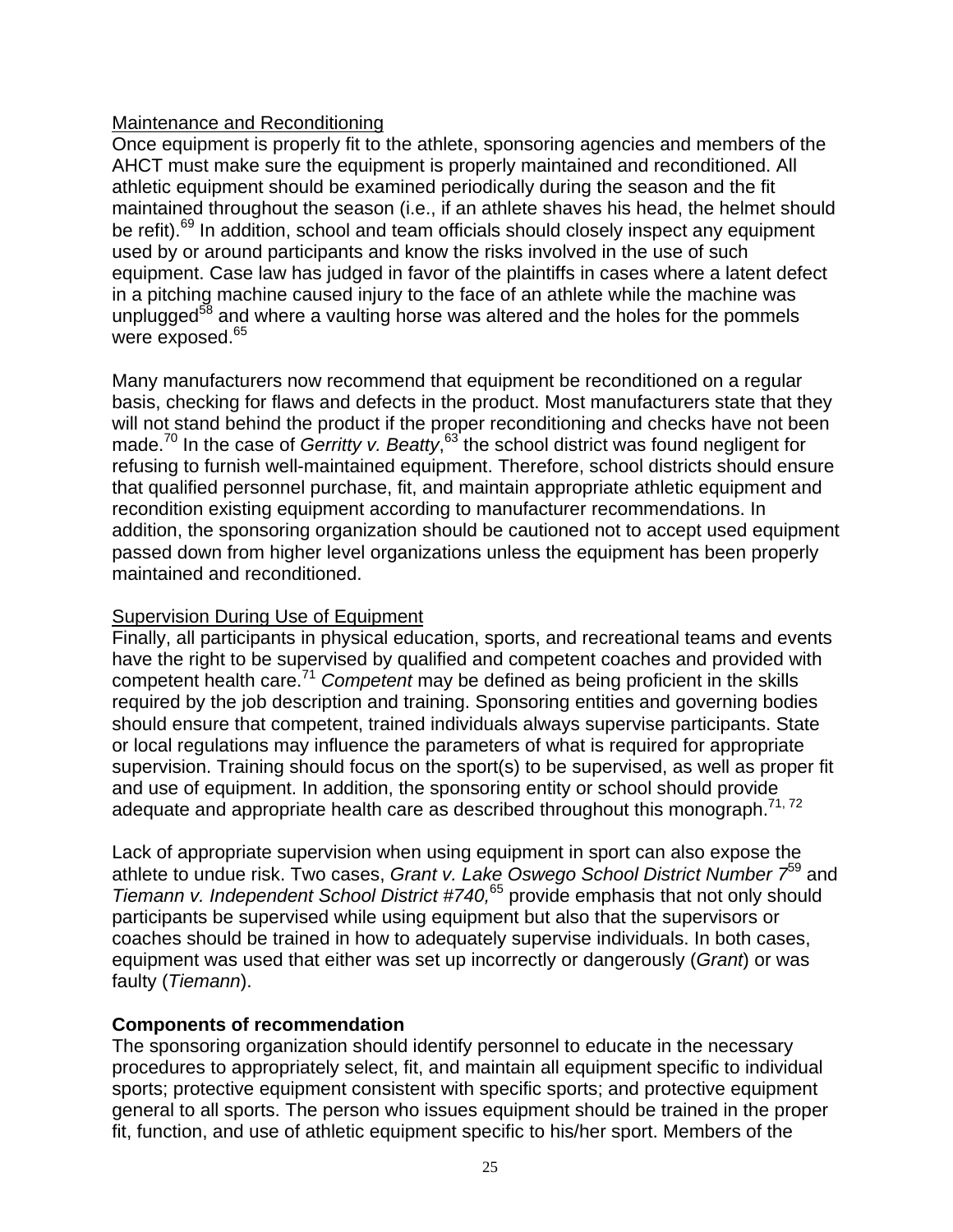Maintenance and Reconditioning

Once equipment is properly fit to the athlete, sponsoring agencies and members of the AHCT must make sure the equipment is properly maintained and reconditioned. All athletic equipment should be examined periodically during the season and the fit maintained throughout the season (i.e., if an athlete shaves his head, the helmet should be refit).[69] In addition, school and team officials should closely inspect any equipment used by or around participants and know the risks involved in the use of such equipment. Case law has judged in favor of the plaintiffs in cases where a latent defect in a pitching machine caused injury to the face of an athlete while the machine was unplugged[58] and where a vaulting horse was altered and the holes for the pommels were exposed.[65]

Many manufacturers now recommend that equipment be reconditioned on a regular basis, checking for flaws and defects in the product. Most manufacturers state that they will not stand behind the product if the proper reconditioning and checks have not been made.[70] In the case of *Gerritty v. Beatty*,[63] the school district was found negligent for refusing to furnish well-maintained equipment. Therefore, school districts should ensure that qualified personnel purchase, fit, and maintain appropriate athletic equipment and recondition existing equipment according to manufacturer recommendations. In addition, the sponsoring organization should be cautioned not to accept used equipment passed down from higher level organizations unless the equipment has been properly maintained and reconditioned.

Supervision During Use of Equipment

Finally, all participants in physical education, sports, and recreational teams and events have the right to be supervised by qualified and competent coaches and provided with competent health care.[71] *Competent* may be defined as being proficient in the skills required by the job description and training. Sponsoring entities and governing bodies should ensure that competent, trained individuals always supervise participants. State or local regulations may influence the parameters of what is required for appropriate supervision. Training should focus on the sport(s) to be supervised, as well as proper fit and use of equipment. In addition, the sponsoring entity or school should provide adequate and appropriate health care as described throughout this monograph.[71, 72]

Lack of appropriate supervision when using equipment in sport can also expose the athlete to undue risk. Two cases, *Grant v. Lake Oswego School District Number 7*[59] and *Tiemann v. Independent School District #740,*[65] provide emphasis that not only should participants be supervised while using equipment but also that the supervisors or coaches should be trained in how to adequately supervise individuals. In both cases, equipment was used that either was set up incorrectly or dangerously (*Grant*) or was faulty (*Tiemann*).

**Components of recommendation**

The sponsoring organization should identify personnel to educate in the necessary procedures to appropriately select, fit, and maintain all equipment specific to individual sports; protective equipment consistent with specific sports; and protective equipment general to all sports. The person who issues equipment should be trained in the proper fit, function, and use of athletic equipment specific to his/her sport. Members of the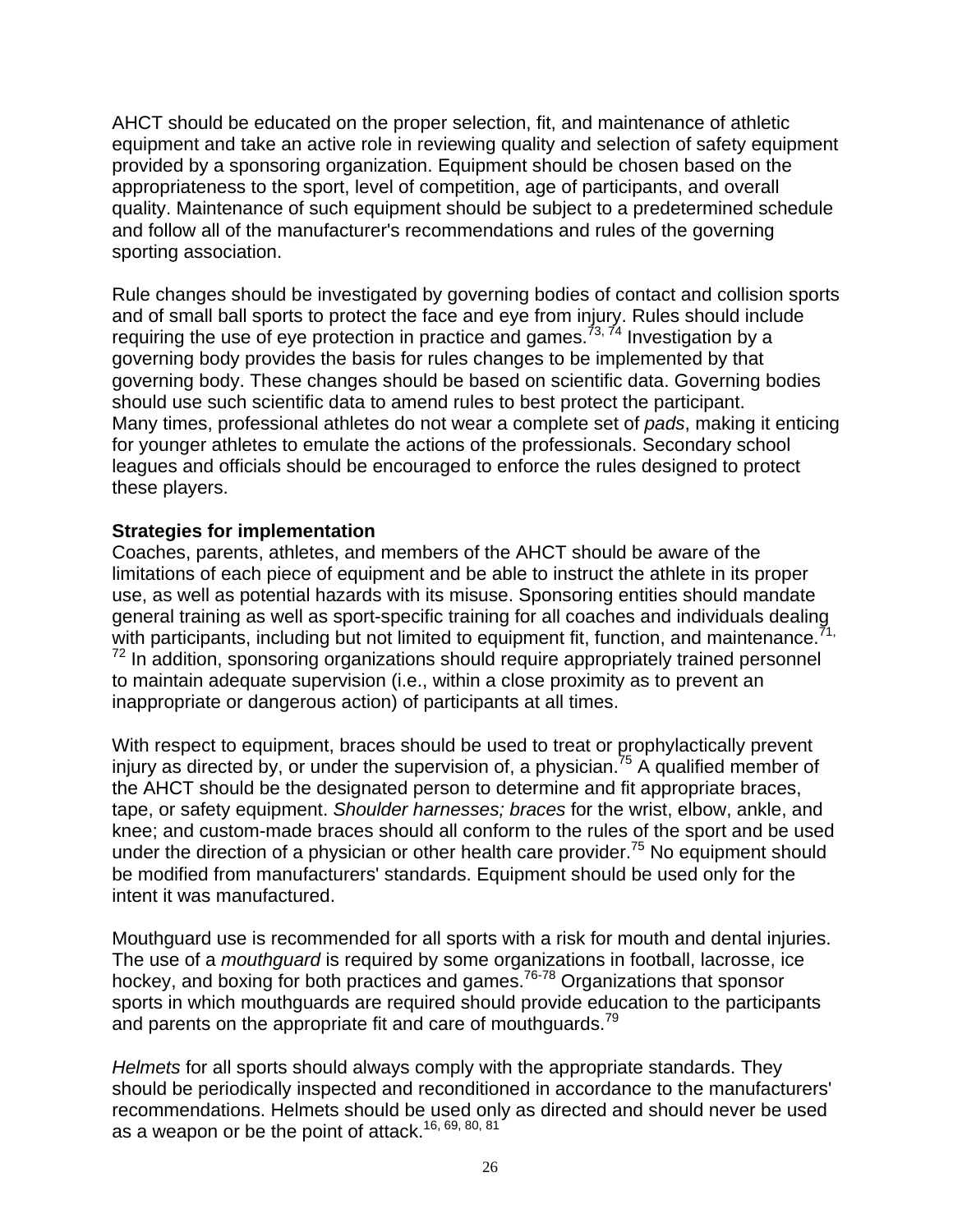AHCT should be educated on the proper selection, fit, and maintenance of athletic equipment and take an active role in reviewing quality and selection of safety equipment provided by a sponsoring organization. Equipment should be chosen based on the appropriateness to the sport, level of competition, age of participants, and overall quality. Maintenance of such equipment should be subject to a predetermined schedule and follow all of the manufacturer's recommendations and rules of the governing sporting association.

Rule changes should be investigated by governing bodies of contact and collision sports and of small ball sports to protect the face and eye from injury. Rules should include requiring the use of eye protection in practice and games.[73, 74] Investigation by a governing body provides the basis for rules changes to be implemented by that governing body. These changes should be based on scientific data. Governing bodies should use such scientific data to amend rules to best protect the participant. Many times, professional athletes do not wear a complete set of *pads*, making it enticing for younger athletes to emulate the actions of the professionals. Secondary school leagues and officials should be encouraged to enforce the rules designed to protect these players.

**Strategies for implementation**

Coaches, parents, athletes, and members of the AHCT should be aware of the limitations of each piece of equipment and be able to instruct the athlete in its proper use, as well as potential hazards with its misuse. Sponsoring entities should mandate general training as well as sport-specific training for all coaches and individuals dealing with participants, including but not limited to equipment fit, function, and maintenance.[71, 72] In addition, sponsoring organizations should require appropriately trained personnel to maintain adequate supervision (i.e., within a close proximity as to prevent an inappropriate or dangerous action) of participants at all times.

With respect to equipment, braces should be used to treat or prophylactically prevent injury as directed by, or under the supervision of, a physician.[75] A qualified member of the AHCT should be the designated person to determine and fit appropriate braces, tape, or safety equipment. *Shoulder harnesses; braces* for the wrist, elbow, ankle, and knee; and custom-made braces should all conform to the rules of the sport and be used under the direction of a physician or other health care provider.[75] No equipment should be modified from manufacturers' standards. Equipment should be used only for the intent it was manufactured.

Mouthguard use is recommended for all sports with a risk for mouth and dental injuries. The use of a *mouthguard* is required by some organizations in football, lacrosse, ice hockey, and boxing for both practices and games.[76-78] Organizations that sponsor sports in which mouthguards are required should provide education to the participants and parents on the appropriate fit and care of mouthguards.[79]

*Helmets* for all sports should always comply with the appropriate standards. They should be periodically inspected and reconditioned in accordance to the manufacturers' recommendations. Helmets should be used only as directed and should never be used as a weapon or be the point of attack.[16, 69, 80, 81]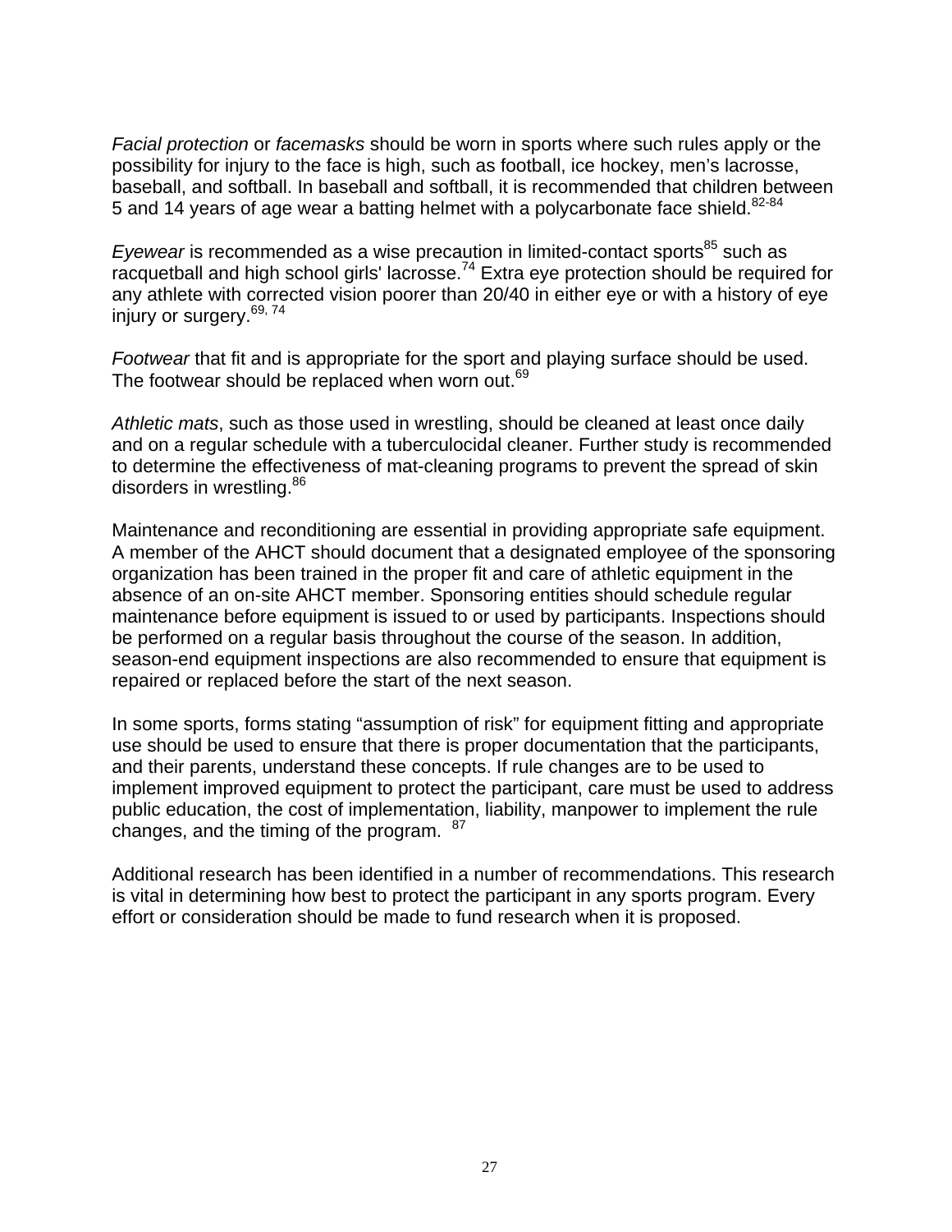*Facial protection* or *facemasks* should be worn in sports where such rules apply or the possibility for injury to the face is high, such as football, ice hockey, men's lacrosse, baseball, and softball. In baseball and softball, it is recommended that children between 5 and 14 years of age wear a batting helmet with a polycarbonate face shield.[82-84]

*Eyewear* is recommended as a wise precaution in limited-contact sports[85] such as racquetball and high school girls' lacrosse.[74] Extra eye protection should be required for any athlete with corrected vision poorer than 20/40 in either eye or with a history of eye injury or surgery.[69, 74]

*Footwear* that fit and is appropriate for the sport and playing surface should be used. The footwear should be replaced when worn out.[69]

*Athletic mats*, such as those used in wrestling, should be cleaned at least once daily and on a regular schedule with a tuberculocidal cleaner. Further study is recommended to determine the effectiveness of mat-cleaning programs to prevent the spread of skin disorders in wrestling.[86]

Maintenance and reconditioning are essential in providing appropriate safe equipment. A member of the AHCT should document that a designated employee of the sponsoring organization has been trained in the proper fit and care of athletic equipment in the absence of an on-site AHCT member. Sponsoring entities should schedule regular maintenance before equipment is issued to or used by participants. Inspections should be performed on a regular basis throughout the course of the season. In addition, season-end equipment inspections are also recommended to ensure that equipment is repaired or replaced before the start of the next season.

In some sports, forms stating "assumption of risk" for equipment fitting and appropriate use should be used to ensure that there is proper documentation that the participants, and their parents, understand these concepts. If rule changes are to be used to implement improved equipment to protect the participant, care must be used to address public education, the cost of implementation, liability, manpower to implement the rule changes, and the timing of the program.[87]

Additional research has been identified in a number of recommendations. This research is vital in determining how best to protect the participant in any sports program. Every effort or consideration should be made to fund research when it is proposed.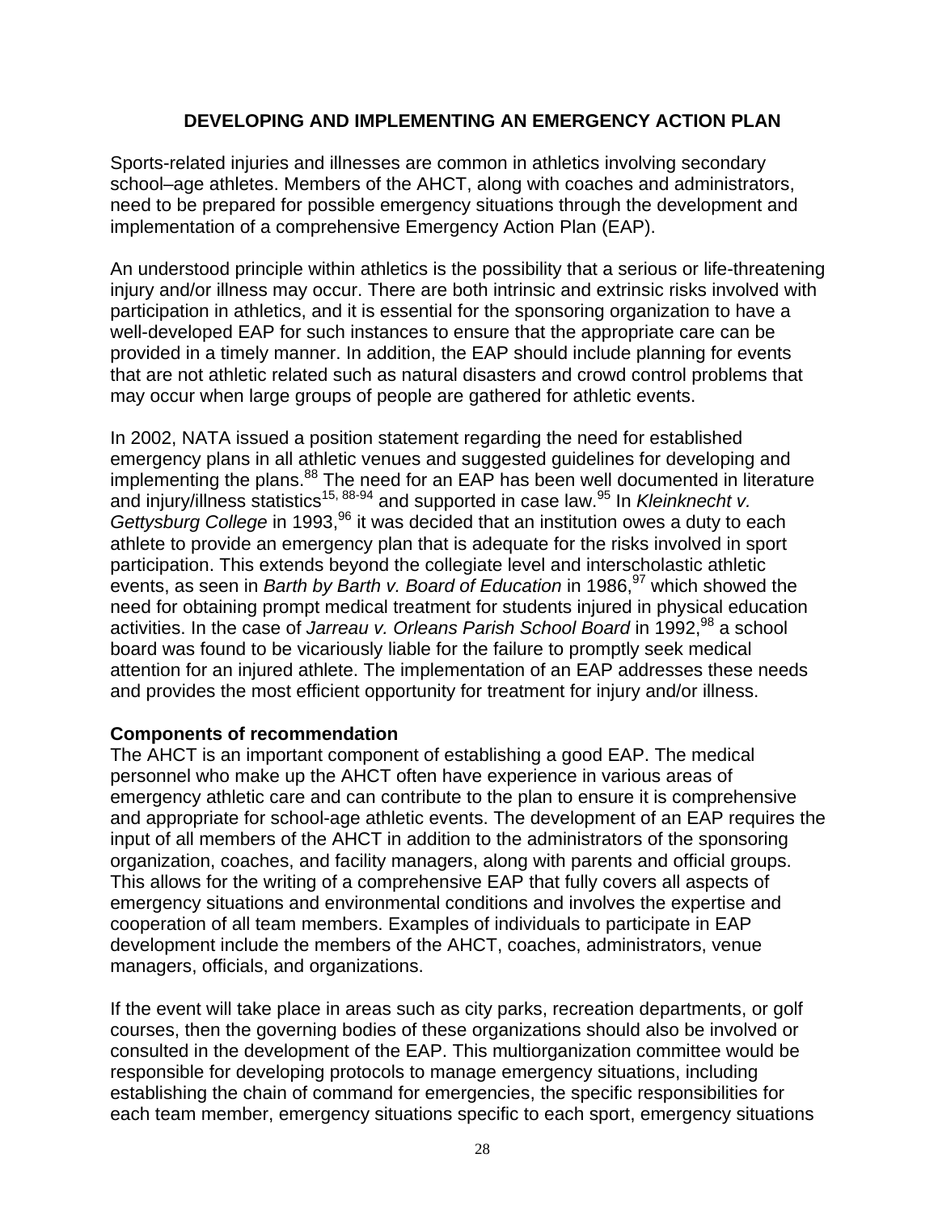## DEVELOPING AND IMPLEMENTING AN EMERGENCY ACTION PLAN

Sports-related injuries and illnesses are common in athletics involving secondary school–age athletes. Members of the AHCT, along with coaches and administrators, need to be prepared for possible emergency situations through the development and implementation of a comprehensive Emergency Action Plan (EAP).

An understood principle within athletics is the possibility that a serious or life-threatening injury and/or illness may occur. There are both intrinsic and extrinsic risks involved with participation in athletics, and it is essential for the sponsoring organization to have a well-developed EAP for such instances to ensure that the appropriate care can be provided in a timely manner. In addition, the EAP should include planning for events that are not athletic related such as natural disasters and crowd control problems that may occur when large groups of people are gathered for athletic events.

In 2002, NATA issued a position statement regarding the need for established emergency plans in all athletic venues and suggested guidelines for developing and implementing the plans.[88] The need for an EAP has been well documented in literature and injury/illness statistics[15, 88-94] and supported in case law.[95] In *Kleinknecht v. Gettysburg College* in 1993,[96] it was decided that an institution owes a duty to each athlete to provide an emergency plan that is adequate for the risks involved in sport participation. This extends beyond the collegiate level and interscholastic athletic events, as seen in *Barth by Barth v. Board of Education* in 1986,[97] which showed the need for obtaining prompt medical treatment for students injured in physical education activities. In the case of *Jarreau v. Orleans Parish School Board* in 1992,[98] a school board was found to be vicariously liable for the failure to promptly seek medical attention for an injured athlete. The implementation of an EAP addresses these needs and provides the most efficient opportunity for treatment for injury and/or illness.

**Components of recommendation**

The AHCT is an important component of establishing a good EAP. The medical personnel who make up the AHCT often have experience in various areas of emergency athletic care and can contribute to the plan to ensure it is comprehensive and appropriate for school-age athletic events. The development of an EAP requires the input of all members of the AHCT in addition to the administrators of the sponsoring organization, coaches, and facility managers, along with parents and official groups. This allows for the writing of a comprehensive EAP that fully covers all aspects of emergency situations and environmental conditions and involves the expertise and cooperation of all team members. Examples of individuals to participate in EAP development include the members of the AHCT, coaches, administrators, venue managers, officials, and organizations.

If the event will take place in areas such as city parks, recreation departments, or golf courses, then the governing bodies of these organizations should also be involved or consulted in the development of the EAP. This multiorganization committee would be responsible for developing protocols to manage emergency situations, including establishing the chain of command for emergencies, the specific responsibilities for each team member, emergency situations specific to each sport, emergency situations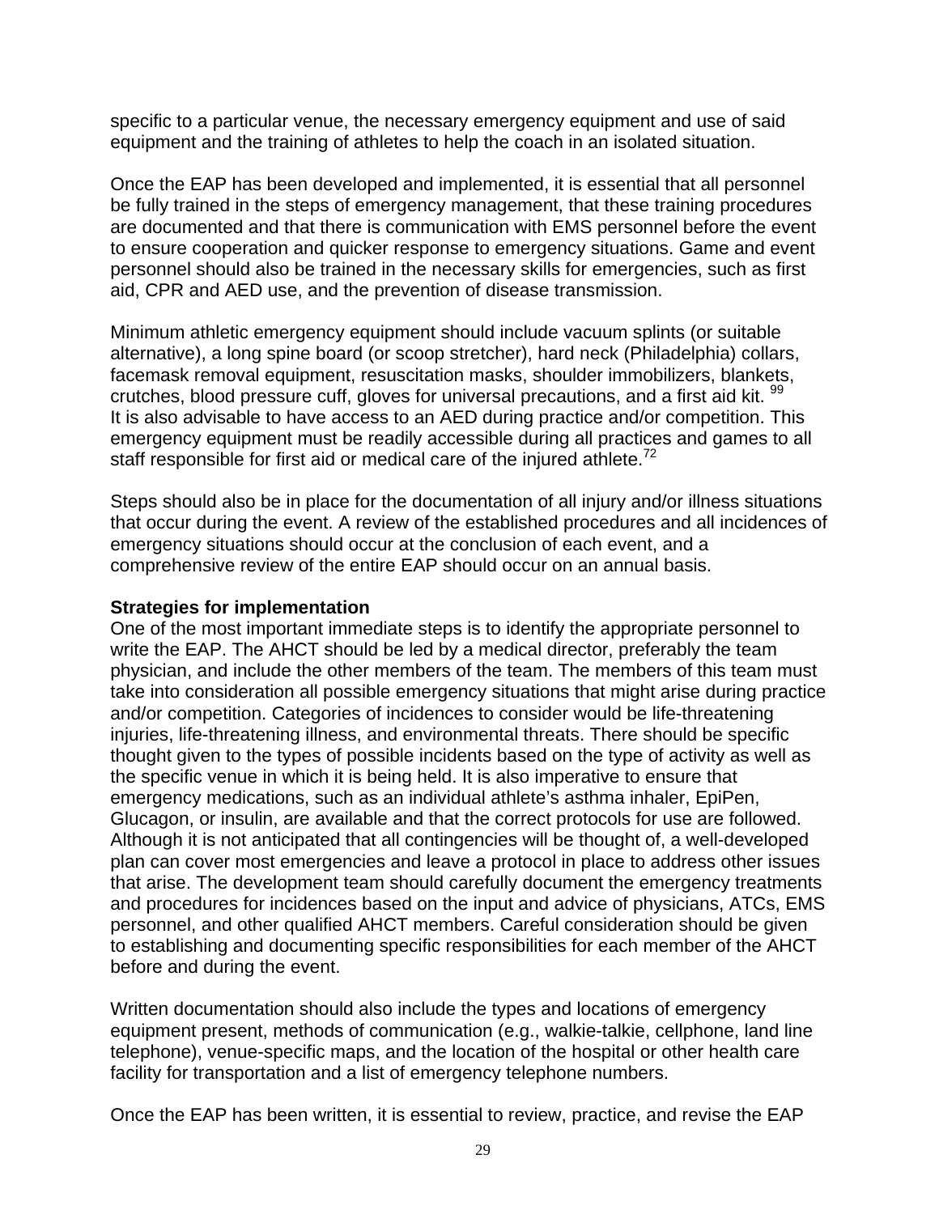specific to a particular venue, the necessary emergency equipment and use of said equipment and the training of athletes to help the coach in an isolated situation.

Once the EAP has been developed and implemented, it is essential that all personnel be fully trained in the steps of emergency management, that these training procedures are documented and that there is communication with EMS personnel before the event to ensure cooperation and quicker response to emergency situations. Game and event personnel should also be trained in the necessary skills for emergencies, such as first aid, CPR and AED use, and the prevention of disease transmission.

Minimum athletic emergency equipment should include vacuum splints (or suitable alternative), a long spine board (or scoop stretcher), hard neck (Philadelphia) collars, facemask removal equipment, resuscitation masks, shoulder immobilizers, blankets, crutches, blood pressure cuff, gloves for universal precautions, and a first aid kit. [99] It is also advisable to have access to an AED during practice and/or competition. This emergency equipment must be readily accessible during all practices and games to all staff responsible for first aid or medical care of the injured athlete.[72]

Steps should also be in place for the documentation of all injury and/or illness situations that occur during the event. A review of the established procedures and all incidences of emergency situations should occur at the conclusion of each event, and a comprehensive review of the entire EAP should occur on an annual basis.

**Strategies for implementation**

One of the most important immediate steps is to identify the appropriate personnel to write the EAP. The AHCT should be led by a medical director, preferably the team physician, and include the other members of the team. The members of this team must take into consideration all possible emergency situations that might arise during practice and/or competition. Categories of incidences to consider would be life-threatening injuries, life-threatening illness, and environmental threats. There should be specific thought given to the types of possible incidents based on the type of activity as well as the specific venue in which it is being held. It is also imperative to ensure that emergency medications, such as an individual athlete's asthma inhaler, EpiPen, Glucagon, or insulin, are available and that the correct protocols for use are followed. Although it is not anticipated that all contingencies will be thought of, a well-developed plan can cover most emergencies and leave a protocol in place to address other issues that arise. The development team should carefully document the emergency treatments and procedures for incidences based on the input and advice of physicians, ATCs, EMS personnel, and other qualified AHCT members. Careful consideration should be given to establishing and documenting specific responsibilities for each member of the AHCT before and during the event.

Written documentation should also include the types and locations of emergency equipment present, methods of communication (e.g., walkie-talkie, cellphone, land line telephone), venue-specific maps, and the location of the hospital or other health care facility for transportation and a list of emergency telephone numbers.

Once the EAP has been written, it is essential to review, practice, and revise the EAP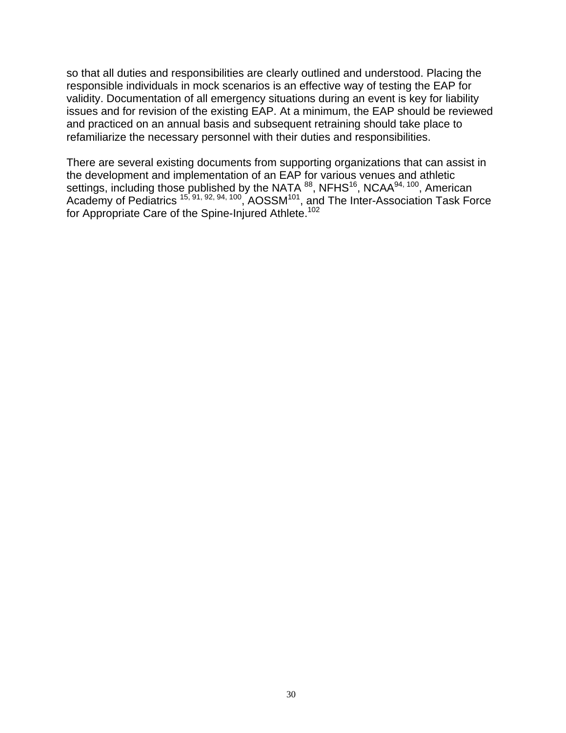so that all duties and responsibilities are clearly outlined and understood. Placing the responsible individuals in mock scenarios is an effective way of testing the EAP for validity. Documentation of all emergency situations during an event is key for liability issues and for revision of the existing EAP. At a minimum, the EAP should be reviewed and practiced on an annual basis and subsequent retraining should take place to refamiliarize the necessary personnel with their duties and responsibilities.

There are several existing documents from supporting organizations that can assist in the development and implementation of an EAP for various venues and athletic settings, including those published by the NATA [88], NFHS[16], NCAA[94, 100], American Academy of Pediatrics [15, 91, 92, 94, 100], AOSSM[101], and The Inter-Association Task Force for Appropriate Care of the Spine-Injured Athlete.[102]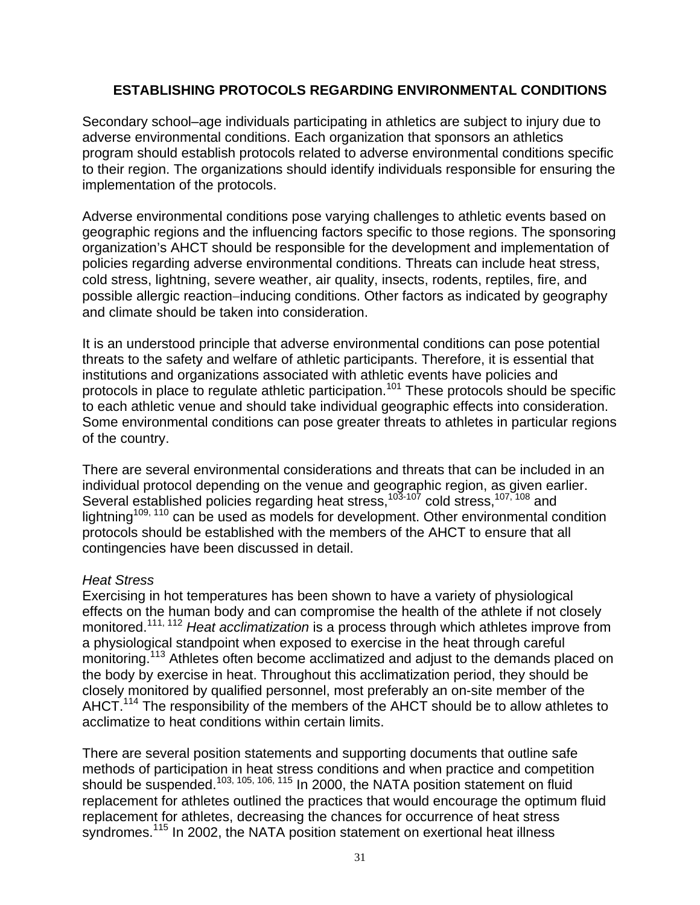## ESTABLISHING PROTOCOLS REGARDING ENVIRONMENTAL CONDITIONS

Secondary school–age individuals participating in athletics are subject to injury due to adverse environmental conditions. Each organization that sponsors an athletics program should establish protocols related to adverse environmental conditions specific to their region. The organizations should identify individuals responsible for ensuring the implementation of the protocols.

Adverse environmental conditions pose varying challenges to athletic events based on geographic regions and the influencing factors specific to those regions. The sponsoring organization's AHCT should be responsible for the development and implementation of policies regarding adverse environmental conditions. Threats can include heat stress, cold stress, lightning, severe weather, air quality, insects, rodents, reptiles, fire, and possible allergic reaction–inducing conditions. Other factors as indicated by geography and climate should be taken into consideration.

It is an understood principle that adverse environmental conditions can pose potential threats to the safety and welfare of athletic participants. Therefore, it is essential that institutions and organizations associated with athletic events have policies and protocols in place to regulate athletic participation.[101] These protocols should be specific to each athletic venue and should take individual geographic effects into consideration. Some environmental conditions can pose greater threats to athletes in particular regions of the country.

There are several environmental considerations and threats that can be included in an individual protocol depending on the venue and geographic region, as given earlier. Several established policies regarding heat stress,[103-107] cold stress,[107, 108] and lightning[109, 110] can be used as models for development. Other environmental condition protocols should be established with the members of the AHCT to ensure that all contingencies have been discussed in detail.

*Heat Stress*

Exercising in hot temperatures has been shown to have a variety of physiological effects on the human body and can compromise the health of the athlete if not closely monitored.[111, 112] *Heat acclimatization* is a process through which athletes improve from a physiological standpoint when exposed to exercise in the heat through careful monitoring.[113] Athletes often become acclimatized and adjust to the demands placed on the body by exercise in heat. Throughout this acclimatization period, they should be closely monitored by qualified personnel, most preferably an on-site member of the AHCT.[114] The responsibility of the members of the AHCT should be to allow athletes to acclimatize to heat conditions within certain limits.

There are several position statements and supporting documents that outline safe methods of participation in heat stress conditions and when practice and competition should be suspended.[103, 105, 106, 115] In 2000, the NATA position statement on fluid replacement for athletes outlined the practices that would encourage the optimum fluid replacement for athletes, decreasing the chances for occurrence of heat stress syndromes.[115] In 2002, the NATA position statement on exertional heat illness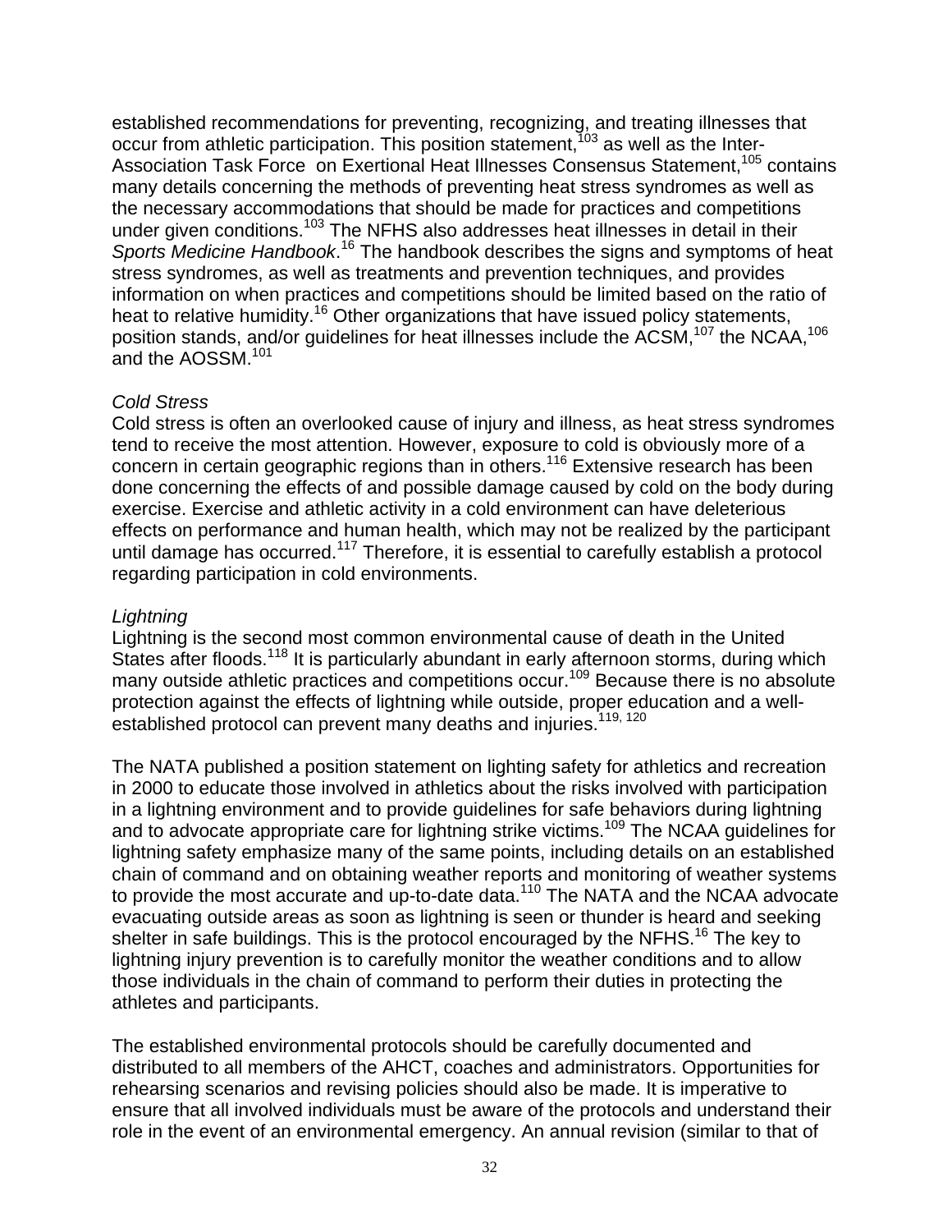established recommendations for preventing, recognizing, and treating illnesses that occur from athletic participation. This position statement,[103] as well as the Inter-Association Task Force on Exertional Heat Illnesses Consensus Statement,[105] contains many details concerning the methods of preventing heat stress syndromes as well as the necessary accommodations that should be made for practices and competitions under given conditions.[103] The NFHS also addresses heat illnesses in detail in their *Sports Medicine Handbook*.[16] The handbook describes the signs and symptoms of heat stress syndromes, as well as treatments and prevention techniques, and provides information on when practices and competitions should be limited based on the ratio of heat to relative humidity.[16] Other organizations that have issued policy statements, position stands, and/or guidelines for heat illnesses include the ACSM,[107] the NCAA,[106] and the AOSSM.[101]

*Cold Stress*

Cold stress is often an overlooked cause of injury and illness, as heat stress syndromes tend to receive the most attention. However, exposure to cold is obviously more of a concern in certain geographic regions than in others.[116] Extensive research has been done concerning the effects of and possible damage caused by cold on the body during exercise. Exercise and athletic activity in a cold environment can have deleterious effects on performance and human health, which may not be realized by the participant until damage has occurred.[117] Therefore, it is essential to carefully establish a protocol regarding participation in cold environments.

*Lightning*

Lightning is the second most common environmental cause of death in the United States after floods.[118] It is particularly abundant in early afternoon storms, during which many outside athletic practices and competitions occur.[109] Because there is no absolute protection against the effects of lightning while outside, proper education and a well-established protocol can prevent many deaths and injuries.[119, 120]

The NATA published a position statement on lighting safety for athletics and recreation in 2000 to educate those involved in athletics about the risks involved with participation in a lightning environment and to provide guidelines for safe behaviors during lightning and to advocate appropriate care for lightning strike victims.[109] The NCAA guidelines for lightning safety emphasize many of the same points, including details on an established chain of command and on obtaining weather reports and monitoring of weather systems to provide the most accurate and up-to-date data.[110] The NATA and the NCAA advocate evacuating outside areas as soon as lightning is seen or thunder is heard and seeking shelter in safe buildings. This is the protocol encouraged by the NFHS.[16] The key to lightning injury prevention is to carefully monitor the weather conditions and to allow those individuals in the chain of command to perform their duties in protecting the athletes and participants.

The established environmental protocols should be carefully documented and distributed to all members of the AHCT, coaches and administrators. Opportunities for rehearsing scenarios and revising policies should also be made. It is imperative to ensure that all involved individuals must be aware of the protocols and understand their role in the event of an environmental emergency. An annual revision (similar to that of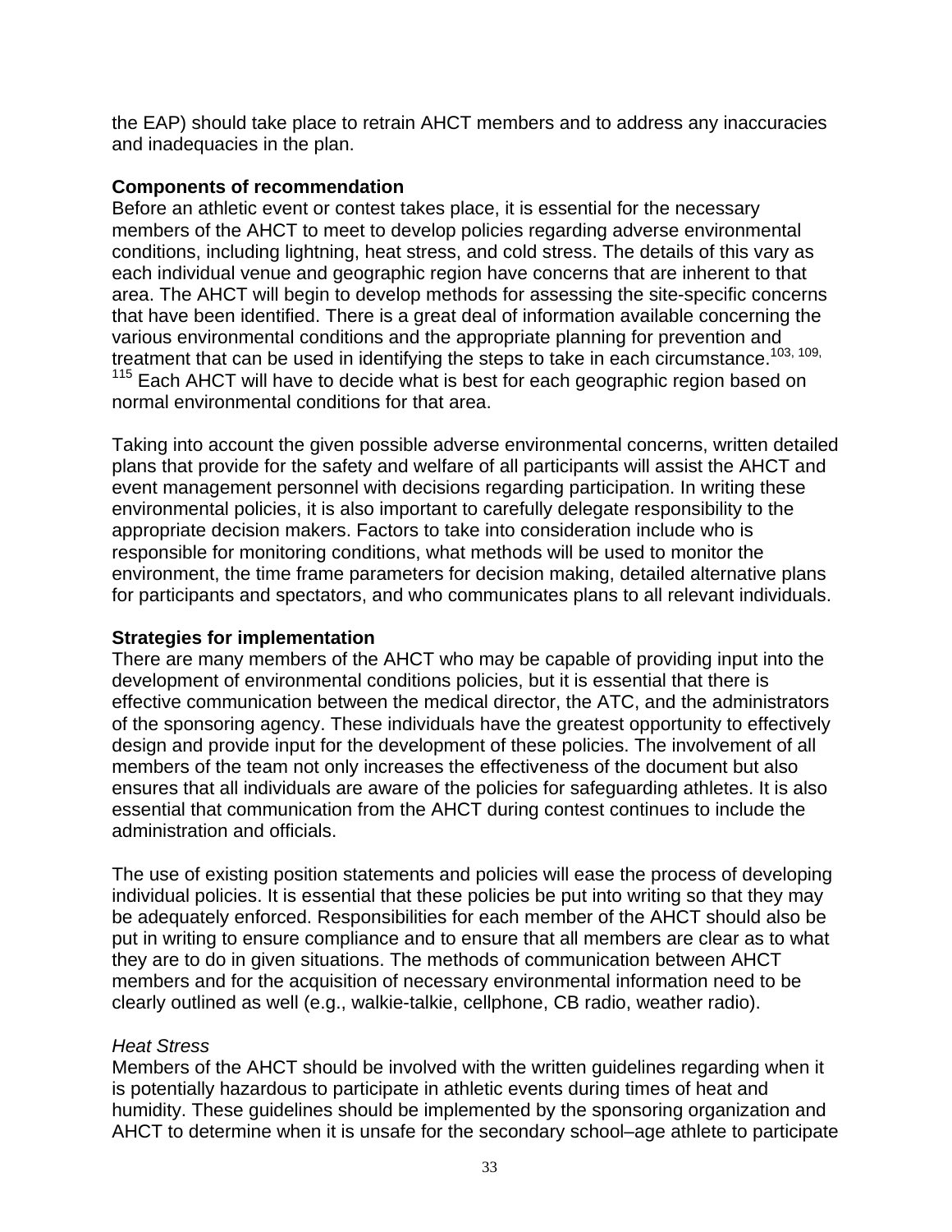the EAP) should take place to retrain AHCT members and to address any inaccuracies and inadequacies in the plan.

**Components of recommendation**

Before an athletic event or contest takes place, it is essential for the necessary members of the AHCT to meet to develop policies regarding adverse environmental conditions, including lightning, heat stress, and cold stress. The details of this vary as each individual venue and geographic region have concerns that are inherent to that area. The AHCT will begin to develop methods for assessing the site-specific concerns that have been identified. There is a great deal of information available concerning the various environmental conditions and the appropriate planning for prevention and treatment that can be used in identifying the steps to take in each circumstance.[103, 109, 115] Each AHCT will have to decide what is best for each geographic region based on normal environmental conditions for that area.

Taking into account the given possible adverse environmental concerns, written detailed plans that provide for the safety and welfare of all participants will assist the AHCT and event management personnel with decisions regarding participation. In writing these environmental policies, it is also important to carefully delegate responsibility to the appropriate decision makers. Factors to take into consideration include who is responsible for monitoring conditions, what methods will be used to monitor the environment, the time frame parameters for decision making, detailed alternative plans for participants and spectators, and who communicates plans to all relevant individuals.

**Strategies for implementation**

There are many members of the AHCT who may be capable of providing input into the development of environmental conditions policies, but it is essential that there is effective communication between the medical director, the ATC, and the administrators of the sponsoring agency. These individuals have the greatest opportunity to effectively design and provide input for the development of these policies. The involvement of all members of the team not only increases the effectiveness of the document but also ensures that all individuals are aware of the policies for safeguarding athletes. It is also essential that communication from the AHCT during contest continues to include the administration and officials.

The use of existing position statements and policies will ease the process of developing individual policies. It is essential that these policies be put into writing so that they may be adequately enforced. Responsibilities for each member of the AHCT should also be put in writing to ensure compliance and to ensure that all members are clear as to what they are to do in given situations. The methods of communication between AHCT members and for the acquisition of necessary environmental information need to be clearly outlined as well (e.g., walkie-talkie, cellphone, CB radio, weather radio).

*Heat Stress*

Members of the AHCT should be involved with the written guidelines regarding when it is potentially hazardous to participate in athletic events during times of heat and humidity. These guidelines should be implemented by the sponsoring organization and AHCT to determine when it is unsafe for the secondary school–age athlete to participate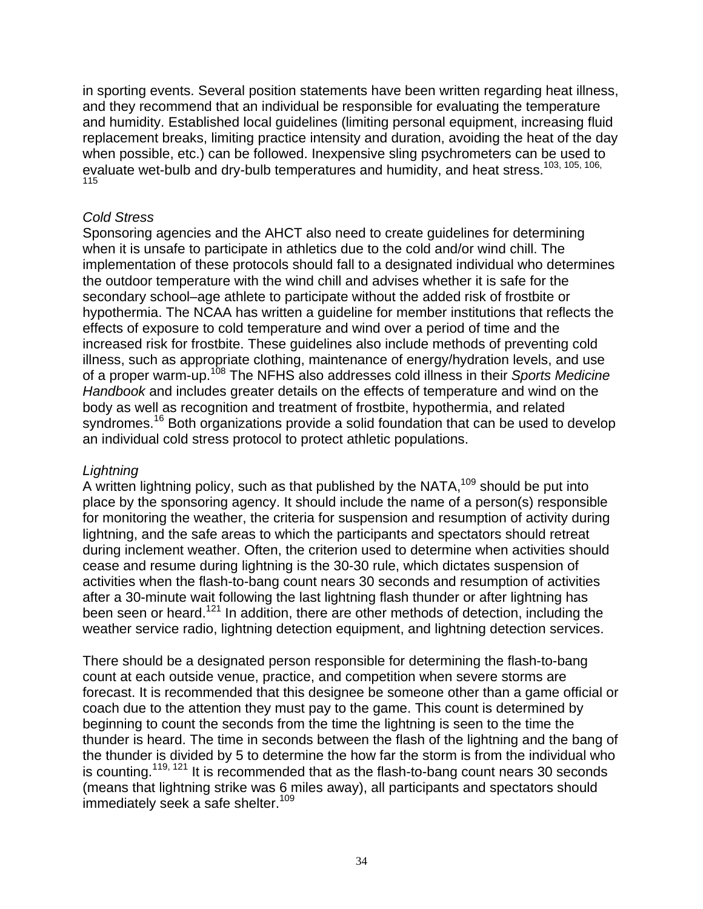in sporting events. Several position statements have been written regarding heat illness, and they recommend that an individual be responsible for evaluating the temperature and humidity. Established local guidelines (limiting personal equipment, increasing fluid replacement breaks, limiting practice intensity and duration, avoiding the heat of the day when possible, etc.) can be followed. Inexpensive sling psychrometers can be used to evaluate wet-bulb and dry-bulb temperatures and humidity, and heat stress.[103, 105, 106, 115]

*Cold Stress*

Sponsoring agencies and the AHCT also need to create guidelines for determining when it is unsafe to participate in athletics due to the cold and/or wind chill. The implementation of these protocols should fall to a designated individual who determines the outdoor temperature with the wind chill and advises whether it is safe for the secondary school–age athlete to participate without the added risk of frostbite or hypothermia. The NCAA has written a guideline for member institutions that reflects the effects of exposure to cold temperature and wind over a period of time and the increased risk for frostbite. These guidelines also include methods of preventing cold illness, such as appropriate clothing, maintenance of energy/hydration levels, and use of a proper warm-up.[108] The NFHS also addresses cold illness in their *Sports Medicine Handbook* and includes greater details on the effects of temperature and wind on the body as well as recognition and treatment of frostbite, hypothermia, and related syndromes.[16] Both organizations provide a solid foundation that can be used to develop an individual cold stress protocol to protect athletic populations.

*Lightning*

A written lightning policy, such as that published by the NATA,[109] should be put into place by the sponsoring agency. It should include the name of a person(s) responsible for monitoring the weather, the criteria for suspension and resumption of activity during lightning, and the safe areas to which the participants and spectators should retreat during inclement weather. Often, the criterion used to determine when activities should cease and resume during lightning is the 30-30 rule, which dictates suspension of activities when the flash-to-bang count nears 30 seconds and resumption of activities after a 30-minute wait following the last lightning flash thunder or after lightning has been seen or heard.[121] In addition, there are other methods of detection, including the weather service radio, lightning detection equipment, and lightning detection services.

There should be a designated person responsible for determining the flash-to-bang count at each outside venue, practice, and competition when severe storms are forecast. It is recommended that this designee be someone other than a game official or coach due to the attention they must pay to the game. This count is determined by beginning to count the seconds from the time the lightning is seen to the time the thunder is heard. The time in seconds between the flash of the lightning and the bang of the thunder is divided by 5 to determine the how far the storm is from the individual who is counting.[119, 121] It is recommended that as the flash-to-bang count nears 30 seconds (means that lightning strike was 6 miles away), all participants and spectators should immediately seek a safe shelter.[109]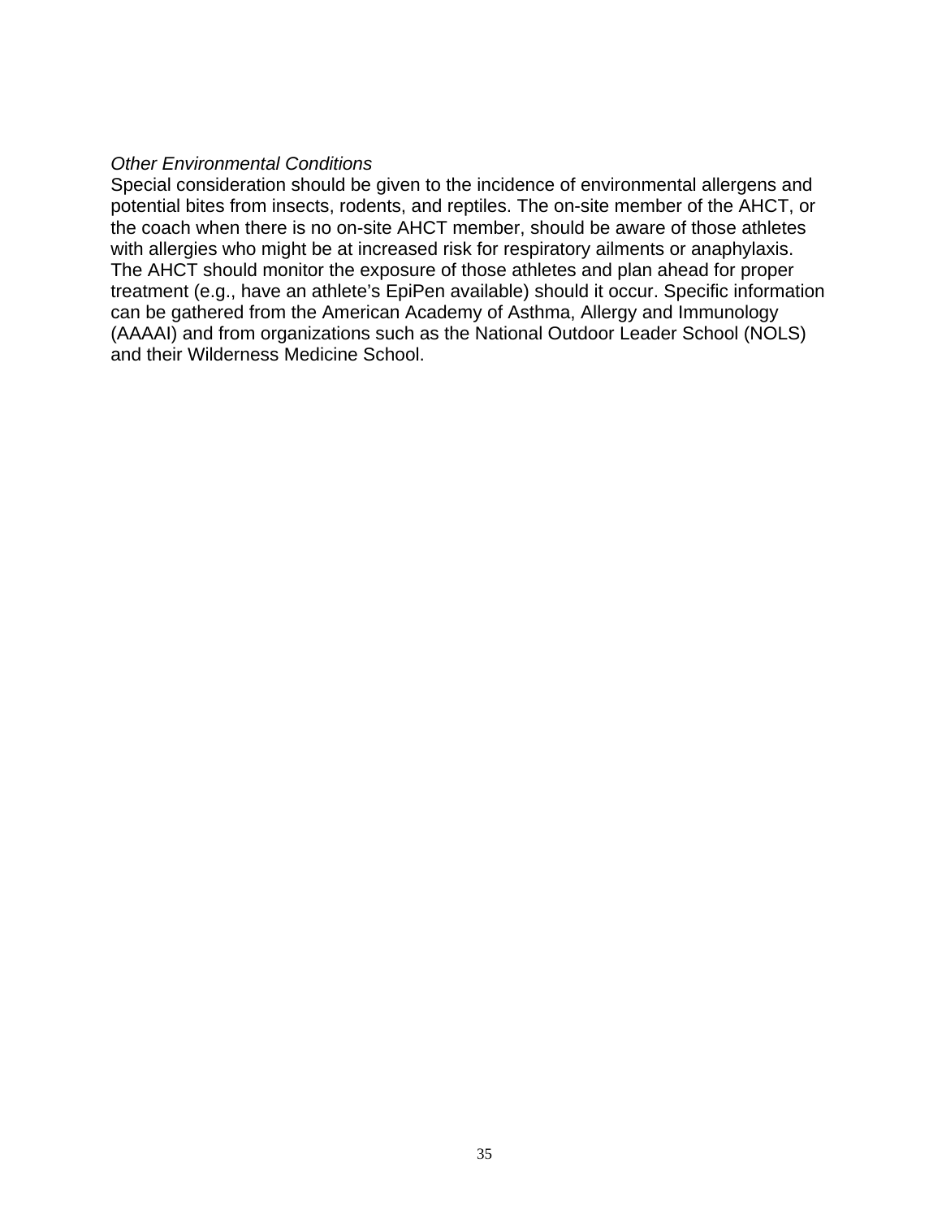*Other Environmental Conditions*

Special consideration should be given to the incidence of environmental allergens and potential bites from insects, rodents, and reptiles. The on-site member of the AHCT, or the coach when there is no on-site AHCT member, should be aware of those athletes with allergies who might be at increased risk for respiratory ailments or anaphylaxis. The AHCT should monitor the exposure of those athletes and plan ahead for proper treatment (e.g., have an athlete's EpiPen available) should it occur. Specific information can be gathered from the American Academy of Asthma, Allergy and Immunology (AAAAI) and from organizations such as the National Outdoor Leader School (NOLS) and their Wilderness Medicine School.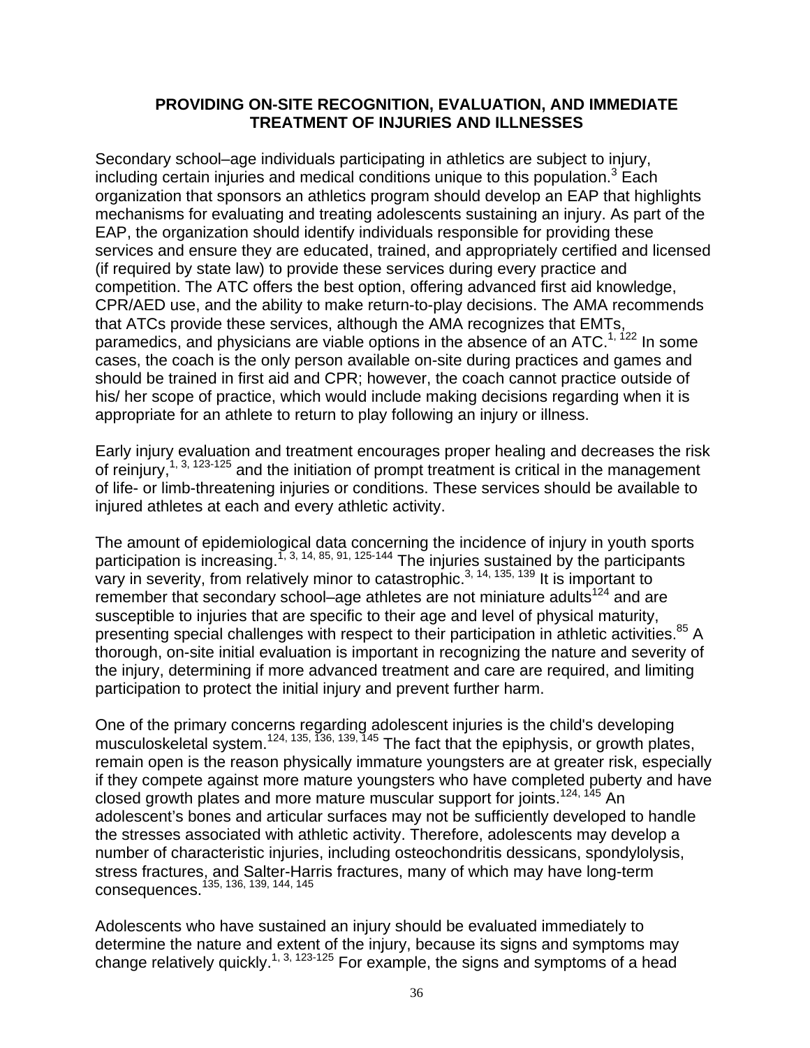## PROVIDING ON-SITE RECOGNITION, EVALUATION, AND IMMEDIATE TREATMENT OF INJURIES AND ILLNESSES

Secondary school–age individuals participating in athletics are subject to injury, including certain injuries and medical conditions unique to this population.[3] Each organization that sponsors an athletics program should develop an EAP that highlights mechanisms for evaluating and treating adolescents sustaining an injury. As part of the EAP, the organization should identify individuals responsible for providing these services and ensure they are educated, trained, and appropriately certified and licensed (if required by state law) to provide these services during every practice and competition. The ATC offers the best option, offering advanced first aid knowledge, CPR/AED use, and the ability to make return-to-play decisions. The AMA recommends that ATCs provide these services, although the AMA recognizes that EMTs, paramedics, and physicians are viable options in the absence of an ATC.[1, 122] In some cases, the coach is the only person available on-site during practices and games and should be trained in first aid and CPR; however, the coach cannot practice outside of his/ her scope of practice, which would include making decisions regarding when it is appropriate for an athlete to return to play following an injury or illness.

Early injury evaluation and treatment encourages proper healing and decreases the risk of reinjury,[1, 3, 123-125] and the initiation of prompt treatment is critical in the management of life- or limb-threatening injuries or conditions. These services should be available to injured athletes at each and every athletic activity.

The amount of epidemiological data concerning the incidence of injury in youth sports participation is increasing.[1, 3, 14, 85, 91, 125-144] The injuries sustained by the participants vary in severity, from relatively minor to catastrophic.[3, 14, 135, 139] It is important to remember that secondary school–age athletes are not miniature adults[124] and are susceptible to injuries that are specific to their age and level of physical maturity, presenting special challenges with respect to their participation in athletic activities.[85] A thorough, on-site initial evaluation is important in recognizing the nature and severity of the injury, determining if more advanced treatment and care are required, and limiting participation to protect the initial injury and prevent further harm.

One of the primary concerns regarding adolescent injuries is the child's developing musculoskeletal system.[124, 135, 136, 139, 145] The fact that the epiphysis, or growth plates, remain open is the reason physically immature youngsters are at greater risk, especially if they compete against more mature youngsters who have completed puberty and have closed growth plates and more mature muscular support for joints.[124, 145] An adolescent's bones and articular surfaces may not be sufficiently developed to handle the stresses associated with athletic activity. Therefore, adolescents may develop a number of characteristic injuries, including osteochondritis dessicans, spondylolysis, stress fractures, and Salter-Harris fractures, many of which may have long-term consequences.[135, 136, 139, 144, 145]

Adolescents who have sustained an injury should be evaluated immediately to determine the nature and extent of the injury, because its signs and symptoms may change relatively quickly.[1, 3, 123-125] For example, the signs and symptoms of a head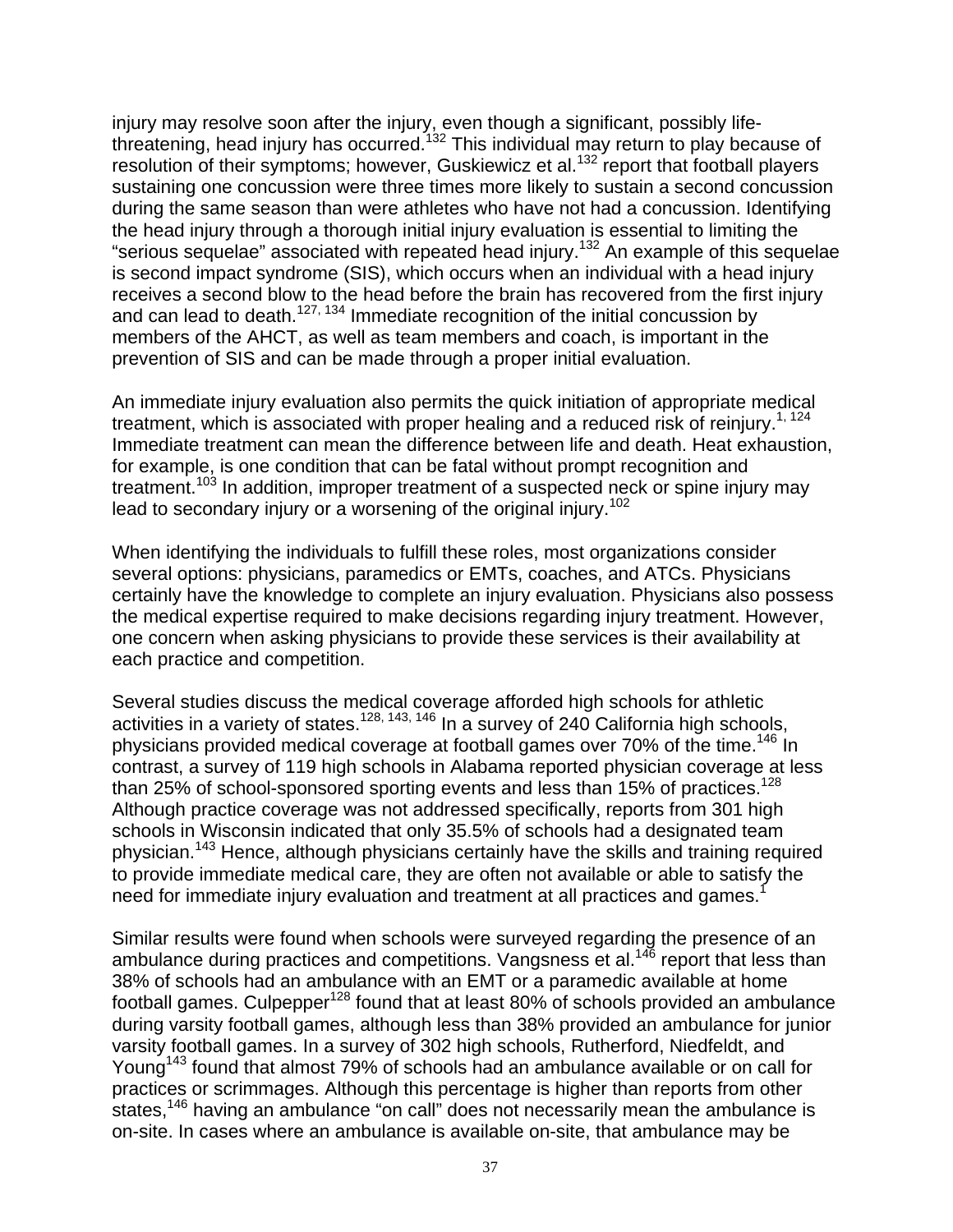injury may resolve soon after the injury, even though a significant, possibly life-threatening, head injury has occurred.[132] This individual may return to play because of resolution of their symptoms; however, Guskiewicz et al.[132] report that football players sustaining one concussion were three times more likely to sustain a second concussion during the same season than were athletes who have not had a concussion. Identifying the head injury through a thorough initial injury evaluation is essential to limiting the "serious sequelae" associated with repeated head injury.[132] An example of this sequelae is second impact syndrome (SIS), which occurs when an individual with a head injury receives a second blow to the head before the brain has recovered from the first injury and can lead to death.[127, 134] Immediate recognition of the initial concussion by members of the AHCT, as well as team members and coach, is important in the prevention of SIS and can be made through a proper initial evaluation.

An immediate injury evaluation also permits the quick initiation of appropriate medical treatment, which is associated with proper healing and a reduced risk of reinjury.[1, 124] Immediate treatment can mean the difference between life and death. Heat exhaustion, for example, is one condition that can be fatal without prompt recognition and treatment.[103] In addition, improper treatment of a suspected neck or spine injury may lead to secondary injury or a worsening of the original injury.[102]

When identifying the individuals to fulfill these roles, most organizations consider several options: physicians, paramedics or EMTs, coaches, and ATCs. Physicians certainly have the knowledge to complete an injury evaluation. Physicians also possess the medical expertise required to make decisions regarding injury treatment. However, one concern when asking physicians to provide these services is their availability at each practice and competition.

Several studies discuss the medical coverage afforded high schools for athletic activities in a variety of states.[128, 143, 146] In a survey of 240 California high schools, physicians provided medical coverage at football games over 70% of the time.[146] In contrast, a survey of 119 high schools in Alabama reported physician coverage at less than 25% of school-sponsored sporting events and less than 15% of practices.[128] Although practice coverage was not addressed specifically, reports from 301 high schools in Wisconsin indicated that only 35.5% of schools had a designated team physician.[143] Hence, although physicians certainly have the skills and training required to provide immediate medical care, they are often not available or able to satisfy the need for immediate injury evaluation and treatment at all practices and games.[1]

Similar results were found when schools were surveyed regarding the presence of an ambulance during practices and competitions. Vangsness et al.[146] report that less than 38% of schools had an ambulance with an EMT or a paramedic available at home football games. Culpepper[128] found that at least 80% of schools provided an ambulance during varsity football games, although less than 38% provided an ambulance for junior varsity football games. In a survey of 302 high schools, Rutherford, Niedfeldt, and Young[143] found that almost 79% of schools had an ambulance available or on call for practices or scrimmages. Although this percentage is higher than reports from other states,[146] having an ambulance "on call" does not necessarily mean the ambulance is on-site. In cases where an ambulance is available on-site, that ambulance may be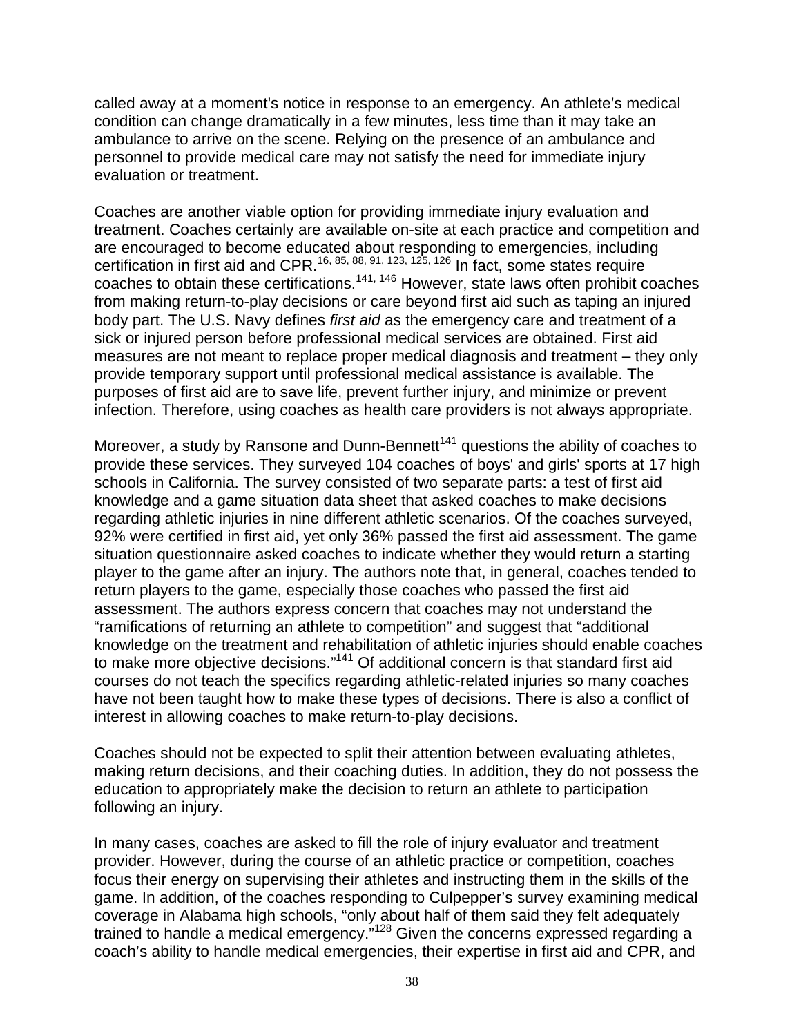called away at a moment's notice in response to an emergency. An athlete's medical condition can change dramatically in a few minutes, less time than it may take an ambulance to arrive on the scene. Relying on the presence of an ambulance and personnel to provide medical care may not satisfy the need for immediate injury evaluation or treatment.

Coaches are another viable option for providing immediate injury evaluation and treatment. Coaches certainly are available on-site at each practice and competition and are encouraged to become educated about responding to emergencies, including certification in first aid and CPR.[16, 85, 88, 91, 123, 125, 126] In fact, some states require coaches to obtain these certifications.[141, 146] However, state laws often prohibit coaches from making return-to-play decisions or care beyond first aid such as taping an injured body part. The U.S. Navy defines *first aid* as the emergency care and treatment of a sick or injured person before professional medical services are obtained. First aid measures are not meant to replace proper medical diagnosis and treatment – they only provide temporary support until professional medical assistance is available. The purposes of first aid are to save life, prevent further injury, and minimize or prevent infection. Therefore, using coaches as health care providers is not always appropriate.

Moreover, a study by Ransone and Dunn-Bennett[141] questions the ability of coaches to provide these services. They surveyed 104 coaches of boys' and girls' sports at 17 high schools in California. The survey consisted of two separate parts: a test of first aid knowledge and a game situation data sheet that asked coaches to make decisions regarding athletic injuries in nine different athletic scenarios. Of the coaches surveyed, 92% were certified in first aid, yet only 36% passed the first aid assessment. The game situation questionnaire asked coaches to indicate whether they would return a starting player to the game after an injury. The authors note that, in general, coaches tended to return players to the game, especially those coaches who passed the first aid assessment. The authors express concern that coaches may not understand the "ramifications of returning an athlete to competition" and suggest that "additional knowledge on the treatment and rehabilitation of athletic injuries should enable coaches to make more objective decisions."[141] Of additional concern is that standard first aid courses do not teach the specifics regarding athletic-related injuries so many coaches have not been taught how to make these types of decisions. There is also a conflict of interest in allowing coaches to make return-to-play decisions.

Coaches should not be expected to split their attention between evaluating athletes, making return decisions, and their coaching duties. In addition, they do not possess the education to appropriately make the decision to return an athlete to participation following an injury.

In many cases, coaches are asked to fill the role of injury evaluator and treatment provider. However, during the course of an athletic practice or competition, coaches focus their energy on supervising their athletes and instructing them in the skills of the game. In addition, of the coaches responding to Culpepper's survey examining medical coverage in Alabama high schools, "only about half of them said they felt adequately trained to handle a medical emergency."[128] Given the concerns expressed regarding a coach's ability to handle medical emergencies, their expertise in first aid and CPR, and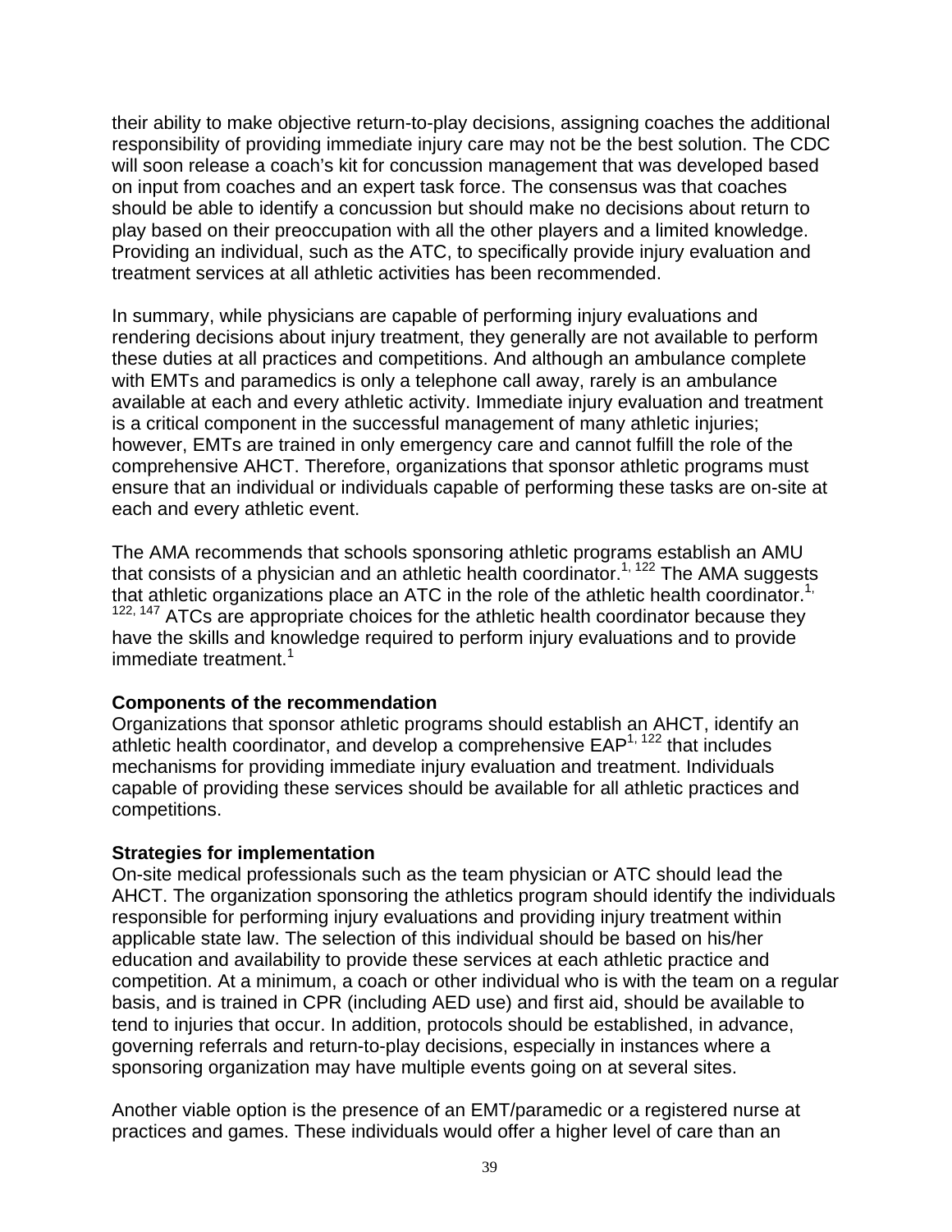their ability to make objective return-to-play decisions, assigning coaches the additional responsibility of providing immediate injury care may not be the best solution. The CDC will soon release a coach's kit for concussion management that was developed based on input from coaches and an expert task force. The consensus was that coaches should be able to identify a concussion but should make no decisions about return to play based on their preoccupation with all the other players and a limited knowledge. Providing an individual, such as the ATC, to specifically provide injury evaluation and treatment services at all athletic activities has been recommended.

In summary, while physicians are capable of performing injury evaluations and rendering decisions about injury treatment, they generally are not available to perform these duties at all practices and competitions. And although an ambulance complete with EMTs and paramedics is only a telephone call away, rarely is an ambulance available at each and every athletic activity. Immediate injury evaluation and treatment is a critical component in the successful management of many athletic injuries; however, EMTs are trained in only emergency care and cannot fulfill the role of the comprehensive AHCT. Therefore, organizations that sponsor athletic programs must ensure that an individual or individuals capable of performing these tasks are on-site at each and every athletic event.

The AMA recommends that schools sponsoring athletic programs establish an AMU that consists of a physician and an athletic health coordinator.[1, 122] The AMA suggests that athletic organizations place an ATC in the role of the athletic health coordinator.[1, 122, 147] ATCs are appropriate choices for the athletic health coordinator because they have the skills and knowledge required to perform injury evaluations and to provide immediate treatment.[1]

**Components of the recommendation**
Organizations that sponsor athletic programs should establish an AHCT, identify an athletic health coordinator, and develop a comprehensive EAP[1, 122] that includes mechanisms for providing immediate injury evaluation and treatment. Individuals capable of providing these services should be available for all athletic practices and competitions.

**Strategies for implementation**
On-site medical professionals such as the team physician or ATC should lead the AHCT. The organization sponsoring the athletics program should identify the individuals responsible for performing injury evaluations and providing injury treatment within applicable state law. The selection of this individual should be based on his/her education and availability to provide these services at each athletic practice and competition. At a minimum, a coach or other individual who is with the team on a regular basis, and is trained in CPR (including AED use) and first aid, should be available to tend to injuries that occur. In addition, protocols should be established, in advance, governing referrals and return-to-play decisions, especially in instances where a sponsoring organization may have multiple events going on at several sites.

Another viable option is the presence of an EMT/paramedic or a registered nurse at practices and games. These individuals would offer a higher level of care than an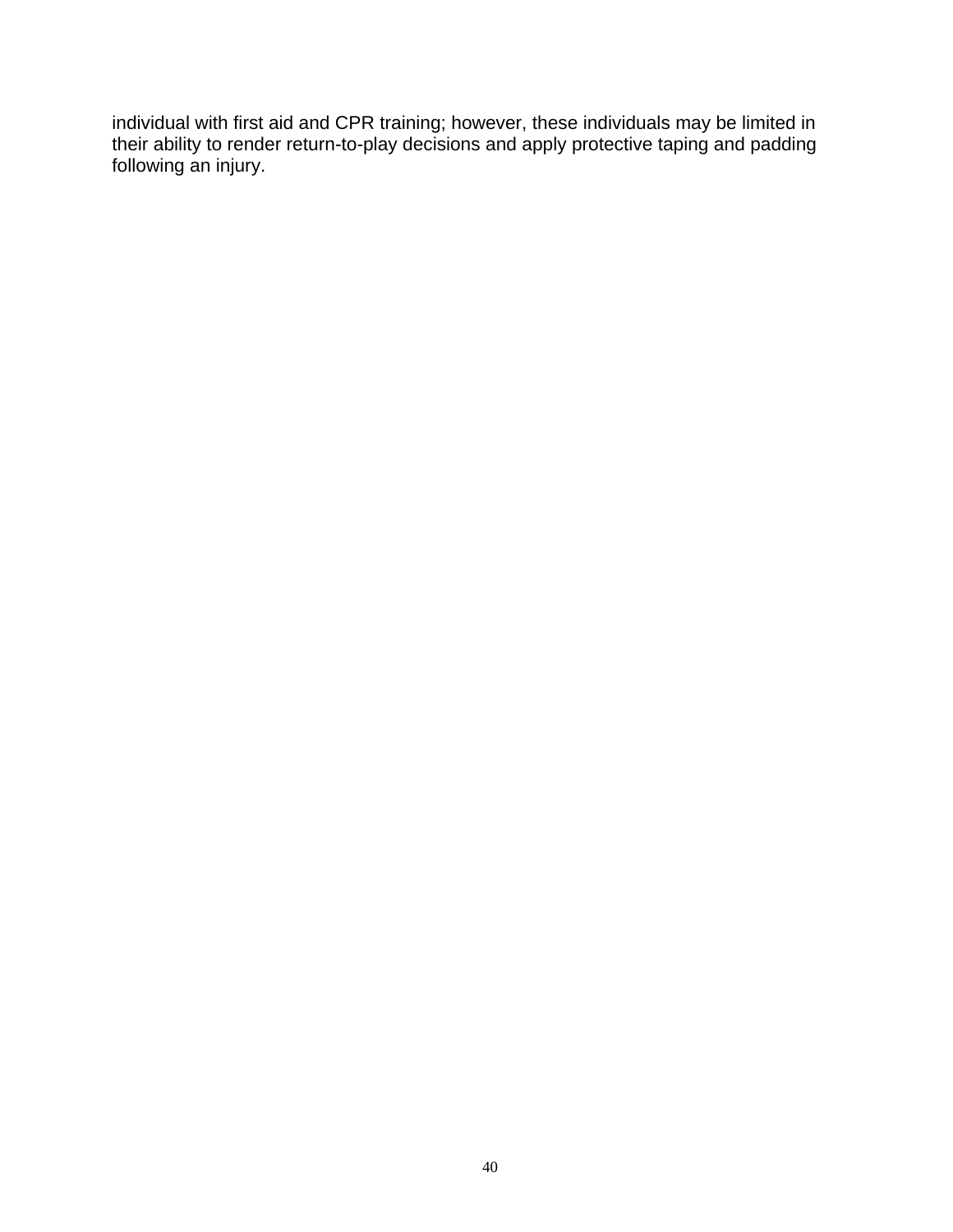individual with first aid and CPR training; however, these individuals may be limited in their ability to render return-to-play decisions and apply protective taping and padding following an injury.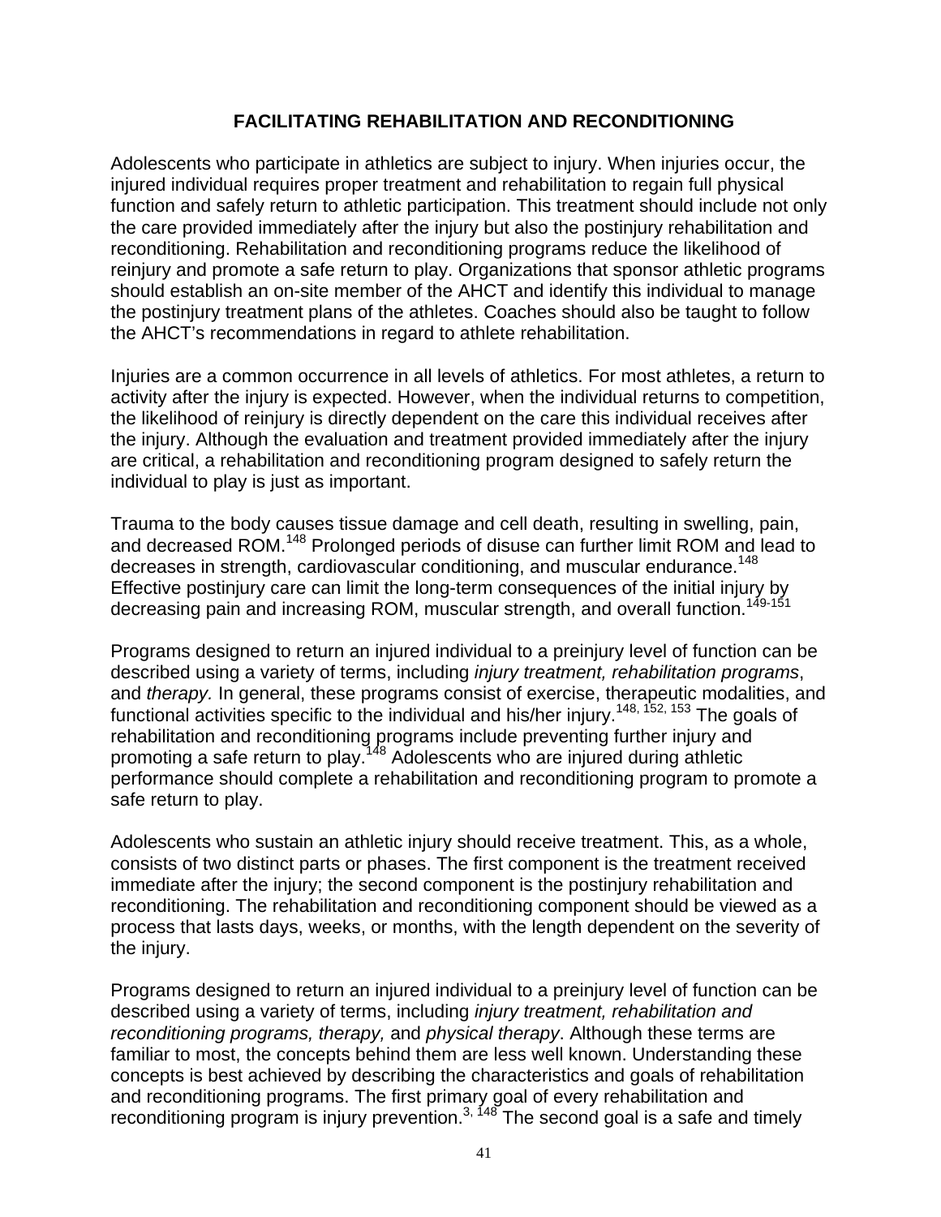## FACILITATING REHABILITATION AND RECONDITIONING

Adolescents who participate in athletics are subject to injury. When injuries occur, the injured individual requires proper treatment and rehabilitation to regain full physical function and safely return to athletic participation. This treatment should include not only the care provided immediately after the injury but also the postinjury rehabilitation and reconditioning. Rehabilitation and reconditioning programs reduce the likelihood of reinjury and promote a safe return to play. Organizations that sponsor athletic programs should establish an on-site member of the AHCT and identify this individual to manage the postinjury treatment plans of the athletes. Coaches should also be taught to follow the AHCT's recommendations in regard to athlete rehabilitation.

Injuries are a common occurrence in all levels of athletics. For most athletes, a return to activity after the injury is expected. However, when the individual returns to competition, the likelihood of reinjury is directly dependent on the care this individual receives after the injury. Although the evaluation and treatment provided immediately after the injury are critical, a rehabilitation and reconditioning program designed to safely return the individual to play is just as important.

Trauma to the body causes tissue damage and cell death, resulting in swelling, pain, and decreased ROM.[148] Prolonged periods of disuse can further limit ROM and lead to decreases in strength, cardiovascular conditioning, and muscular endurance.[148] Effective postinjury care can limit the long-term consequences of the initial injury by decreasing pain and increasing ROM, muscular strength, and overall function.[149-151]

Programs designed to return an injured individual to a preinjury level of function can be described using a variety of terms, including *injury treatment, rehabilitation programs*, and *therapy.* In general, these programs consist of exercise, therapeutic modalities, and functional activities specific to the individual and his/her injury.[148, 152, 153] The goals of rehabilitation and reconditioning programs include preventing further injury and promoting a safe return to play.[148] Adolescents who are injured during athletic performance should complete a rehabilitation and reconditioning program to promote a safe return to play.

Adolescents who sustain an athletic injury should receive treatment. This, as a whole, consists of two distinct parts or phases. The first component is the treatment received immediate after the injury; the second component is the postinjury rehabilitation and reconditioning. The rehabilitation and reconditioning component should be viewed as a process that lasts days, weeks, or months, with the length dependent on the severity of the injury.

Programs designed to return an injured individual to a preinjury level of function can be described using a variety of terms, including *injury treatment, rehabilitation and reconditioning programs, therapy,* and *physical therapy*. Although these terms are familiar to most, the concepts behind them are less well known. Understanding these concepts is best achieved by describing the characteristics and goals of rehabilitation and reconditioning programs. The first primary goal of every rehabilitation and reconditioning program is injury prevention.[3, 148] The second goal is a safe and timely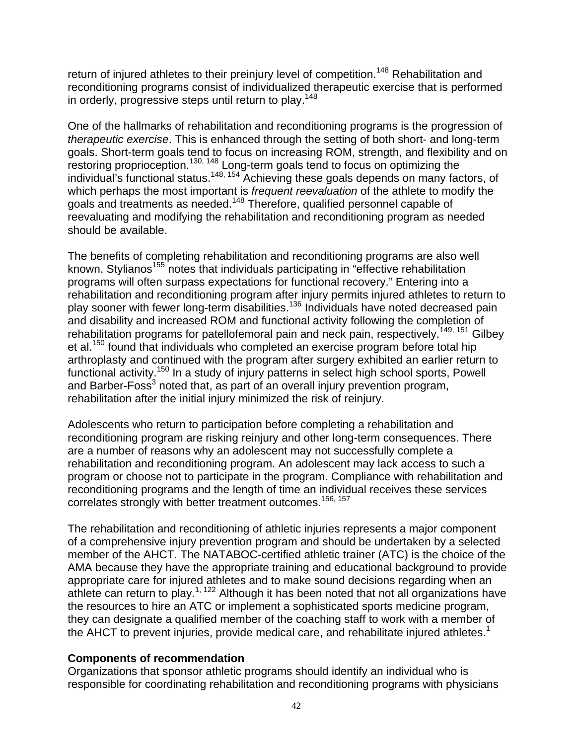return of injured athletes to their preinjury level of competition.[148] Rehabilitation and reconditioning programs consist of individualized therapeutic exercise that is performed in orderly, progressive steps until return to play.[148]

One of the hallmarks of rehabilitation and reconditioning programs is the progression of *therapeutic exercise*. This is enhanced through the setting of both short- and long-term goals. Short-term goals tend to focus on increasing ROM, strength, and flexibility and on restoring proprioception.[130, 148] Long-term goals tend to focus on optimizing the individual's functional status.[148, 154] Achieving these goals depends on many factors, of which perhaps the most important is *frequent reevaluation* of the athlete to modify the goals and treatments as needed.[148] Therefore, qualified personnel capable of reevaluating and modifying the rehabilitation and reconditioning program as needed should be available.

The benefits of completing rehabilitation and reconditioning programs are also well known. Stylianos[155] notes that individuals participating in "effective rehabilitation programs will often surpass expectations for functional recovery." Entering into a rehabilitation and reconditioning program after injury permits injured athletes to return to play sooner with fewer long-term disabilities.[136] Individuals have noted decreased pain and disability and increased ROM and functional activity following the completion of rehabilitation programs for patellofemoral pain and neck pain, respectively.[149, 151] Gilbey et al.[150] found that individuals who completed an exercise program before total hip arthroplasty and continued with the program after surgery exhibited an earlier return to functional activity.[150] In a study of injury patterns in select high school sports, Powell and Barber-Foss[3] noted that, as part of an overall injury prevention program, rehabilitation after the initial injury minimized the risk of reinjury.

Adolescents who return to participation before completing a rehabilitation and reconditioning program are risking reinjury and other long-term consequences. There are a number of reasons why an adolescent may not successfully complete a rehabilitation and reconditioning program. An adolescent may lack access to such a program or choose not to participate in the program. Compliance with rehabilitation and reconditioning programs and the length of time an individual receives these services correlates strongly with better treatment outcomes.[156, 157]

The rehabilitation and reconditioning of athletic injuries represents a major component of a comprehensive injury prevention program and should be undertaken by a selected member of the AHCT. The NATABOC-certified athletic trainer (ATC) is the choice of the AMA because they have the appropriate training and educational background to provide appropriate care for injured athletes and to make sound decisions regarding when an athlete can return to play.[1, 122] Although it has been noted that not all organizations have the resources to hire an ATC or implement a sophisticated sports medicine program, they can designate a qualified member of the coaching staff to work with a member of the AHCT to prevent injuries, provide medical care, and rehabilitate injured athletes.[1]

### Components of recommendation

Organizations that sponsor athletic programs should identify an individual who is responsible for coordinating rehabilitation and reconditioning programs with physicians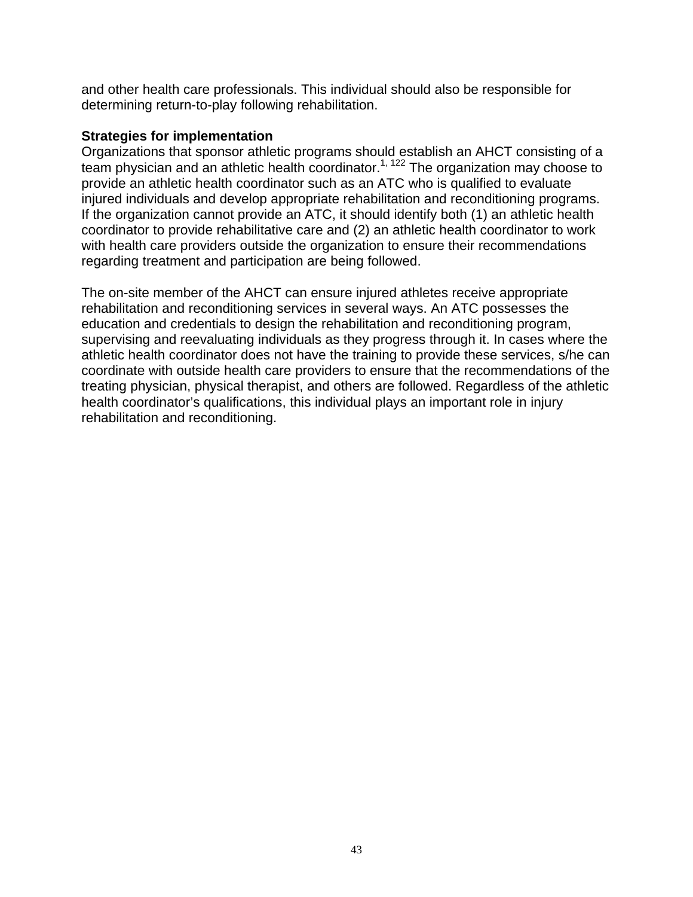and other health care professionals. This individual should also be responsible for determining return-to-play following rehabilitation.

**Strategies for implementation**

Organizations that sponsor athletic programs should establish an AHCT consisting of a team physician and an athletic health coordinator.[1, 122] The organization may choose to provide an athletic health coordinator such as an ATC who is qualified to evaluate injured individuals and develop appropriate rehabilitation and reconditioning programs. If the organization cannot provide an ATC, it should identify both (1) an athletic health coordinator to provide rehabilitative care and (2) an athletic health coordinator to work with health care providers outside the organization to ensure their recommendations regarding treatment and participation are being followed.

The on-site member of the AHCT can ensure injured athletes receive appropriate rehabilitation and reconditioning services in several ways. An ATC possesses the education and credentials to design the rehabilitation and reconditioning program, supervising and reevaluating individuals as they progress through it. In cases where the athletic health coordinator does not have the training to provide these services, s/he can coordinate with outside health care providers to ensure that the recommendations of the treating physician, physical therapist, and others are followed. Regardless of the athletic health coordinator's qualifications, this individual plays an important role in injury rehabilitation and reconditioning.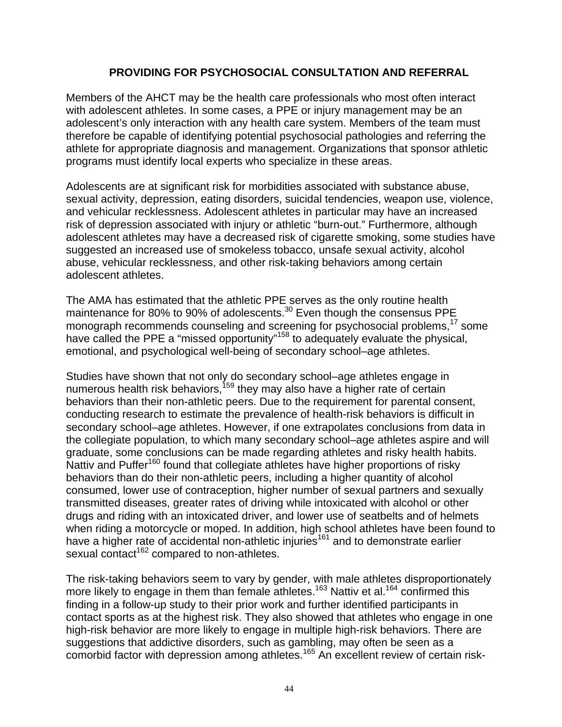## PROVIDING FOR PSYCHOSOCIAL CONSULTATION AND REFERRAL

Members of the AHCT may be the health care professionals who most often interact with adolescent athletes. In some cases, a PPE or injury management may be an adolescent's only interaction with any health care system. Members of the team must therefore be capable of identifying potential psychosocial pathologies and referring the athlete for appropriate diagnosis and management. Organizations that sponsor athletic programs must identify local experts who specialize in these areas.

Adolescents are at significant risk for morbidities associated with substance abuse, sexual activity, depression, eating disorders, suicidal tendencies, weapon use, violence, and vehicular recklessness. Adolescent athletes in particular may have an increased risk of depression associated with injury or athletic "burn-out." Furthermore, although adolescent athletes may have a decreased risk of cigarette smoking, some studies have suggested an increased use of smokeless tobacco, unsafe sexual activity, alcohol abuse, vehicular recklessness, and other risk-taking behaviors among certain adolescent athletes.

The AMA has estimated that the athletic PPE serves as the only routine health maintenance for 80% to 90% of adolescents.[30] Even though the consensus PPE monograph recommends counseling and screening for psychosocial problems,[17] some have called the PPE a "missed opportunity"[158] to adequately evaluate the physical, emotional, and psychological well-being of secondary school–age athletes.

Studies have shown that not only do secondary school–age athletes engage in numerous health risk behaviors,[159] they may also have a higher rate of certain behaviors than their non-athletic peers. Due to the requirement for parental consent, conducting research to estimate the prevalence of health-risk behaviors is difficult in secondary school–age athletes. However, if one extrapolates conclusions from data in the collegiate population, to which many secondary school–age athletes aspire and will graduate, some conclusions can be made regarding athletes and risky health habits. Nattiv and Puffer[160] found that collegiate athletes have higher proportions of risky behaviors than do their non-athletic peers, including a higher quantity of alcohol consumed, lower use of contraception, higher number of sexual partners and sexually transmitted diseases, greater rates of driving while intoxicated with alcohol or other drugs and riding with an intoxicated driver, and lower use of seatbelts and of helmets when riding a motorcycle or moped. In addition, high school athletes have been found to have a higher rate of accidental non-athletic injuries[161] and to demonstrate earlier sexual contact[162] compared to non-athletes.

The risk-taking behaviors seem to vary by gender, with male athletes disproportionately more likely to engage in them than female athletes.[163] Nattiv et al.[164] confirmed this finding in a follow-up study to their prior work and further identified participants in contact sports as at the highest risk. They also showed that athletes who engage in one high-risk behavior are more likely to engage in multiple high-risk behaviors. There are suggestions that addictive disorders, such as gambling, may often be seen as a comorbid factor with depression among athletes.[165] An excellent review of certain risk-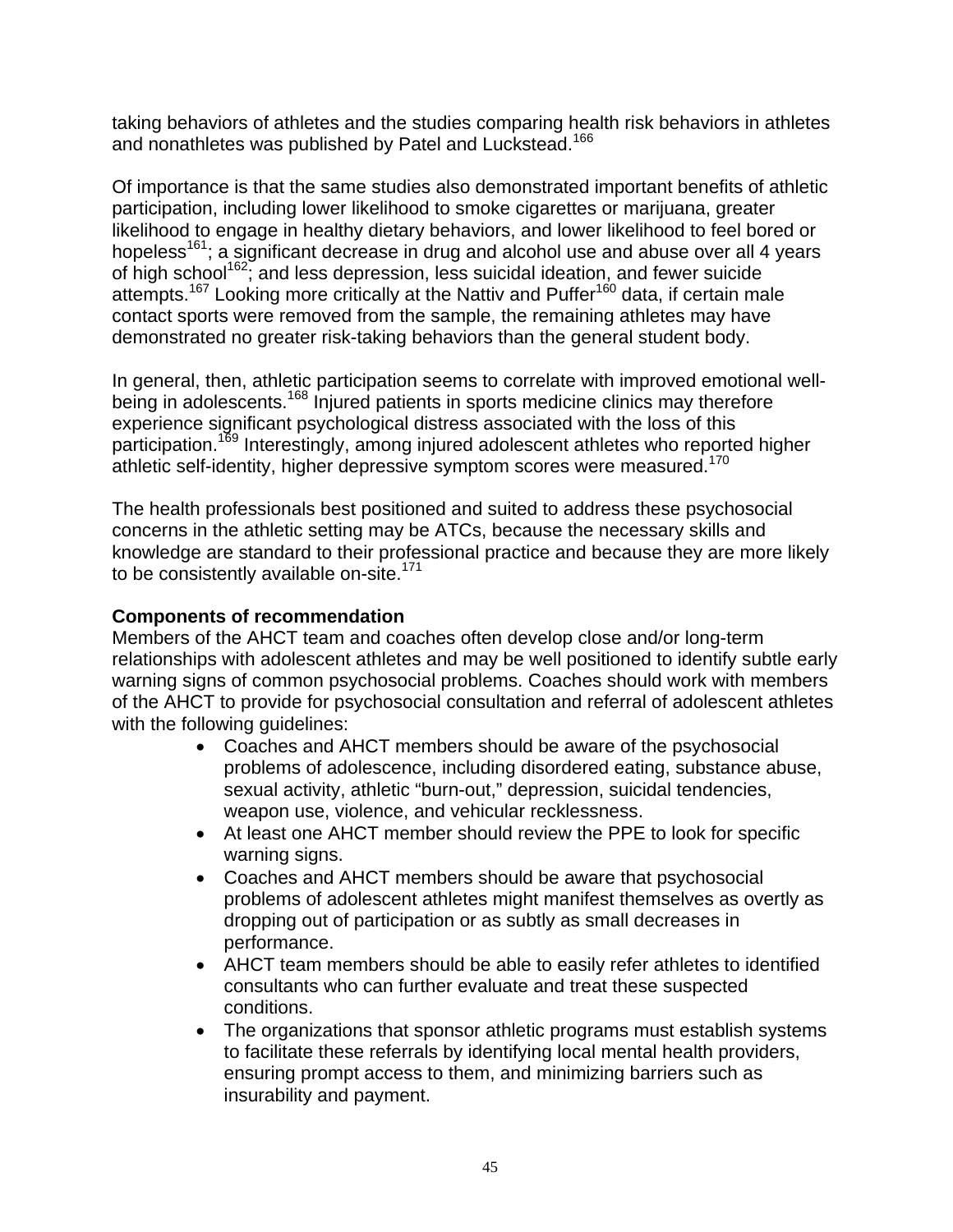taking behaviors of athletes and the studies comparing health risk behaviors in athletes and nonathletes was published by Patel and Luckstead.[166]

Of importance is that the same studies also demonstrated important benefits of athletic participation, including lower likelihood to smoke cigarettes or marijuana, greater likelihood to engage in healthy dietary behaviors, and lower likelihood to feel bored or hopeless[161]; a significant decrease in drug and alcohol use and abuse over all 4 years of high school[162]; and less depression, less suicidal ideation, and fewer suicide attempts.[167] Looking more critically at the Nattiv and Puffer[160] data, if certain male contact sports were removed from the sample, the remaining athletes may have demonstrated no greater risk-taking behaviors than the general student body.

In general, then, athletic participation seems to correlate with improved emotional well-being in adolescents.[168] Injured patients in sports medicine clinics may therefore experience significant psychological distress associated with the loss of this participation.[169] Interestingly, among injured adolescent athletes who reported higher athletic self-identity, higher depressive symptom scores were measured.[170]

The health professionals best positioned and suited to address these psychosocial concerns in the athletic setting may be ATCs, because the necessary skills and knowledge are standard to their professional practice and because they are more likely to be consistently available on-site.[171]

**Components of recommendation**

Members of the AHCT team and coaches often develop close and/or long-term relationships with adolescent athletes and may be well positioned to identify subtle early warning signs of common psychosocial problems. Coaches should work with members of the AHCT to provide for psychosocial consultation and referral of adolescent athletes with the following guidelines:

- Coaches and AHCT members should be aware of the psychosocial problems of adolescence, including disordered eating, substance abuse, sexual activity, athletic "burn-out," depression, suicidal tendencies, weapon use, violence, and vehicular recklessness.
- At least one AHCT member should review the PPE to look for specific warning signs.
- Coaches and AHCT members should be aware that psychosocial problems of adolescent athletes might manifest themselves as overtly as dropping out of participation or as subtly as small decreases in performance.
- AHCT team members should be able to easily refer athletes to identified consultants who can further evaluate and treat these suspected conditions.
- The organizations that sponsor athletic programs must establish systems to facilitate these referrals by identifying local mental health providers, ensuring prompt access to them, and minimizing barriers such as insurability and payment.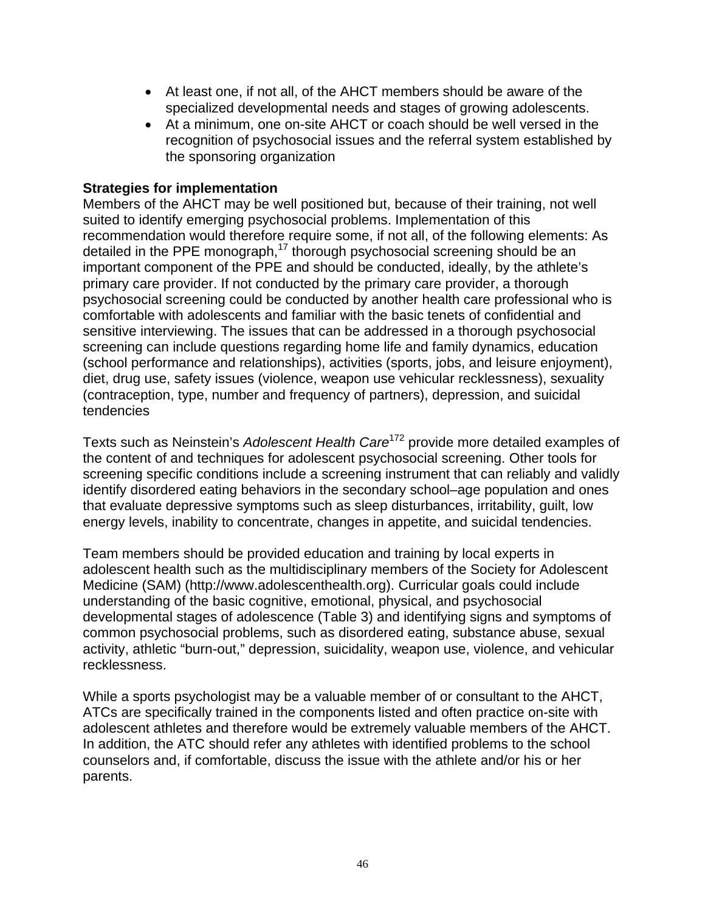- At least one, if not all, of the AHCT members should be aware of the specialized developmental needs and stages of growing adolescents.
- At a minimum, one on-site AHCT or coach should be well versed in the recognition of psychosocial issues and the referral system established by the sponsoring organization

**Strategies for implementation**
Members of the AHCT may be well positioned but, because of their training, not well suited to identify emerging psychosocial problems. Implementation of this recommendation would therefore require some, if not all, of the following elements: As detailed in the PPE monograph,[17] thorough psychosocial screening should be an important component of the PPE and should be conducted, ideally, by the athlete's primary care provider. If not conducted by the primary care provider, a thorough psychosocial screening could be conducted by another health care professional who is comfortable with adolescents and familiar with the basic tenets of confidential and sensitive interviewing. The issues that can be addressed in a thorough psychosocial screening can include questions regarding home life and family dynamics, education (school performance and relationships), activities (sports, jobs, and leisure enjoyment), diet, drug use, safety issues (violence, weapon use vehicular recklessness), sexuality (contraception, type, number and frequency of partners), depression, and suicidal tendencies

Texts such as Neinstein's *Adolescent Health Care*[172] provide more detailed examples of the content of and techniques for adolescent psychosocial screening. Other tools for screening specific conditions include a screening instrument that can reliably and validly identify disordered eating behaviors in the secondary school–age population and ones that evaluate depressive symptoms such as sleep disturbances, irritability, guilt, low energy levels, inability to concentrate, changes in appetite, and suicidal tendencies.

Team members should be provided education and training by local experts in adolescent health such as the multidisciplinary members of the Society for Adolescent Medicine (SAM) (http://www.adolescenthealth.org). Curricular goals could include understanding of the basic cognitive, emotional, physical, and psychosocial developmental stages of adolescence (Table 3) and identifying signs and symptoms of common psychosocial problems, such as disordered eating, substance abuse, sexual activity, athletic "burn-out," depression, suicidality, weapon use, violence, and vehicular recklessness.

While a sports psychologist may be a valuable member of or consultant to the AHCT, ATCs are specifically trained in the components listed and often practice on-site with adolescent athletes and therefore would be extremely valuable members of the AHCT. In addition, the ATC should refer any athletes with identified problems to the school counselors and, if comfortable, discuss the issue with the athlete and/or his or her parents.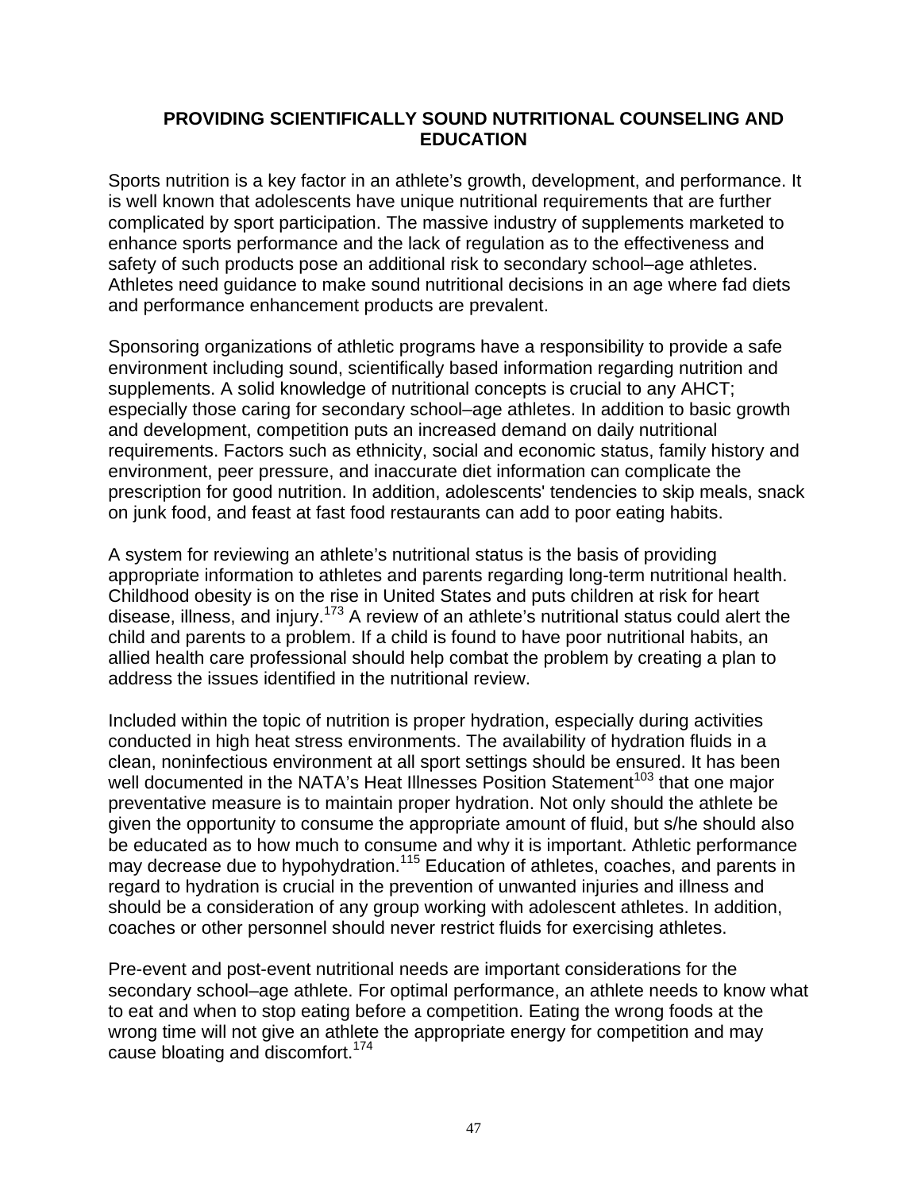## PROVIDING SCIENTIFICALLY SOUND NUTRITIONAL COUNSELING AND EDUCATION

Sports nutrition is a key factor in an athlete's growth, development, and performance. It is well known that adolescents have unique nutritional requirements that are further complicated by sport participation. The massive industry of supplements marketed to enhance sports performance and the lack of regulation as to the effectiveness and safety of such products pose an additional risk to secondary school–age athletes. Athletes need guidance to make sound nutritional decisions in an age where fad diets and performance enhancement products are prevalent.

Sponsoring organizations of athletic programs have a responsibility to provide a safe environment including sound, scientifically based information regarding nutrition and supplements. A solid knowledge of nutritional concepts is crucial to any AHCT; especially those caring for secondary school–age athletes. In addition to basic growth and development, competition puts an increased demand on daily nutritional requirements. Factors such as ethnicity, social and economic status, family history and environment, peer pressure, and inaccurate diet information can complicate the prescription for good nutrition. In addition, adolescents' tendencies to skip meals, snack on junk food, and feast at fast food restaurants can add to poor eating habits.

A system for reviewing an athlete's nutritional status is the basis of providing appropriate information to athletes and parents regarding long-term nutritional health. Childhood obesity is on the rise in United States and puts children at risk for heart disease, illness, and injury.[173] A review of an athlete's nutritional status could alert the child and parents to a problem. If a child is found to have poor nutritional habits, an allied health care professional should help combat the problem by creating a plan to address the issues identified in the nutritional review.

Included within the topic of nutrition is proper hydration, especially during activities conducted in high heat stress environments. The availability of hydration fluids in a clean, noninfectious environment at all sport settings should be ensured. It has been well documented in the NATA's Heat Illnesses Position Statement[103] that one major preventative measure is to maintain proper hydration. Not only should the athlete be given the opportunity to consume the appropriate amount of fluid, but s/he should also be educated as to how much to consume and why it is important. Athletic performance may decrease due to hypohydration.[115] Education of athletes, coaches, and parents in regard to hydration is crucial in the prevention of unwanted injuries and illness and should be a consideration of any group working with adolescent athletes. In addition, coaches or other personnel should never restrict fluids for exercising athletes.

Pre-event and post-event nutritional needs are important considerations for the secondary school–age athlete. For optimal performance, an athlete needs to know what to eat and when to stop eating before a competition. Eating the wrong foods at the wrong time will not give an athlete the appropriate energy for competition and may cause bloating and discomfort.[174]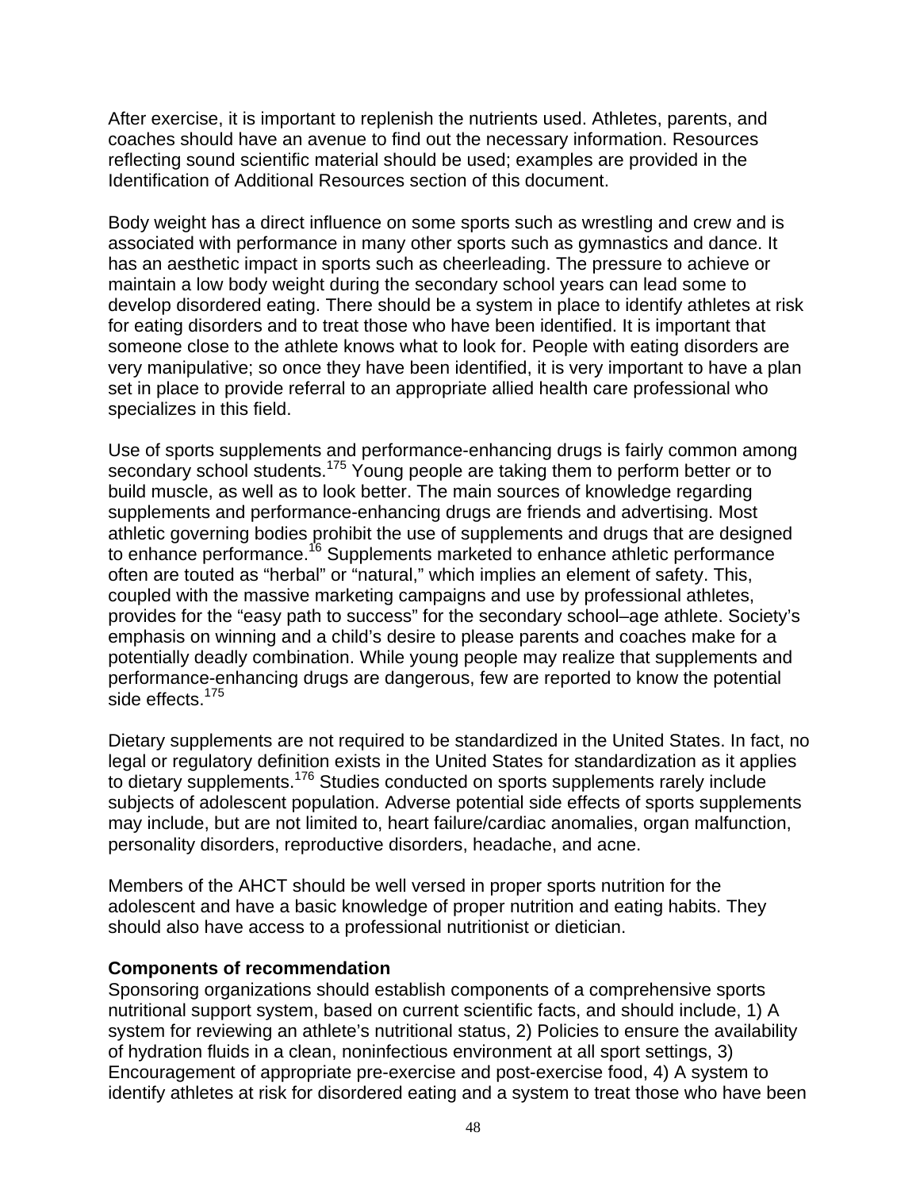After exercise, it is important to replenish the nutrients used. Athletes, parents, and coaches should have an avenue to find out the necessary information. Resources reflecting sound scientific material should be used; examples are provided in the Identification of Additional Resources section of this document.

Body weight has a direct influence on some sports such as wrestling and crew and is associated with performance in many other sports such as gymnastics and dance. It has an aesthetic impact in sports such as cheerleading. The pressure to achieve or maintain a low body weight during the secondary school years can lead some to develop disordered eating. There should be a system in place to identify athletes at risk for eating disorders and to treat those who have been identified. It is important that someone close to the athlete knows what to look for. People with eating disorders are very manipulative; so once they have been identified, it is very important to have a plan set in place to provide referral to an appropriate allied health care professional who specializes in this field.

Use of sports supplements and performance-enhancing drugs is fairly common among secondary school students.[175] Young people are taking them to perform better or to build muscle, as well as to look better. The main sources of knowledge regarding supplements and performance-enhancing drugs are friends and advertising. Most athletic governing bodies prohibit the use of supplements and drugs that are designed to enhance performance.[16] Supplements marketed to enhance athletic performance often are touted as "herbal" or "natural," which implies an element of safety. This, coupled with the massive marketing campaigns and use by professional athletes, provides for the "easy path to success" for the secondary school–age athlete. Society's emphasis on winning and a child's desire to please parents and coaches make for a potentially deadly combination. While young people may realize that supplements and performance-enhancing drugs are dangerous, few are reported to know the potential side effects.[175]

Dietary supplements are not required to be standardized in the United States. In fact, no legal or regulatory definition exists in the United States for standardization as it applies to dietary supplements.[176] Studies conducted on sports supplements rarely include subjects of adolescent population. Adverse potential side effects of sports supplements may include, but are not limited to, heart failure/cardiac anomalies, organ malfunction, personality disorders, reproductive disorders, headache, and acne.

Members of the AHCT should be well versed in proper sports nutrition for the adolescent and have a basic knowledge of proper nutrition and eating habits. They should also have access to a professional nutritionist or dietician.

**Components of recommendation**

Sponsoring organizations should establish components of a comprehensive sports nutritional support system, based on current scientific facts, and should include, 1) A system for reviewing an athlete's nutritional status, 2) Policies to ensure the availability of hydration fluids in a clean, noninfectious environment at all sport settings, 3) Encouragement of appropriate pre-exercise and post-exercise food, 4) A system to identify athletes at risk for disordered eating and a system to treat those who have been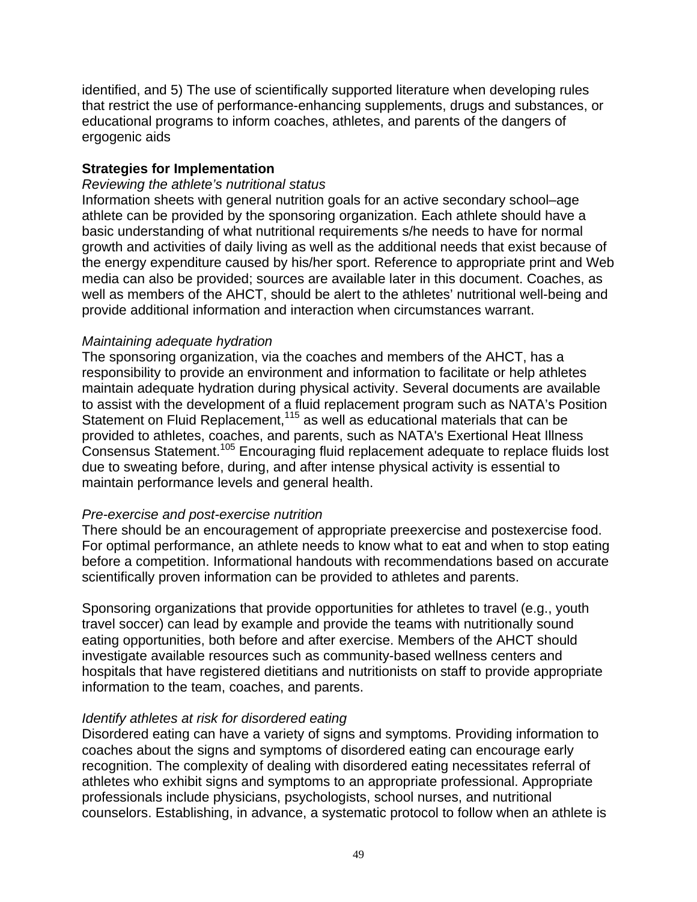identified, and 5) The use of scientifically supported literature when developing rules that restrict the use of performance-enhancing supplements, drugs and substances, or educational programs to inform coaches, athletes, and parents of the dangers of ergogenic aids

**Strategies for Implementation**

*Reviewing the athlete's nutritional status*

Information sheets with general nutrition goals for an active secondary school–age athlete can be provided by the sponsoring organization. Each athlete should have a basic understanding of what nutritional requirements s/he needs to have for normal growth and activities of daily living as well as the additional needs that exist because of the energy expenditure caused by his/her sport. Reference to appropriate print and Web media can also be provided; sources are available later in this document. Coaches, as well as members of the AHCT, should be alert to the athletes' nutritional well-being and provide additional information and interaction when circumstances warrant.

*Maintaining adequate hydration*

The sponsoring organization, via the coaches and members of the AHCT, has a responsibility to provide an environment and information to facilitate or help athletes maintain adequate hydration during physical activity. Several documents are available to assist with the development of a fluid replacement program such as NATA's Position Statement on Fluid Replacement,[115] as well as educational materials that can be provided to athletes, coaches, and parents, such as NATA's Exertional Heat Illness Consensus Statement.[105] Encouraging fluid replacement adequate to replace fluids lost due to sweating before, during, and after intense physical activity is essential to maintain performance levels and general health.

*Pre-exercise and post-exercise nutrition*

There should be an encouragement of appropriate preexercise and postexercise food. For optimal performance, an athlete needs to know what to eat and when to stop eating before a competition. Informational handouts with recommendations based on accurate scientifically proven information can be provided to athletes and parents.

Sponsoring organizations that provide opportunities for athletes to travel (e.g., youth travel soccer) can lead by example and provide the teams with nutritionally sound eating opportunities, both before and after exercise. Members of the AHCT should investigate available resources such as community-based wellness centers and hospitals that have registered dietitians and nutritionists on staff to provide appropriate information to the team, coaches, and parents.

*Identify athletes at risk for disordered eating*

Disordered eating can have a variety of signs and symptoms. Providing information to coaches about the signs and symptoms of disordered eating can encourage early recognition. The complexity of dealing with disordered eating necessitates referral of athletes who exhibit signs and symptoms to an appropriate professional. Appropriate professionals include physicians, psychologists, school nurses, and nutritional counselors. Establishing, in advance, a systematic protocol to follow when an athlete is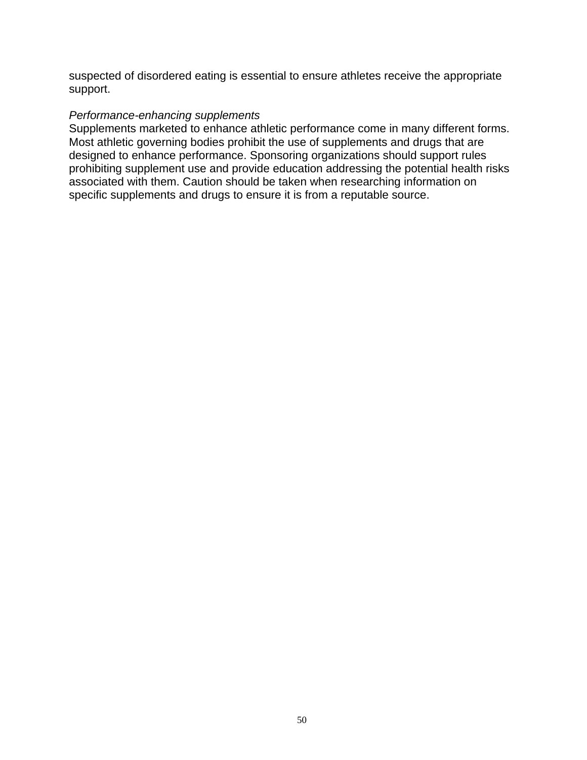suspected of disordered eating is essential to ensure athletes receive the appropriate support.

*Performance-enhancing supplements*

Supplements marketed to enhance athletic performance come in many different forms. Most athletic governing bodies prohibit the use of supplements and drugs that are designed to enhance performance. Sponsoring organizations should support rules prohibiting supplement use and provide education addressing the potential health risks associated with them. Caution should be taken when researching information on specific supplements and drugs to ensure it is from a reputable source.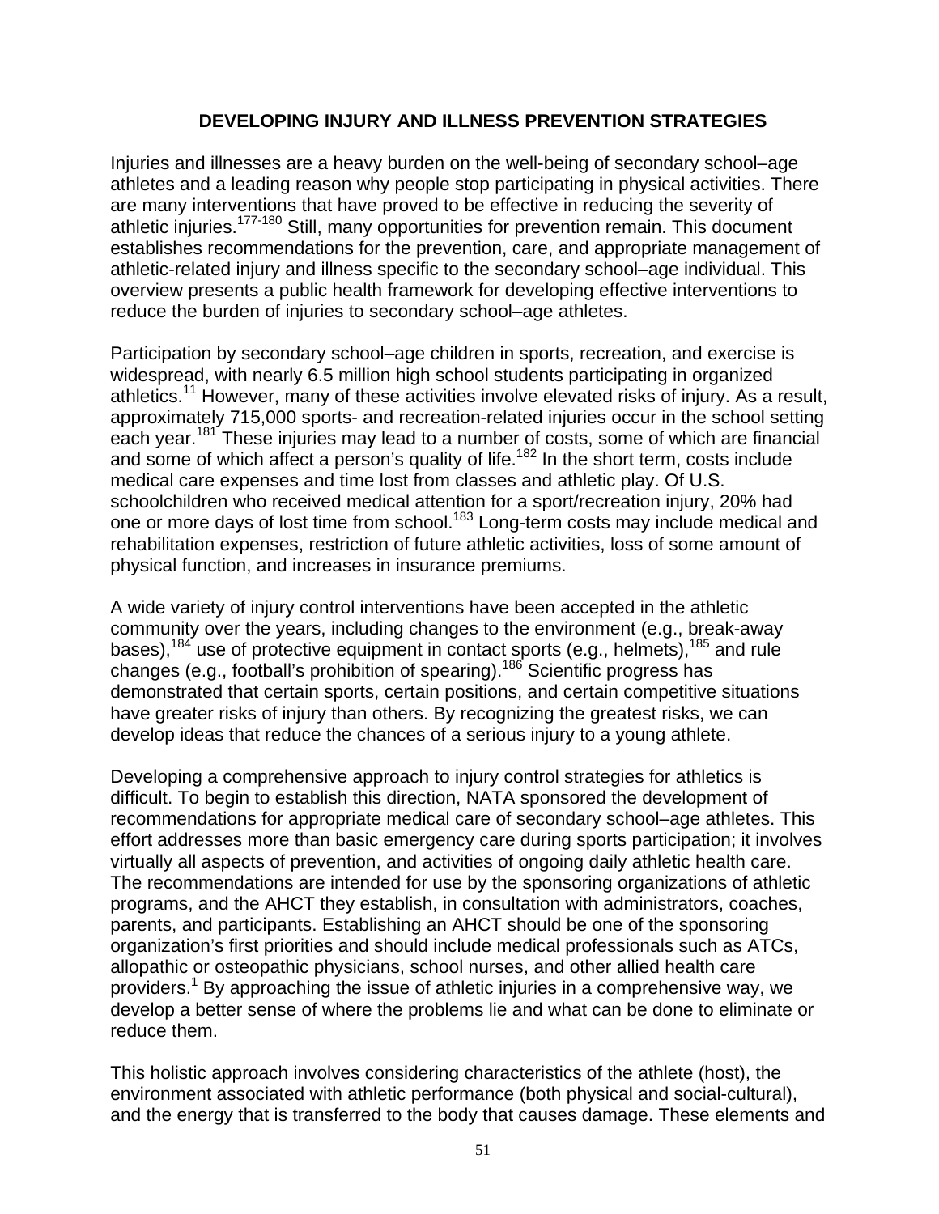## DEVELOPING INJURY AND ILLNESS PREVENTION STRATEGIES

Injuries and illnesses are a heavy burden on the well-being of secondary school–age athletes and a leading reason why people stop participating in physical activities. There are many interventions that have proved to be effective in reducing the severity of athletic injuries.[177-180] Still, many opportunities for prevention remain. This document establishes recommendations for the prevention, care, and appropriate management of athletic-related injury and illness specific to the secondary school–age individual. This overview presents a public health framework for developing effective interventions to reduce the burden of injuries to secondary school–age athletes.

Participation by secondary school–age children in sports, recreation, and exercise is widespread, with nearly 6.5 million high school students participating in organized athletics.[11] However, many of these activities involve elevated risks of injury. As a result, approximately 715,000 sports- and recreation-related injuries occur in the school setting each year.[181] These injuries may lead to a number of costs, some of which are financial and some of which affect a person's quality of life.[182] In the short term, costs include medical care expenses and time lost from classes and athletic play. Of U.S. schoolchildren who received medical attention for a sport/recreation injury, 20% had one or more days of lost time from school.[183] Long-term costs may include medical and rehabilitation expenses, restriction of future athletic activities, loss of some amount of physical function, and increases in insurance premiums.

A wide variety of injury control interventions have been accepted in the athletic community over the years, including changes to the environment (e.g., break-away bases),[184] use of protective equipment in contact sports (e.g., helmets),[185] and rule changes (e.g., football's prohibition of spearing).[186] Scientific progress has demonstrated that certain sports, certain positions, and certain competitive situations have greater risks of injury than others. By recognizing the greatest risks, we can develop ideas that reduce the chances of a serious injury to a young athlete.

Developing a comprehensive approach to injury control strategies for athletics is difficult. To begin to establish this direction, NATA sponsored the development of recommendations for appropriate medical care of secondary school–age athletes. This effort addresses more than basic emergency care during sports participation; it involves virtually all aspects of prevention, and activities of ongoing daily athletic health care. The recommendations are intended for use by the sponsoring organizations of athletic programs, and the AHCT they establish, in consultation with administrators, coaches, parents, and participants. Establishing an AHCT should be one of the sponsoring organization's first priorities and should include medical professionals such as ATCs, allopathic or osteopathic physicians, school nurses, and other allied health care providers.[1] By approaching the issue of athletic injuries in a comprehensive way, we develop a better sense of where the problems lie and what can be done to eliminate or reduce them.

This holistic approach involves considering characteristics of the athlete (host), the environment associated with athletic performance (both physical and social-cultural), and the energy that is transferred to the body that causes damage. These elements and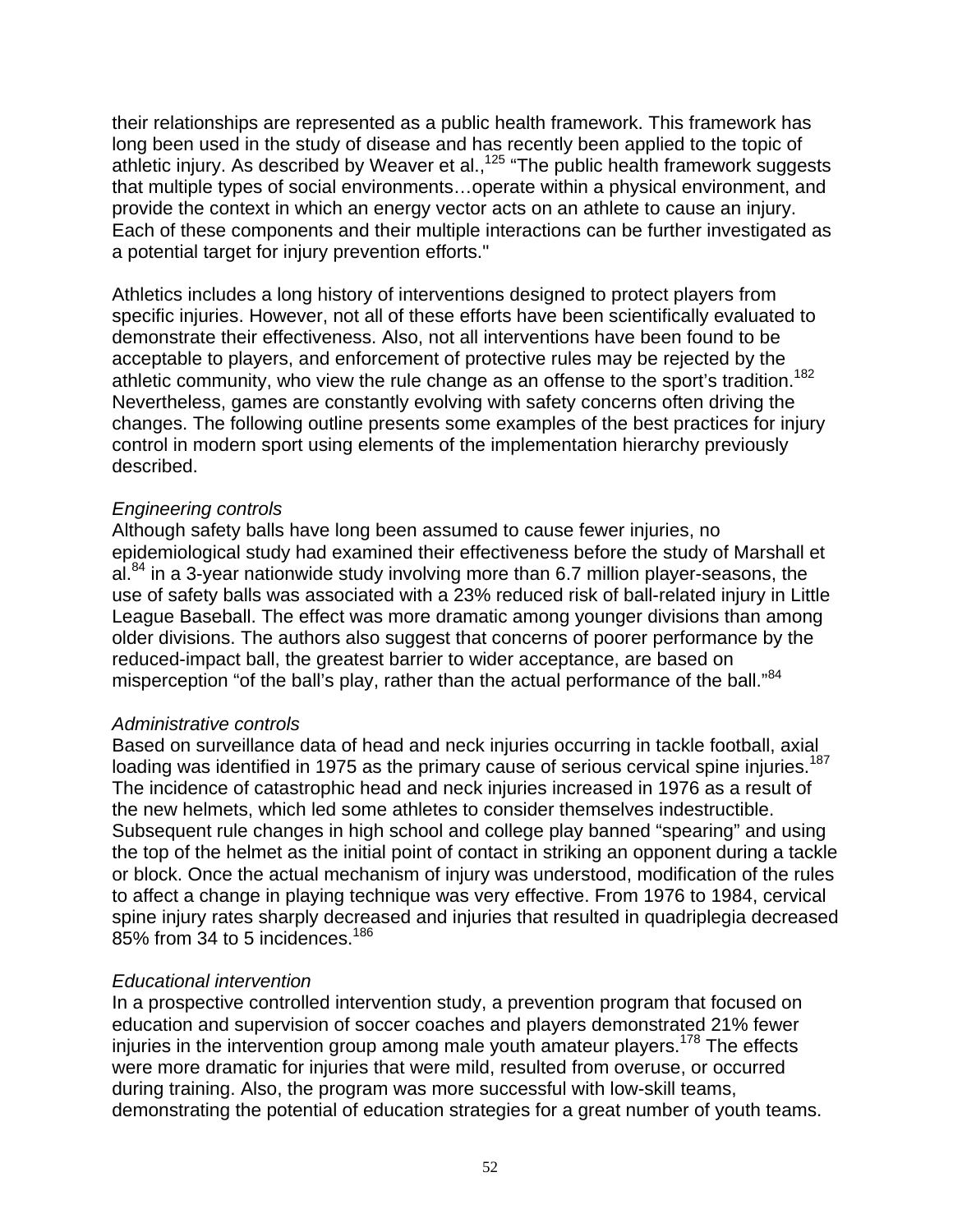their relationships are represented as a public health framework. This framework has long been used in the study of disease and has recently been applied to the topic of athletic injury. As described by Weaver et al.,[125] “The public health framework suggests that multiple types of social environments…operate within a physical environment, and provide the context in which an energy vector acts on an athlete to cause an injury. Each of these components and their multiple interactions can be further investigated as a potential target for injury prevention efforts."

Athletics includes a long history of interventions designed to protect players from specific injuries. However, not all of these efforts have been scientifically evaluated to demonstrate their effectiveness. Also, not all interventions have been found to be acceptable to players, and enforcement of protective rules may be rejected by the athletic community, who view the rule change as an offense to the sport’s tradition.[182] Nevertheless, games are constantly evolving with safety concerns often driving the changes. The following outline presents some examples of the best practices for injury control in modern sport using elements of the implementation hierarchy previously described.

*Engineering controls*
Although safety balls have long been assumed to cause fewer injuries, no epidemiological study had examined their effectiveness before the study of Marshall et al.[84] in a 3-year nationwide study involving more than 6.7 million player-seasons, the use of safety balls was associated with a 23% reduced risk of ball-related injury in Little League Baseball. The effect was more dramatic among younger divisions than among older divisions. The authors also suggest that concerns of poorer performance by the reduced-impact ball, the greatest barrier to wider acceptance, are based on misperception “of the ball’s play, rather than the actual performance of the ball.”[84]

*Administrative controls*
Based on surveillance data of head and neck injuries occurring in tackle football, axial loading was identified in 1975 as the primary cause of serious cervical spine injuries.[187] The incidence of catastrophic head and neck injuries increased in 1976 as a result of the new helmets, which led some athletes to consider themselves indestructible. Subsequent rule changes in high school and college play banned “spearing” and using the top of the helmet as the initial point of contact in striking an opponent during a tackle or block. Once the actual mechanism of injury was understood, modification of the rules to affect a change in playing technique was very effective. From 1976 to 1984, cervical spine injury rates sharply decreased and injuries that resulted in quadriplegia decreased 85% from 34 to 5 incidences.[186]

*Educational intervention*
In a prospective controlled intervention study, a prevention program that focused on education and supervision of soccer coaches and players demonstrated 21% fewer injuries in the intervention group among male youth amateur players.[178] The effects were more dramatic for injuries that were mild, resulted from overuse, or occurred during training. Also, the program was more successful with low-skill teams, demonstrating the potential of education strategies for a great number of youth teams.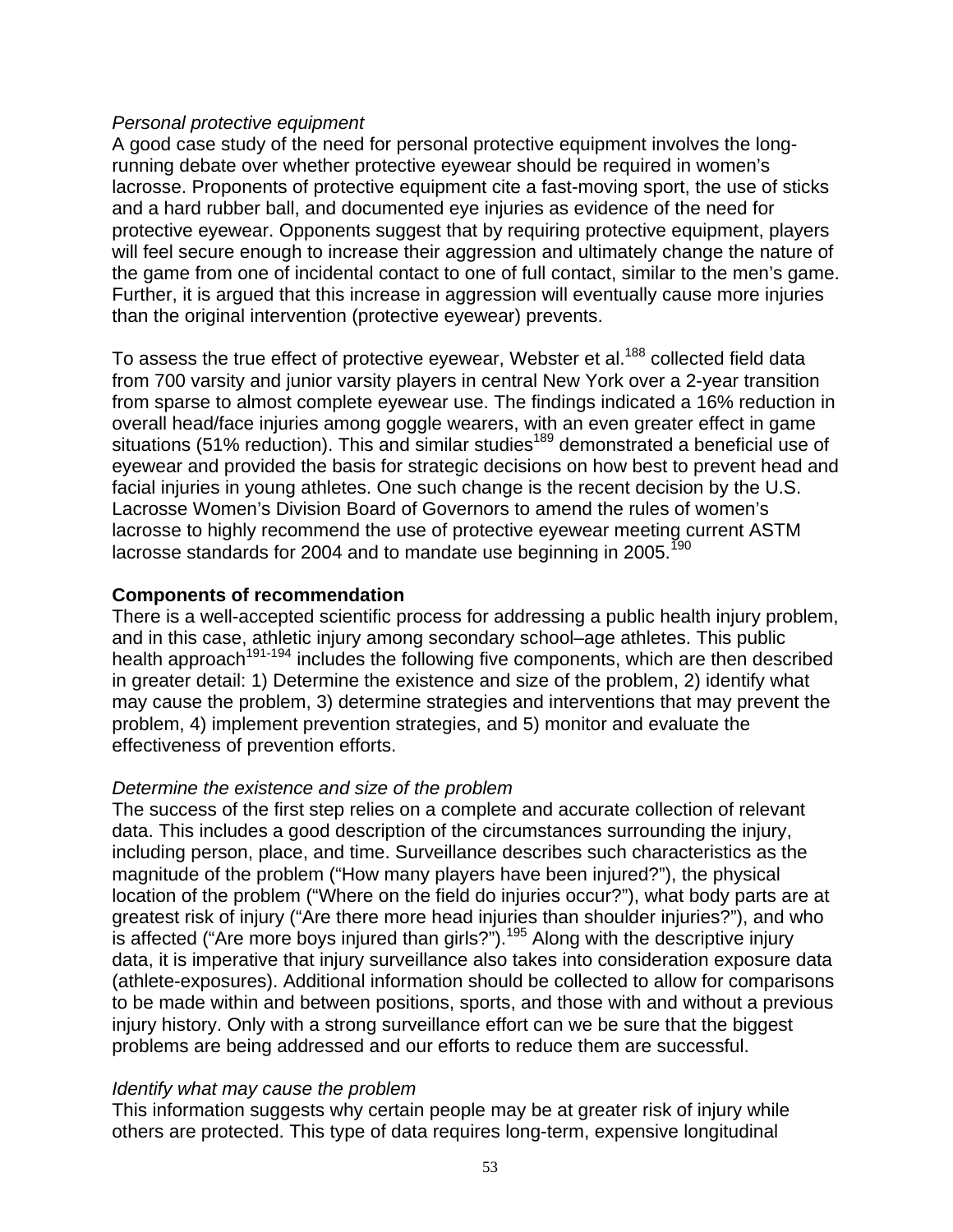*Personal protective equipment*

A good case study of the need for personal protective equipment involves the long-running debate over whether protective eyewear should be required in women's lacrosse. Proponents of protective equipment cite a fast-moving sport, the use of sticks and a hard rubber ball, and documented eye injuries as evidence of the need for protective eyewear. Opponents suggest that by requiring protective equipment, players will feel secure enough to increase their aggression and ultimately change the nature of the game from one of incidental contact to one of full contact, similar to the men's game. Further, it is argued that this increase in aggression will eventually cause more injuries than the original intervention (protective eyewear) prevents.

To assess the true effect of protective eyewear, Webster et al.[188] collected field data from 700 varsity and junior varsity players in central New York over a 2-year transition from sparse to almost complete eyewear use. The findings indicated a 16% reduction in overall head/face injuries among goggle wearers, with an even greater effect in game situations (51% reduction). This and similar studies[189] demonstrated a beneficial use of eyewear and provided the basis for strategic decisions on how best to prevent head and facial injuries in young athletes. One such change is the recent decision by the U.S. Lacrosse Women's Division Board of Governors to amend the rules of women's lacrosse to highly recommend the use of protective eyewear meeting current ASTM lacrosse standards for 2004 and to mandate use beginning in 2005.[190]

**Components of recommendation**

There is a well-accepted scientific process for addressing a public health injury problem, and in this case, athletic injury among secondary school–age athletes. This public health approach[191-194] includes the following five components, which are then described in greater detail: 1) Determine the existence and size of the problem, 2) identify what may cause the problem, 3) determine strategies and interventions that may prevent the problem, 4) implement prevention strategies, and 5) monitor and evaluate the effectiveness of prevention efforts.

*Determine the existence and size of the problem*

The success of the first step relies on a complete and accurate collection of relevant data. This includes a good description of the circumstances surrounding the injury, including person, place, and time. Surveillance describes such characteristics as the magnitude of the problem ("How many players have been injured?"), the physical location of the problem ("Where on the field do injuries occur?"), what body parts are at greatest risk of injury ("Are there more head injuries than shoulder injuries?"), and who is affected ("Are more boys injured than girls?").[195] Along with the descriptive injury data, it is imperative that injury surveillance also takes into consideration exposure data (athlete-exposures). Additional information should be collected to allow for comparisons to be made within and between positions, sports, and those with and without a previous injury history. Only with a strong surveillance effort can we be sure that the biggest problems are being addressed and our efforts to reduce them are successful.

*Identify what may cause the problem*

This information suggests why certain people may be at greater risk of injury while others are protected. This type of data requires long-term, expensive longitudinal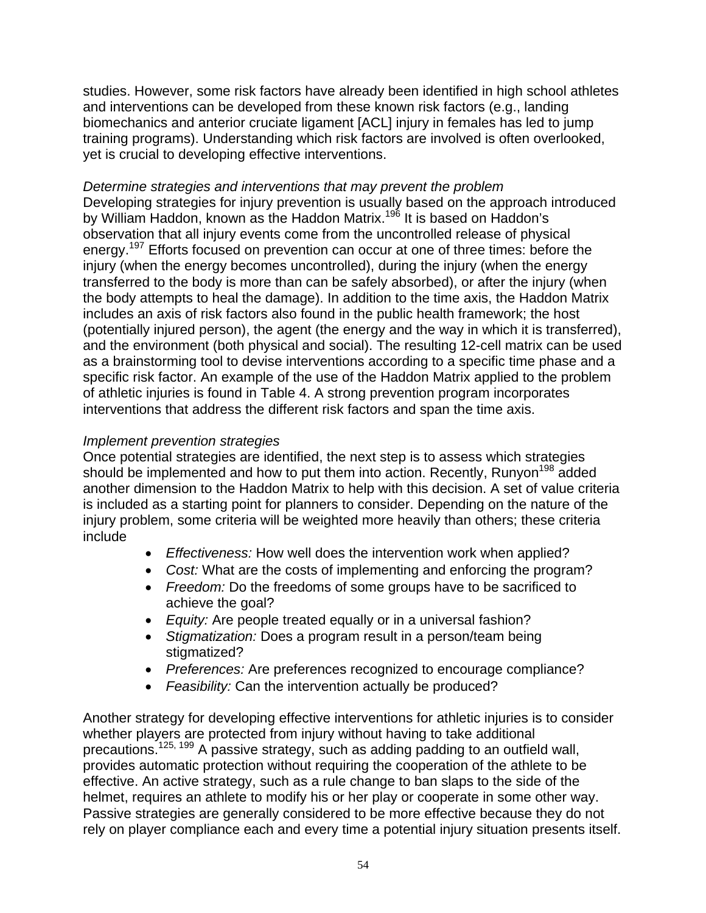studies. However, some risk factors have already been identified in high school athletes and interventions can be developed from these known risk factors (e.g., landing biomechanics and anterior cruciate ligament [ACL] injury in females has led to jump training programs). Understanding which risk factors are involved is often overlooked, yet is crucial to developing effective interventions.

*Determine strategies and interventions that may prevent the problem*

Developing strategies for injury prevention is usually based on the approach introduced by William Haddon, known as the Haddon Matrix.[196] It is based on Haddon's observation that all injury events come from the uncontrolled release of physical energy.[197] Efforts focused on prevention can occur at one of three times: before the injury (when the energy becomes uncontrolled), during the injury (when the energy transferred to the body is more than can be safely absorbed), or after the injury (when the body attempts to heal the damage). In addition to the time axis, the Haddon Matrix includes an axis of risk factors also found in the public health framework; the host (potentially injured person), the agent (the energy and the way in which it is transferred), and the environment (both physical and social). The resulting 12-cell matrix can be used as a brainstorming tool to devise interventions according to a specific time phase and a specific risk factor. An example of the use of the Haddon Matrix applied to the problem of athletic injuries is found in Table 4. A strong prevention program incorporates interventions that address the different risk factors and span the time axis.

*Implement prevention strategies*

Once potential strategies are identified, the next step is to assess which strategies should be implemented and how to put them into action. Recently, Runyon[198] added another dimension to the Haddon Matrix to help with this decision. A set of value criteria is included as a starting point for planners to consider. Depending on the nature of the injury problem, some criteria will be weighted more heavily than others; these criteria include

- *Effectiveness:* How well does the intervention work when applied?
- *Cost:* What are the costs of implementing and enforcing the program?
- *Freedom:* Do the freedoms of some groups have to be sacrificed to achieve the goal?
- *Equity:* Are people treated equally or in a universal fashion?
- *Stigmatization:* Does a program result in a person/team being stigmatized?
- *Preferences:* Are preferences recognized to encourage compliance?
- *Feasibility:* Can the intervention actually be produced?

Another strategy for developing effective interventions for athletic injuries is to consider whether players are protected from injury without having to take additional precautions.[125, 199] A passive strategy, such as adding padding to an outfield wall, provides automatic protection without requiring the cooperation of the athlete to be effective. An active strategy, such as a rule change to ban slaps to the side of the helmet, requires an athlete to modify his or her play or cooperate in some other way. Passive strategies are generally considered to be more effective because they do not rely on player compliance each and every time a potential injury situation presents itself.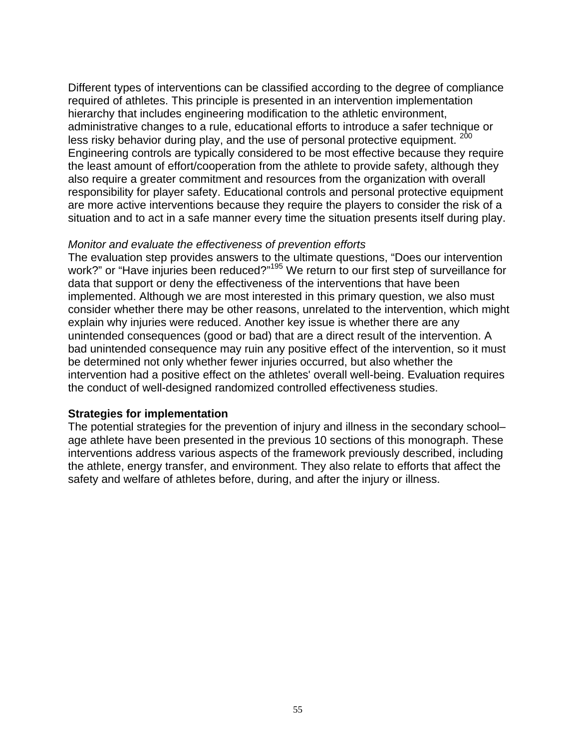Different types of interventions can be classified according to the degree of compliance required of athletes. This principle is presented in an intervention implementation hierarchy that includes engineering modification to the athletic environment, administrative changes to a rule, educational efforts to introduce a safer technique or less risky behavior during play, and the use of personal protective equipment. [200] Engineering controls are typically considered to be most effective because they require the least amount of effort/cooperation from the athlete to provide safety, although they also require a greater commitment and resources from the organization with overall responsibility for player safety. Educational controls and personal protective equipment are more active interventions because they require the players to consider the risk of a situation and to act in a safe manner every time the situation presents itself during play.

*Monitor and evaluate the effectiveness of prevention efforts*
The evaluation step provides answers to the ultimate questions, "Does our intervention work?" or "Have injuries been reduced?"[195] We return to our first step of surveillance for data that support or deny the effectiveness of the interventions that have been implemented. Although we are most interested in this primary question, we also must consider whether there may be other reasons, unrelated to the intervention, which might explain why injuries were reduced. Another key issue is whether there are any unintended consequences (good or bad) that are a direct result of the intervention. A bad unintended consequence may ruin any positive effect of the intervention, so it must be determined not only whether fewer injuries occurred, but also whether the intervention had a positive effect on the athletes' overall well-being. Evaluation requires the conduct of well-designed randomized controlled effectiveness studies.

**Strategies for implementation**
The potential strategies for the prevention of injury and illness in the secondary school–age athlete have been presented in the previous 10 sections of this monograph. These interventions address various aspects of the framework previously described, including the athlete, energy transfer, and environment. They also relate to efforts that affect the safety and welfare of athletes before, during, and after the injury or illness.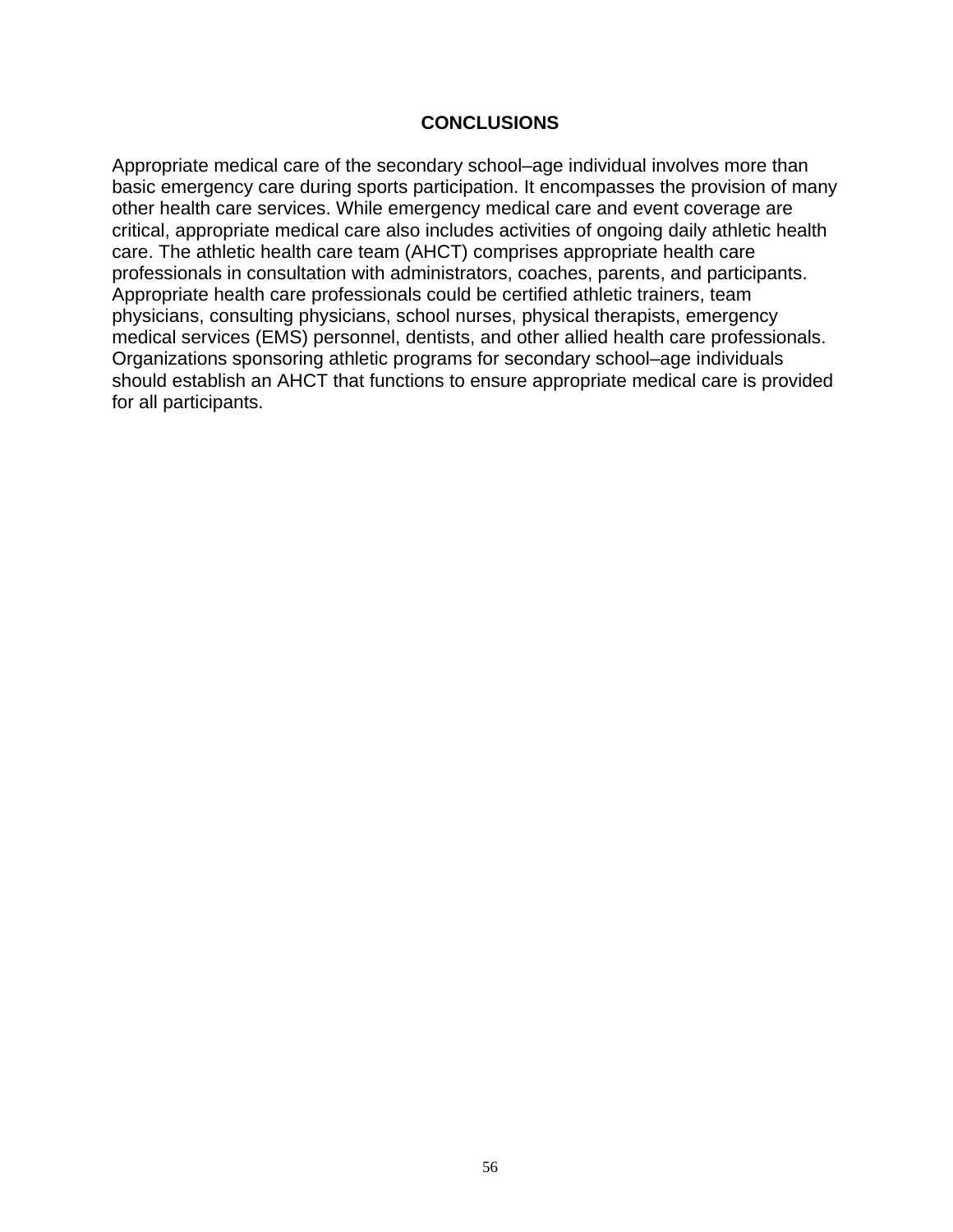## CONCLUSIONS

Appropriate medical care of the secondary school–age individual involves more than basic emergency care during sports participation. It encompasses the provision of many other health care services. While emergency medical care and event coverage are critical, appropriate medical care also includes activities of ongoing daily athletic health care. The athletic health care team (AHCT) comprises appropriate health care professionals in consultation with administrators, coaches, parents, and participants. Appropriate health care professionals could be certified athletic trainers, team physicians, consulting physicians, school nurses, physical therapists, emergency medical services (EMS) personnel, dentists, and other allied health care professionals. Organizations sponsoring athletic programs for secondary school–age individuals should establish an AHCT that functions to ensure appropriate medical care is provided for all participants.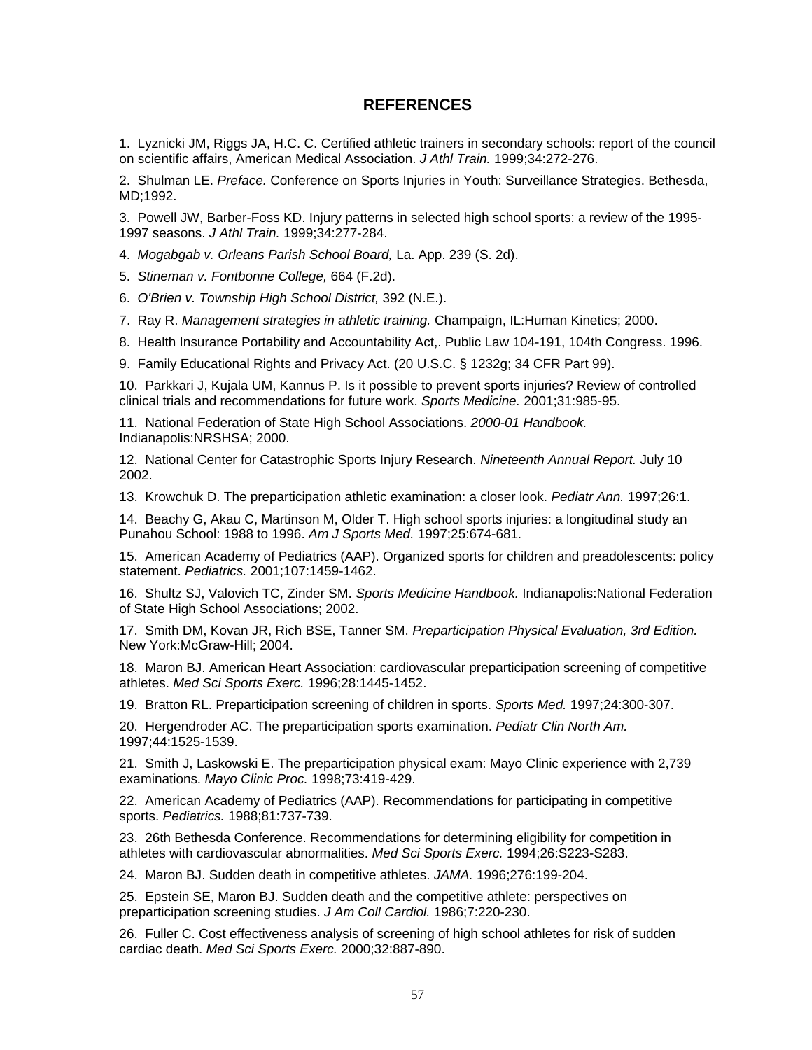## REFERENCES

1. Lyznicki JM, Riggs JA, H.C. C. Certified athletic trainers in secondary schools: report of the council on scientific affairs, American Medical Association. *J Athl Train.* 1999;34:272-276.

2. Shulman LE. *Preface.* Conference on Sports Injuries in Youth: Surveillance Strategies. Bethesda, MD;1992.

3. Powell JW, Barber-Foss KD. Injury patterns in selected high school sports: a review of the 1995-1997 seasons. *J Athl Train.* 1999;34:277-284.

4. *Mogabgab v. Orleans Parish School Board,* La. App. 239 (S. 2d).

5. *Stineman v. Fontbonne College,* 664 (F.2d).

6. *O'Brien v. Township High School District,* 392 (N.E.).

7. Ray R. *Management strategies in athletic training.* Champaign, IL:Human Kinetics; 2000.

8. Health Insurance Portability and Accountability Act,. Public Law 104-191, 104th Congress. 1996.

9. Family Educational Rights and Privacy Act. (20 U.S.C. § 1232g; 34 CFR Part 99).

10. Parkkari J, Kujala UM, Kannus P. Is it possible to prevent sports injuries? Review of controlled clinical trials and recommendations for future work. *Sports Medicine.* 2001;31:985-95.

11. National Federation of State High School Associations. *2000-01 Handbook.* Indianapolis:NRSHSA; 2000.

12. National Center for Catastrophic Sports Injury Research. *Nineteenth Annual Report.* July 10 2002.

13. Krowchuk D. The preparticipation athletic examination: a closer look. *Pediatr Ann.* 1997;26:1.

14. Beachy G, Akau C, Martinson M, Older T. High school sports injuries: a longitudinal study an Punahou School: 1988 to 1996. *Am J Sports Med.* 1997;25:674-681.

15. American Academy of Pediatrics (AAP). Organized sports for children and preadolescents: policy statement. *Pediatrics.* 2001;107:1459-1462.

16. Shultz SJ, Valovich TC, Zinder SM. *Sports Medicine Handbook.* Indianapolis:National Federation of State High School Associations; 2002.

17. Smith DM, Kovan JR, Rich BSE, Tanner SM. *Preparticipation Physical Evaluation, 3rd Edition.* New York:McGraw-Hill; 2004.

18. Maron BJ. American Heart Association: cardiovascular preparticipation screening of competitive athletes. *Med Sci Sports Exerc.* 1996;28:1445-1452.

19. Bratton RL. Preparticipation screening of children in sports. *Sports Med.* 1997;24:300-307.

20. Hergendroder AC. The preparticipation sports examination. *Pediatr Clin North Am.* 1997;44:1525-1539.

21. Smith J, Laskowski E. The preparticipation physical exam: Mayo Clinic experience with 2,739 examinations. *Mayo Clinic Proc.* 1998;73:419-429.

22. American Academy of Pediatrics (AAP). Recommendations for participating in competitive sports. *Pediatrics.* 1988;81:737-739.

23. 26th Bethesda Conference. Recommendations for determining eligibility for competition in athletes with cardiovascular abnormalities. *Med Sci Sports Exerc.* 1994;26:S223-S283.

24. Maron BJ. Sudden death in competitive athletes. *JAMA.* 1996;276:199-204.

25. Epstein SE, Maron BJ. Sudden death and the competitive athlete: perspectives on preparticipation screening studies. *J Am Coll Cardiol.* 1986;7:220-230.

26. Fuller C. Cost effectiveness analysis of screening of high school athletes for risk of sudden cardiac death. *Med Sci Sports Exerc.* 2000;32:887-890.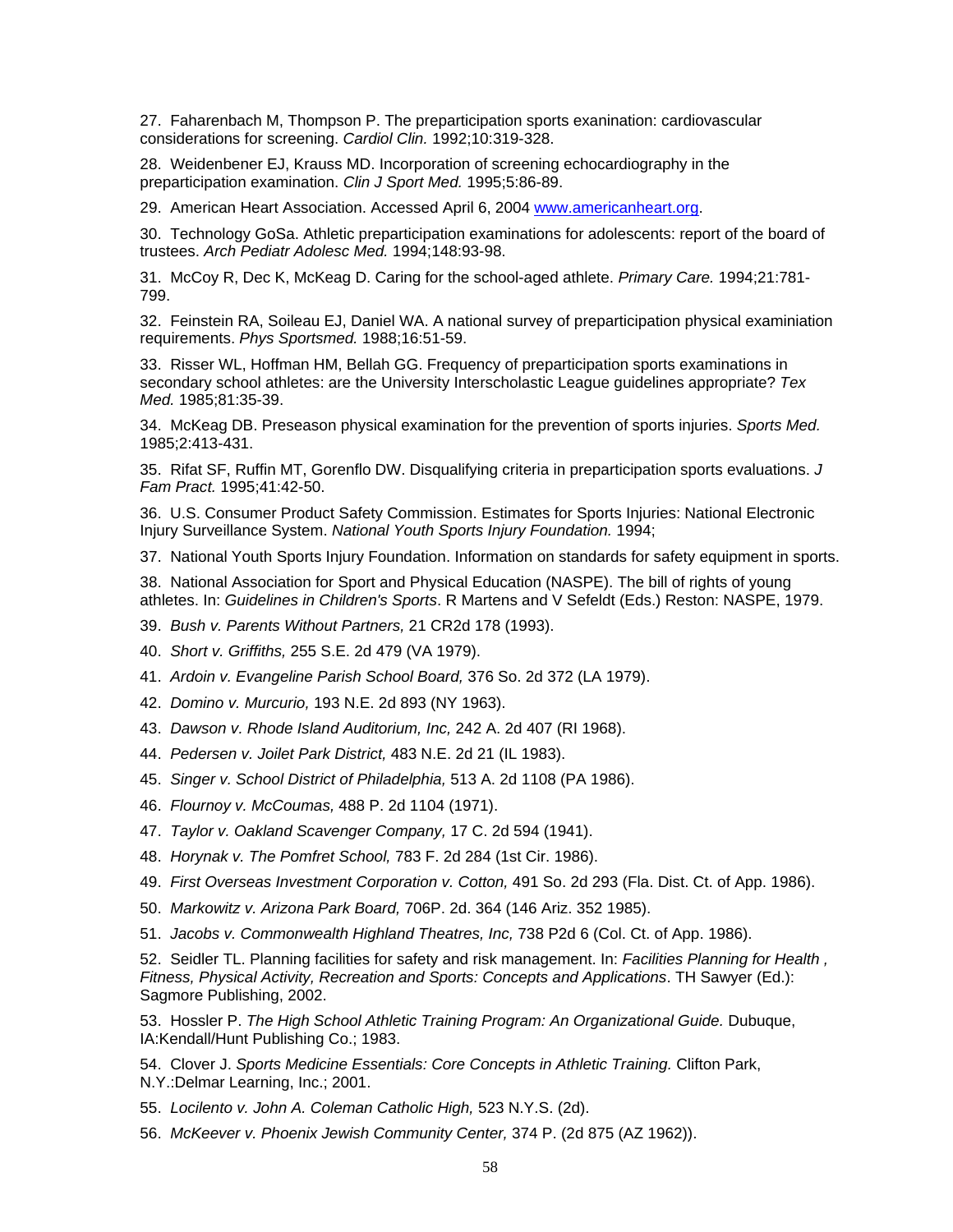27. Faharenbach M, Thompson P. The preparticipation sports exanination: cardiovascular considerations for screening. *Cardiol Clin.* 1992;10:319-328.

28. Weidenbener EJ, Krauss MD. Incorporation of screening echocardiography in the preparticipation examination. *Clin J Sport Med.* 1995;5:86-89.

29. American Heart Association. Accessed April 6, 2004 [www.americanheart.org](http://www.americanheart.org).

30. Technology GoSa. Athletic preparticipation examinations for adolescents: report of the board of trustees. *Arch Pediatr Adolesc Med.* 1994;148:93-98.

31. McCoy R, Dec K, McKeag D. Caring for the school-aged athlete. *Primary Care.* 1994;21:781-799.

32. Feinstein RA, Soileau EJ, Daniel WA. A national survey of preparticipation physical examiniation requirements. *Phys Sportsmed.* 1988;16:51-59.

33. Risser WL, Hoffman HM, Bellah GG. Frequency of preparticipation sports examinations in secondary school athletes: are the University Interscholastic League guidelines appropriate? *Tex Med.* 1985;81:35-39.

34. McKeag DB. Preseason physical examination for the prevention of sports injuries. *Sports Med.* 1985;2:413-431.

35. Rifat SF, Ruffin MT, Gorenflo DW. Disqualifying criteria in preparticipation sports evaluations. *J Fam Pract.* 1995;41:42-50.

36. U.S. Consumer Product Safety Commission. Estimates for Sports Injuries: National Electronic Injury Surveillance System. *National Youth Sports Injury Foundation.* 1994;

37. National Youth Sports Injury Foundation. Information on standards for safety equipment in sports.

38. National Association for Sport and Physical Education (NASPE). The bill of rights of young athletes. In: *Guidelines in Children's Sports*. R Martens and V Sefeldt (Eds.) Reston: NASPE, 1979.

39. *Bush v. Parents Without Partners,* 21 CR2d 178 (1993).

40. *Short v. Griffiths,* 255 S.E. 2d 479 (VA 1979).

41. *Ardoin v. Evangeline Parish School Board,* 376 So. 2d 372 (LA 1979).

42. *Domino v. Murcurio,* 193 N.E. 2d 893 (NY 1963).

43. *Dawson v. Rhode Island Auditorium, Inc,* 242 A. 2d 407 (RI 1968).

44. *Pedersen v. Joilet Park District,* 483 N.E. 2d 21 (IL 1983).

45. *Singer v. School District of Philadelphia,* 513 A. 2d 1108 (PA 1986).

46. *Flournoy v. McCoumas,* 488 P. 2d 1104 (1971).

47. *Taylor v. Oakland Scavenger Company,* 17 C. 2d 594 (1941).

48. *Horynak v. The Pomfret School,* 783 F. 2d 284 (1st Cir. 1986).

49. *First Overseas Investment Corporation v. Cotton,* 491 So. 2d 293 (Fla. Dist. Ct. of App. 1986).

50. *Markowitz v. Arizona Park Board,* 706P. 2d. 364 (146 Ariz. 352 1985).

51. *Jacobs v. Commonwealth Highland Theatres, Inc,* 738 P2d 6 (Col. Ct. of App. 1986).

52. Seidler TL. Planning facilities for safety and risk management. In: *Facilities Planning for Health , Fitness, Physical Activity, Recreation and Sports: Concepts and Applications*. TH Sawyer (Ed.): Sagmore Publishing, 2002.

53. Hossler P. *The High School Athletic Training Program: An Organizational Guide.* Dubuque, IA:Kendall/Hunt Publishing Co.; 1983.

54. Clover J. *Sports Medicine Essentials: Core Concepts in Athletic Training.* Clifton Park, N.Y.:Delmar Learning, Inc.; 2001.

55. *Locilento v. John A. Coleman Catholic High,* 523 N.Y.S. (2d).

56. *McKeever v. Phoenix Jewish Community Center,* 374 P. (2d 875 (AZ 1962)).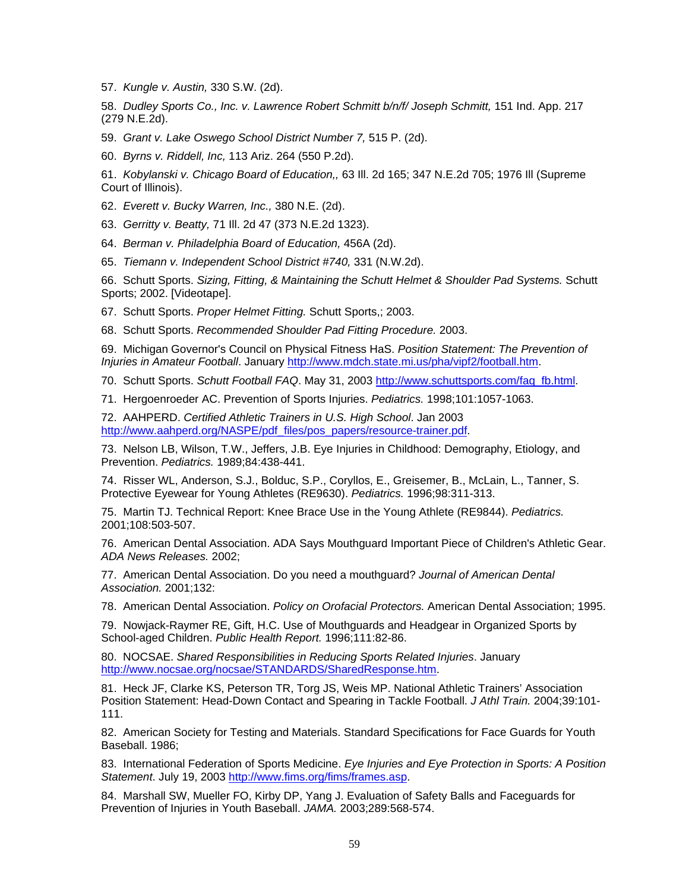57. *Kungle v. Austin,* 330 S.W. (2d).

58. *Dudley Sports Co., Inc. v. Lawrence Robert Schmitt b/n/f/ Joseph Schmitt,* 151 Ind. App. 217 (279 N.E.2d).

59. *Grant v. Lake Oswego School District Number 7,* 515 P. (2d).

60. *Byrns v. Riddell, Inc,* 113 Ariz. 264 (550 P.2d).

61. *Kobylanski v. Chicago Board of Education,,* 63 Ill. 2d 165; 347 N.E.2d 705; 1976 Ill (Supreme Court of Illinois).

62. *Everett v. Bucky Warren, Inc.,* 380 N.E. (2d).

63. *Gerritty v. Beatty,* 71 Ill. 2d 47 (373 N.E.2d 1323).

64. *Berman v. Philadelphia Board of Education,* 456A (2d).

65. *Tiemann v. Independent School District #740,* 331 (N.W.2d).

66. Schutt Sports. *Sizing, Fitting, & Maintaining the Schutt Helmet & Shoulder Pad Systems.* Schutt Sports; 2002. [Videotape].

67. Schutt Sports. *Proper Helmet Fitting.* Schutt Sports,; 2003.

68. Schutt Sports. *Recommended Shoulder Pad Fitting Procedure.* 2003.

69. Michigan Governor's Council on Physical Fitness HaS. *Position Statement: The Prevention of Injuries in Amateur Football*. January http://www.mdch.state.mi.us/pha/vipf2/football.htm.

70. Schutt Sports. *Schutt Football FAQ*. May 31, 2003 http://www.schuttsports.com/faq_fb.html.

71. Hergoenroeder AC. Prevention of Sports Injuries. *Pediatrics.* 1998;101:1057-1063.

72. AAHPERD. *Certified Athletic Trainers in U.S. High School*. Jan 2003 http://www.aahperd.org/NASPE/pdf_files/pos_papers/resource-trainer.pdf.

73. Nelson LB, Wilson, T.W., Jeffers, J.B. Eye Injuries in Childhood: Demography, Etiology, and Prevention. *Pediatrics.* 1989;84:438-441.

74. Risser WL, Anderson, S.J., Bolduc, S.P., Coryllos, E., Greisemer, B., McLain, L., Tanner, S. Protective Eyewear for Young Athletes (RE9630). *Pediatrics.* 1996;98:311-313.

75. Martin TJ. Technical Report: Knee Brace Use in the Young Athlete (RE9844). *Pediatrics.* 2001;108:503-507.

76. American Dental Association. ADA Says Mouthguard Important Piece of Children's Athletic Gear. *ADA News Releases.* 2002;

77. American Dental Association. Do you need a mouthguard? *Journal of American Dental Association.* 2001;132:

78. American Dental Association. *Policy on Orofacial Protectors.* American Dental Association; 1995.

79. Nowjack-Raymer RE, Gift, H.C. Use of Mouthguards and Headgear in Organized Sports by School-aged Children. *Public Health Report.* 1996;111:82-86.

80. NOCSAE. *Shared Responsibilities in Reducing Sports Related Injuries*. January http://www.nocsae.org/nocsae/STANDARDS/SharedResponse.htm.

81. Heck JF, Clarke KS, Peterson TR, Torg JS, Weis MP. National Athletic Trainers' Association Position Statement: Head-Down Contact and Spearing in Tackle Football. *J Athl Train.* 2004;39:101-111.

82. American Society for Testing and Materials. Standard Specifications for Face Guards for Youth Baseball. 1986;

83. International Federation of Sports Medicine. *Eye Injuries and Eye Protection in Sports: A Position Statement*. July 19, 2003 http://www.fims.org/fims/frames.asp.

84. Marshall SW, Mueller FO, Kirby DP, Yang J. Evaluation of Safety Balls and Faceguards for Prevention of Injuries in Youth Baseball. *JAMA.* 2003;289:568-574.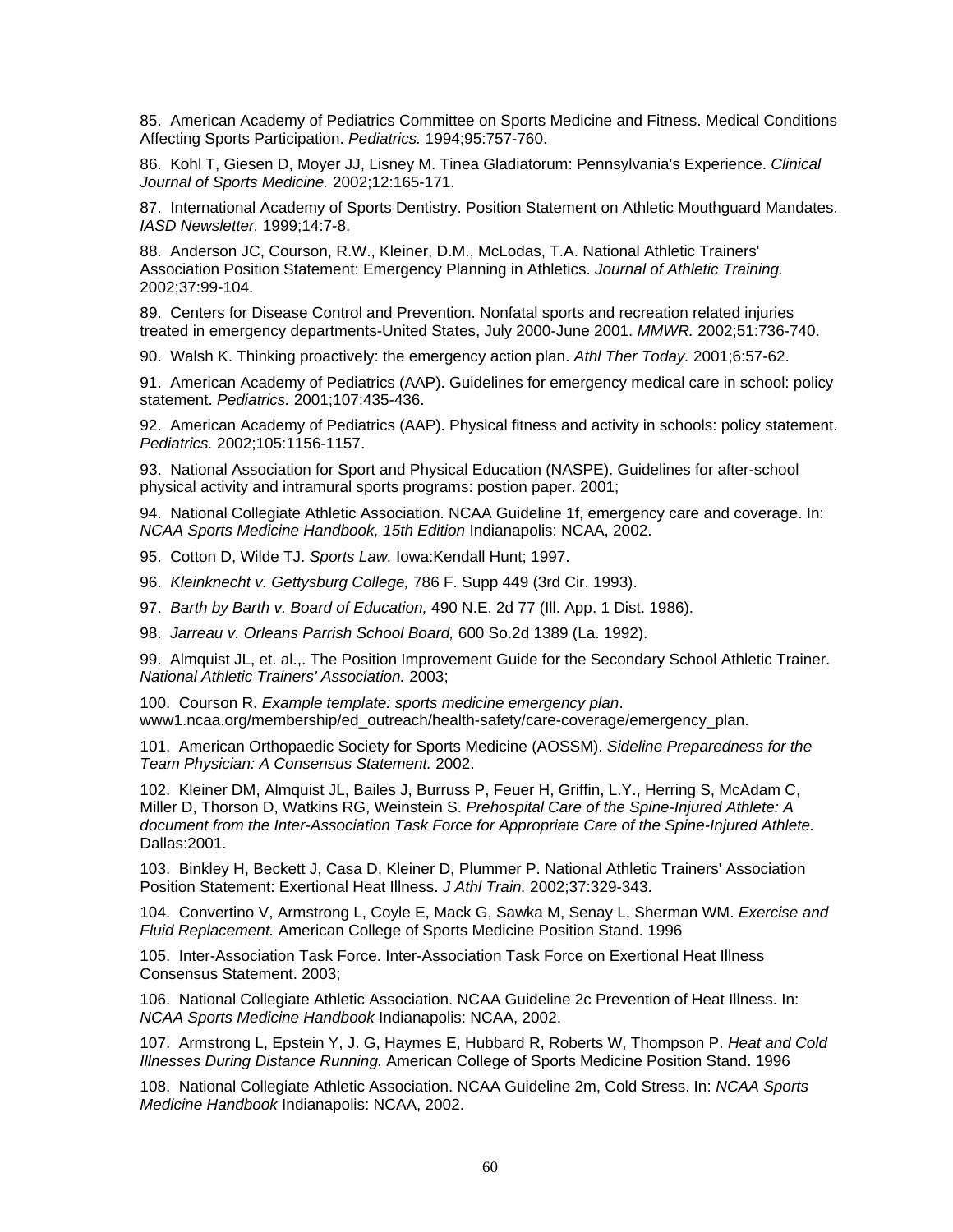85. American Academy of Pediatrics Committee on Sports Medicine and Fitness. Medical Conditions Affecting Sports Participation. *Pediatrics.* 1994;95:757-760.

86. Kohl T, Giesen D, Moyer JJ, Lisney M. Tinea Gladiatorum: Pennsylvania's Experience. *Clinical Journal of Sports Medicine.* 2002;12:165-171.

87. International Academy of Sports Dentistry. Position Statement on Athletic Mouthguard Mandates. *IASD Newsletter.* 1999;14:7-8.

88. Anderson JC, Courson, R.W., Kleiner, D.M., McLodas, T.A. National Athletic Trainers' Association Position Statement: Emergency Planning in Athletics. *Journal of Athletic Training.* 2002;37:99-104.

89. Centers for Disease Control and Prevention. Nonfatal sports and recreation related injuries treated in emergency departments-United States, July 2000-June 2001. *MMWR.* 2002;51:736-740.

90. Walsh K. Thinking proactively: the emergency action plan. *Athl Ther Today.* 2001;6:57-62.

91. American Academy of Pediatrics (AAP). Guidelines for emergency medical care in school: policy statement. *Pediatrics.* 2001;107:435-436.

92. American Academy of Pediatrics (AAP). Physical fitness and activity in schools: policy statement. *Pediatrics.* 2002;105:1156-1157.

93. National Association for Sport and Physical Education (NASPE). Guidelines for after-school physical activity and intramural sports programs: postion paper. 2001;

94. National Collegiate Athletic Association. NCAA Guideline 1f, emergency care and coverage. In: *NCAA Sports Medicine Handbook, 15th Edition* Indianapolis: NCAA, 2002.

95. Cotton D, Wilde TJ. *Sports Law.* Iowa:Kendall Hunt; 1997.

96. *Kleinknecht v. Gettysburg College,* 786 F. Supp 449 (3rd Cir. 1993).

97. *Barth by Barth v. Board of Education,* 490 N.E. 2d 77 (Ill. App. 1 Dist. 1986).

98. *Jarreau v. Orleans Parrish School Board,* 600 So.2d 1389 (La. 1992).

99. Almquist JL, et. al.,. The Position Improvement Guide for the Secondary School Athletic Trainer. *National Athletic Trainers' Association.* 2003;

100. Courson R. *Example template: sports medicine emergency plan*. www1.ncaa.org/membership/ed_outreach/health-safety/care-coverage/emergency_plan.

101. American Orthopaedic Society for Sports Medicine (AOSSM). *Sideline Preparedness for the Team Physician: A Consensus Statement.* 2002.

102. Kleiner DM, Almquist JL, Bailes J, Burruss P, Feuer H, Griffin, L.Y., Herring S, McAdam C, Miller D, Thorson D, Watkins RG, Weinstein S. *Prehospital Care of the Spine-Injured Athlete: A document from the Inter-Association Task Force for Appropriate Care of the Spine-Injured Athlete.* Dallas:2001.

103. Binkley H, Beckett J, Casa D, Kleiner D, Plummer P. National Athletic Trainers' Association Position Statement: Exertional Heat Illness. *J Athl Train.* 2002;37:329-343.

104. Convertino V, Armstrong L, Coyle E, Mack G, Sawka M, Senay L, Sherman WM. *Exercise and Fluid Replacement.* American College of Sports Medicine Position Stand. 1996

105. Inter-Association Task Force. Inter-Association Task Force on Exertional Heat Illness Consensus Statement. 2003;

106. National Collegiate Athletic Association. NCAA Guideline 2c Prevention of Heat Illness. In: *NCAA Sports Medicine Handbook* Indianapolis: NCAA, 2002.

107. Armstrong L, Epstein Y, J. G, Haymes E, Hubbard R, Roberts W, Thompson P. *Heat and Cold Illnesses During Distance Running.* American College of Sports Medicine Position Stand. 1996

108. National Collegiate Athletic Association. NCAA Guideline 2m, Cold Stress. In: *NCAA Sports Medicine Handbook* Indianapolis: NCAA, 2002.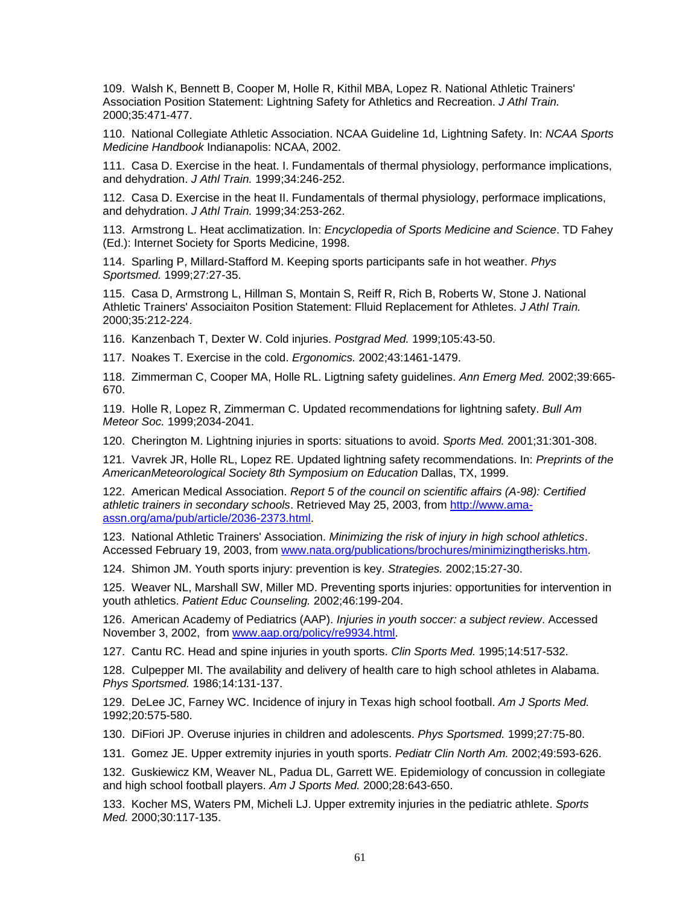109. Walsh K, Bennett B, Cooper M, Holle R, Kithil MBA, Lopez R. National Athletic Trainers' Association Position Statement: Lightning Safety for Athletics and Recreation. *J Athl Train.* 2000;35:471-477.

110. National Collegiate Athletic Association. NCAA Guideline 1d, Lightning Safety. In: *NCAA Sports Medicine Handbook* Indianapolis: NCAA, 2002.

111. Casa D. Exercise in the heat. I. Fundamentals of thermal physiology, performance implications, and dehydration. *J Athl Train.* 1999;34:246-252.

112. Casa D. Exercise in the heat II. Fundamentals of thermal physiology, performace implications, and dehydration. *J Athl Train.* 1999;34:253-262.

113. Armstrong L. Heat acclimatization. In: *Encyclopedia of Sports Medicine and Science*. TD Fahey (Ed.): Internet Society for Sports Medicine, 1998.

114. Sparling P, Millard-Stafford M. Keeping sports participants safe in hot weather. *Phys Sportsmed.* 1999;27:27-35.

115. Casa D, Armstrong L, Hillman S, Montain S, Reiff R, Rich B, Roberts W, Stone J. National Athletic Trainers' Associaiton Position Statement: Flluid Replacement for Athletes. *J Athl Train.* 2000;35:212-224.

116. Kanzenbach T, Dexter W. Cold injuries. *Postgrad Med.* 1999;105:43-50.

117. Noakes T. Exercise in the cold. *Ergonomics.* 2002;43:1461-1479.

118. Zimmerman C, Cooper MA, Holle RL. Ligtning safety guidelines. *Ann Emerg Med.* 2002;39:665-670.

119. Holle R, Lopez R, Zimmerman C. Updated recommendations for lightning safety. *Bull Am Meteor Soc.* 1999;2034-2041.

120. Cherington M. Lightning injuries in sports: situations to avoid. *Sports Med.* 2001;31:301-308.

121. Vavrek JR, Holle RL, Lopez RE. Updated lightning safety recommendations. In: *Preprints of the AmericanMeteorological Society 8th Symposium on Education* Dallas, TX, 1999.

122. American Medical Association. *Report 5 of the council on scientific affairs (A-98): Certified athletic trainers in secondary schools*. Retrieved May 25, 2003, from http://www.ama-assn.org/ama/pub/article/2036-2373.html.

123. National Athletic Trainers' Association. *Minimizing the risk of injury in high school athletics*. Accessed February 19, 2003, from www.nata.org/publications/brochures/minimizingtherisks.htm.

124. Shimon JM. Youth sports injury: prevention is key. *Strategies.* 2002;15:27-30.

125. Weaver NL, Marshall SW, Miller MD. Preventing sports injuries: opportunities for intervention in youth athletics. *Patient Educ Counseling.* 2002;46:199-204.

126. American Academy of Pediatrics (AAP). *Injuries in youth soccer: a subject review*. Accessed November 3, 2002, from www.aap.org/policy/re9934.html.

127. Cantu RC. Head and spine injuries in youth sports. *Clin Sports Med.* 1995;14:517-532.

128. Culpepper MI. The availability and delivery of health care to high school athletes in Alabama. *Phys Sportsmed.* 1986;14:131-137.

129. DeLee JC, Farney WC. Incidence of injury in Texas high school football. *Am J Sports Med.* 1992;20:575-580.

130. DiFiori JP. Overuse injuries in children and adolescents. *Phys Sportsmed.* 1999;27:75-80.

131. Gomez JE. Upper extremity injuries in youth sports. *Pediatr Clin North Am.* 2002;49:593-626.

132. Guskiewicz KM, Weaver NL, Padua DL, Garrett WE. Epidemiology of concussion in collegiate and high school football players. *Am J Sports Med.* 2000;28:643-650.

133. Kocher MS, Waters PM, Micheli LJ. Upper extremity injuries in the pediatric athlete. *Sports Med.* 2000;30:117-135.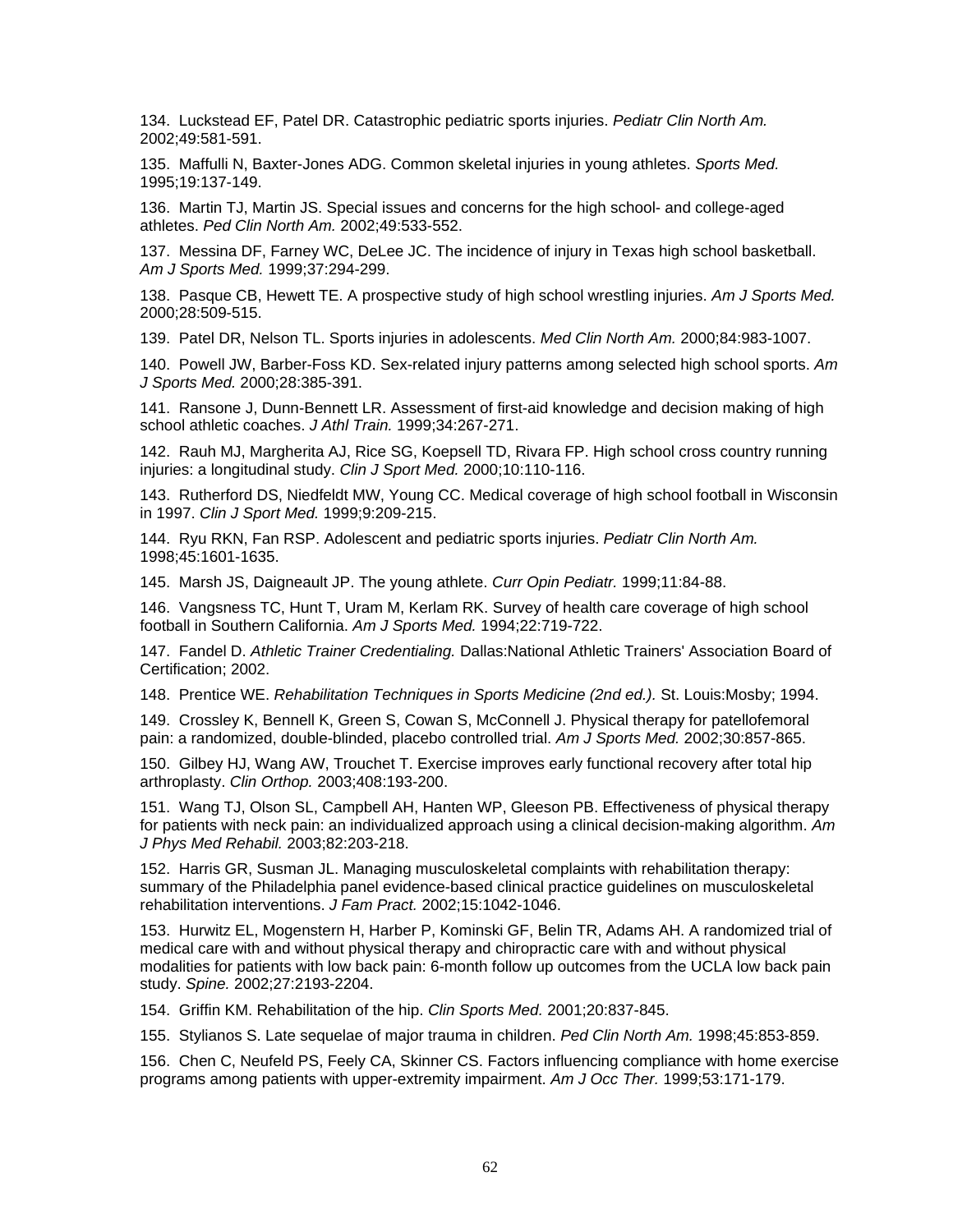134. Luckstead EF, Patel DR. Catastrophic pediatric sports injuries. *Pediatr Clin North Am.* 2002;49:581-591.

135. Maffulli N, Baxter-Jones ADG. Common skeletal injuries in young athletes. *Sports Med.* 1995;19:137-149.

136. Martin TJ, Martin JS. Special issues and concerns for the high school- and college-aged athletes. *Ped Clin North Am.* 2002;49:533-552.

137. Messina DF, Farney WC, DeLee JC. The incidence of injury in Texas high school basketball. *Am J Sports Med.* 1999;37:294-299.

138. Pasque CB, Hewett TE. A prospective study of high school wrestling injuries. *Am J Sports Med.* 2000;28:509-515.

139. Patel DR, Nelson TL. Sports injuries in adolescents. *Med Clin North Am.* 2000;84:983-1007.

140. Powell JW, Barber-Foss KD. Sex-related injury patterns among selected high school sports. *Am J Sports Med.* 2000;28:385-391.

141. Ransone J, Dunn-Bennett LR. Assessment of first-aid knowledge and decision making of high school athletic coaches. *J Athl Train.* 1999;34:267-271.

142. Rauh MJ, Margherita AJ, Rice SG, Koepsell TD, Rivara FP. High school cross country running injuries: a longitudinal study. *Clin J Sport Med.* 2000;10:110-116.

143. Rutherford DS, Niedfeldt MW, Young CC. Medical coverage of high school football in Wisconsin in 1997. *Clin J Sport Med.* 1999;9:209-215.

144. Ryu RKN, Fan RSP. Adolescent and pediatric sports injuries. *Pediatr Clin North Am.* 1998;45:1601-1635.

145. Marsh JS, Daigneault JP. The young athlete. *Curr Opin Pediatr.* 1999;11:84-88.

146. Vangsness TC, Hunt T, Uram M, Kerlam RK. Survey of health care coverage of high school football in Southern California. *Am J Sports Med.* 1994;22:719-722.

147. Fandel D. *Athletic Trainer Credentialing.* Dallas:National Athletic Trainers' Association Board of Certification; 2002.

148. Prentice WE. *Rehabilitation Techniques in Sports Medicine (2nd ed.).* St. Louis:Mosby; 1994.

149. Crossley K, Bennell K, Green S, Cowan S, McConnell J. Physical therapy for patellofemoral pain: a randomized, double-blinded, placebo controlled trial. *Am J Sports Med.* 2002;30:857-865.

150. Gilbey HJ, Wang AW, Trouchet T. Exercise improves early functional recovery after total hip arthroplasty. *Clin Orthop.* 2003;408:193-200.

151. Wang TJ, Olson SL, Campbell AH, Hanten WP, Gleeson PB. Effectiveness of physical therapy for patients with neck pain: an individualized approach using a clinical decision-making algorithm. *Am J Phys Med Rehabil.* 2003;82:203-218.

152. Harris GR, Susman JL. Managing musculoskeletal complaints with rehabilitation therapy: summary of the Philadelphia panel evidence-based clinical practice guidelines on musculoskeletal rehabilitation interventions. *J Fam Pract.* 2002;15:1042-1046.

153. Hurwitz EL, Mogenstern H, Harber P, Kominski GF, Belin TR, Adams AH. A randomized trial of medical care with and without physical therapy and chiropractic care with and without physical modalities for patients with low back pain: 6-month follow up outcomes from the UCLA low back pain study. *Spine.* 2002;27:2193-2204.

154. Griffin KM. Rehabilitation of the hip. *Clin Sports Med.* 2001;20:837-845.

155. Stylianos S. Late sequelae of major trauma in children. *Ped Clin North Am.* 1998;45:853-859.

156. Chen C, Neufeld PS, Feely CA, Skinner CS. Factors influencing compliance with home exercise programs among patients with upper-extremity impairment. *Am J Occ Ther.* 1999;53:171-179.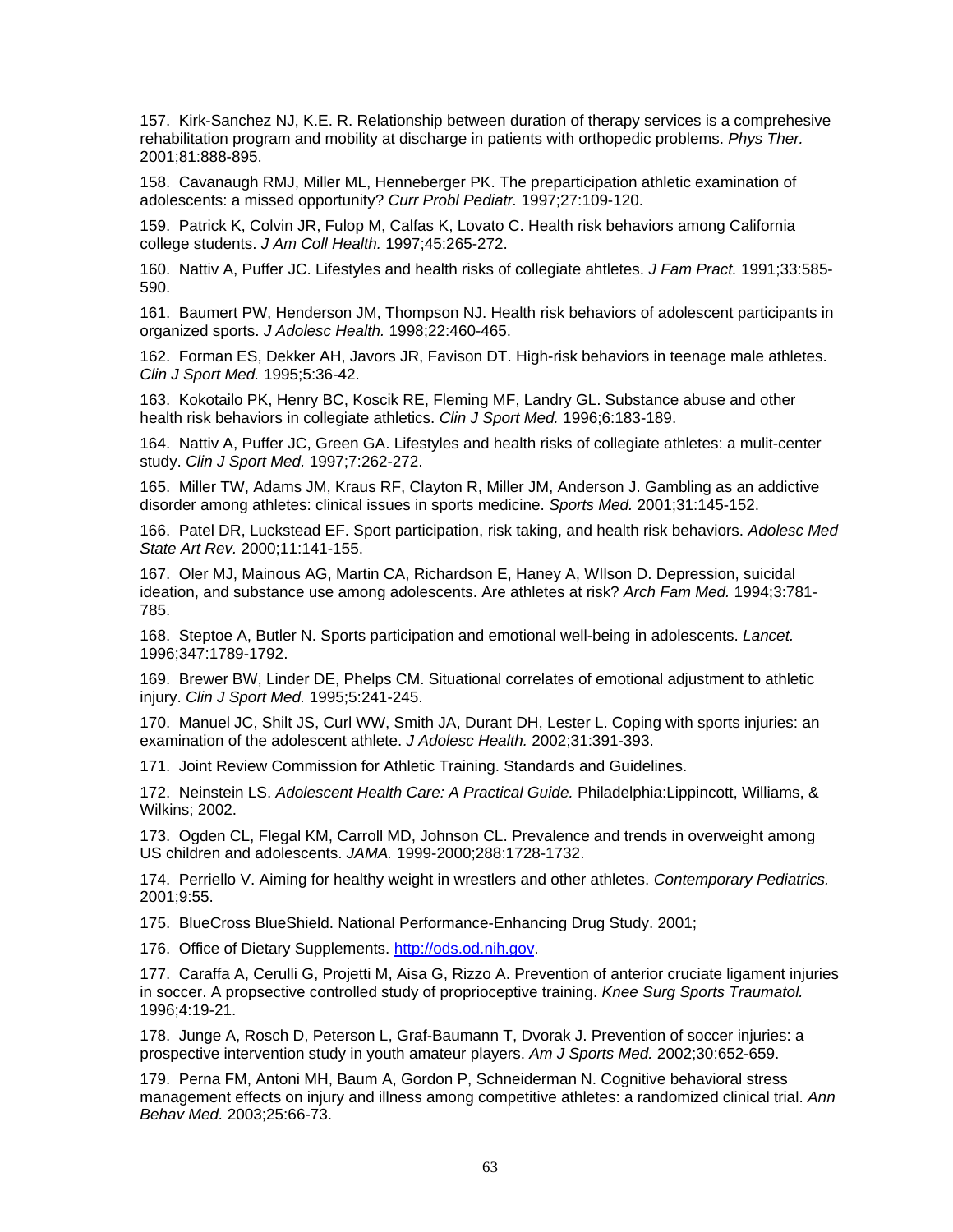157. Kirk-Sanchez NJ, K.E. R. Relationship between duration of therapy services is a comprehesive rehabilitation program and mobility at discharge in patients with orthopedic problems. *Phys Ther.* 2001;81:888-895.

158. Cavanaugh RMJ, Miller ML, Henneberger PK. The preparticipation athletic examination of adolescents: a missed opportunity? *Curr Probl Pediatr.* 1997;27:109-120.

159. Patrick K, Colvin JR, Fulop M, Calfas K, Lovato C. Health risk behaviors among California college students. *J Am Coll Health.* 1997;45:265-272.

160. Nattiv A, Puffer JC. Lifestyles and health risks of collegiate ahtletes. *J Fam Pract.* 1991;33:585-590.

161. Baumert PW, Henderson JM, Thompson NJ. Health risk behaviors of adolescent participants in organized sports. *J Adolesc Health.* 1998;22:460-465.

162. Forman ES, Dekker AH, Javors JR, Favison DT. High-risk behaviors in teenage male athletes. *Clin J Sport Med.* 1995;5:36-42.

163. Kokotailo PK, Henry BC, Koscik RE, Fleming MF, Landry GL. Substance abuse and other health risk behaviors in collegiate athletics. *Clin J Sport Med.* 1996;6:183-189.

164. Nattiv A, Puffer JC, Green GA. Lifestyles and health risks of collegiate athletes: a mulit-center study. *Clin J Sport Med.* 1997;7:262-272.

165. Miller TW, Adams JM, Kraus RF, Clayton R, Miller JM, Anderson J. Gambling as an addictive disorder among athletes: clinical issues in sports medicine. *Sports Med.* 2001;31:145-152.

166. Patel DR, Luckstead EF. Sport participation, risk taking, and health risk behaviors. *Adolesc Med State Art Rev.* 2000;11:141-155.

167. Oler MJ, Mainous AG, Martin CA, Richardson E, Haney A, WIlson D. Depression, suicidal ideation, and substance use among adolescents. Are athletes at risk? *Arch Fam Med.* 1994;3:781-785.

168. Steptoe A, Butler N. Sports participation and emotional well-being in adolescents. *Lancet.* 1996;347:1789-1792.

169. Brewer BW, Linder DE, Phelps CM. Situational correlates of emotional adjustment to athletic injury. *Clin J Sport Med.* 1995;5:241-245.

170. Manuel JC, Shilt JS, Curl WW, Smith JA, Durant DH, Lester L. Coping with sports injuries: an examination of the adolescent athlete. *J Adolesc Health.* 2002;31:391-393.

171. Joint Review Commission for Athletic Training. Standards and Guidelines.

172. Neinstein LS. *Adolescent Health Care: A Practical Guide.* Philadelphia:Lippincott, Williams, & Wilkins; 2002.

173. Ogden CL, Flegal KM, Carroll MD, Johnson CL. Prevalence and trends in overweight among US children and adolescents. *JAMA.* 1999-2000;288:1728-1732.

174. Perriello V. Aiming for healthy weight in wrestlers and other athletes. *Contemporary Pediatrics.* 2001;9:55.

175. BlueCross BlueShield. National Performance-Enhancing Drug Study. 2001;

176. Office of Dietary Supplements. http://ods.od.nih.gov.

177. Caraffa A, Cerulli G, Projetti M, Aisa G, Rizzo A. Prevention of anterior cruciate ligament injuries in soccer. A propsective controlled study of proprioceptive training. *Knee Surg Sports Traumatol.* 1996;4:19-21.

178. Junge A, Rosch D, Peterson L, Graf-Baumann T, Dvorak J. Prevention of soccer injuries: a prospective intervention study in youth amateur players. *Am J Sports Med.* 2002;30:652-659.

179. Perna FM, Antoni MH, Baum A, Gordon P, Schneiderman N. Cognitive behavioral stress management effects on injury and illness among competitive athletes: a randomized clinical trial. *Ann Behav Med.* 2003;25:66-73.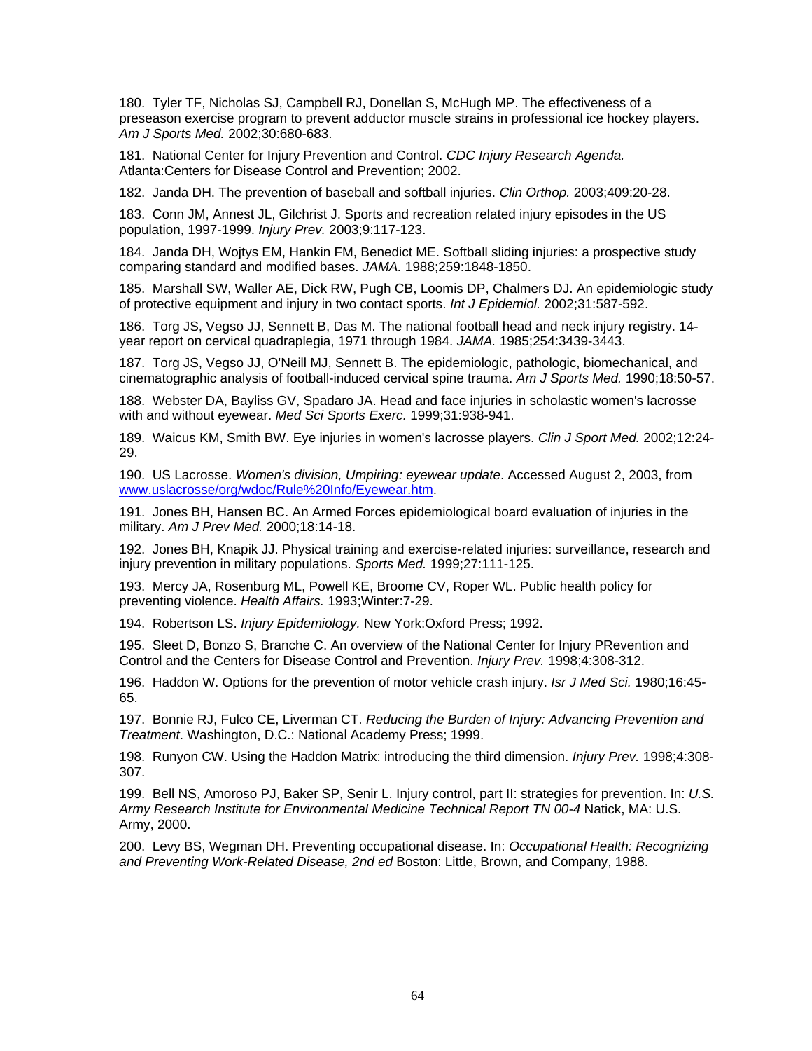180. Tyler TF, Nicholas SJ, Campbell RJ, Donellan S, McHugh MP. The effectiveness of a preseason exercise program to prevent adductor muscle strains in professional ice hockey players. *Am J Sports Med.* 2002;30:680-683.

181. National Center for Injury Prevention and Control. *CDC Injury Research Agenda.* Atlanta:Centers for Disease Control and Prevention; 2002.

182. Janda DH. The prevention of baseball and softball injuries. *Clin Orthop.* 2003;409:20-28.

183. Conn JM, Annest JL, Gilchrist J. Sports and recreation related injury episodes in the US population, 1997-1999. *Injury Prev.* 2003;9:117-123.

184. Janda DH, Wojtys EM, Hankin FM, Benedict ME. Softball sliding injuries: a prospective study comparing standard and modified bases. *JAMA.* 1988;259:1848-1850.

185. Marshall SW, Waller AE, Dick RW, Pugh CB, Loomis DP, Chalmers DJ. An epidemiologic study of protective equipment and injury in two contact sports. *Int J Epidemiol.* 2002;31:587-592.

186. Torg JS, Vegso JJ, Sennett B, Das M. The national football head and neck injury registry. 14-year report on cervical quadraplegia, 1971 through 1984. *JAMA.* 1985;254:3439-3443.

187. Torg JS, Vegso JJ, O'Neill MJ, Sennett B. The epidemiologic, pathologic, biomechanical, and cinematographic analysis of football-induced cervical spine trauma. *Am J Sports Med.* 1990;18:50-57.

188. Webster DA, Bayliss GV, Spadaro JA. Head and face injuries in scholastic women's lacrosse with and without eyewear. *Med Sci Sports Exerc.* 1999;31:938-941.

189. Waicus KM, Smith BW. Eye injuries in women's lacrosse players. *Clin J Sport Med.* 2002;12:24-29.

190. US Lacrosse. *Women's division, Umpiring: eyewear update*. Accessed August 2, 2003, from www.uslacrosse/org/wdoc/Rule%20Info/Eyewear.htm.

191. Jones BH, Hansen BC. An Armed Forces epidemiological board evaluation of injuries in the military. *Am J Prev Med.* 2000;18:14-18.

192. Jones BH, Knapik JJ. Physical training and exercise-related injuries: surveillance, research and injury prevention in military populations. *Sports Med.* 1999;27:111-125.

193. Mercy JA, Rosenburg ML, Powell KE, Broome CV, Roper WL. Public health policy for preventing violence. *Health Affairs.* 1993;Winter:7-29.

194. Robertson LS. *Injury Epidemiology.* New York:Oxford Press; 1992.

195. Sleet D, Bonzo S, Branche C. An overview of the National Center for Injury PRevention and Control and the Centers for Disease Control and Prevention. *Injury Prev.* 1998;4:308-312.

196. Haddon W. Options for the prevention of motor vehicle crash injury. *Isr J Med Sci.* 1980;16:45-65.

197. Bonnie RJ, Fulco CE, Liverman CT. *Reducing the Burden of Injury: Advancing Prevention and Treatment*. Washington, D.C.: National Academy Press; 1999.

198. Runyon CW. Using the Haddon Matrix: introducing the third dimension. *Injury Prev.* 1998;4:308-307.

199. Bell NS, Amoroso PJ, Baker SP, Senir L. Injury control, part II: strategies for prevention. In: *U.S. Army Research Institute for Environmental Medicine Technical Report TN 00-4* Natick, MA: U.S. Army, 2000.

200. Levy BS, Wegman DH. Preventing occupational disease. In: *Occupational Health: Recognizing and Preventing Work-Related Disease, 2nd ed* Boston: Little, Brown, and Company, 1988.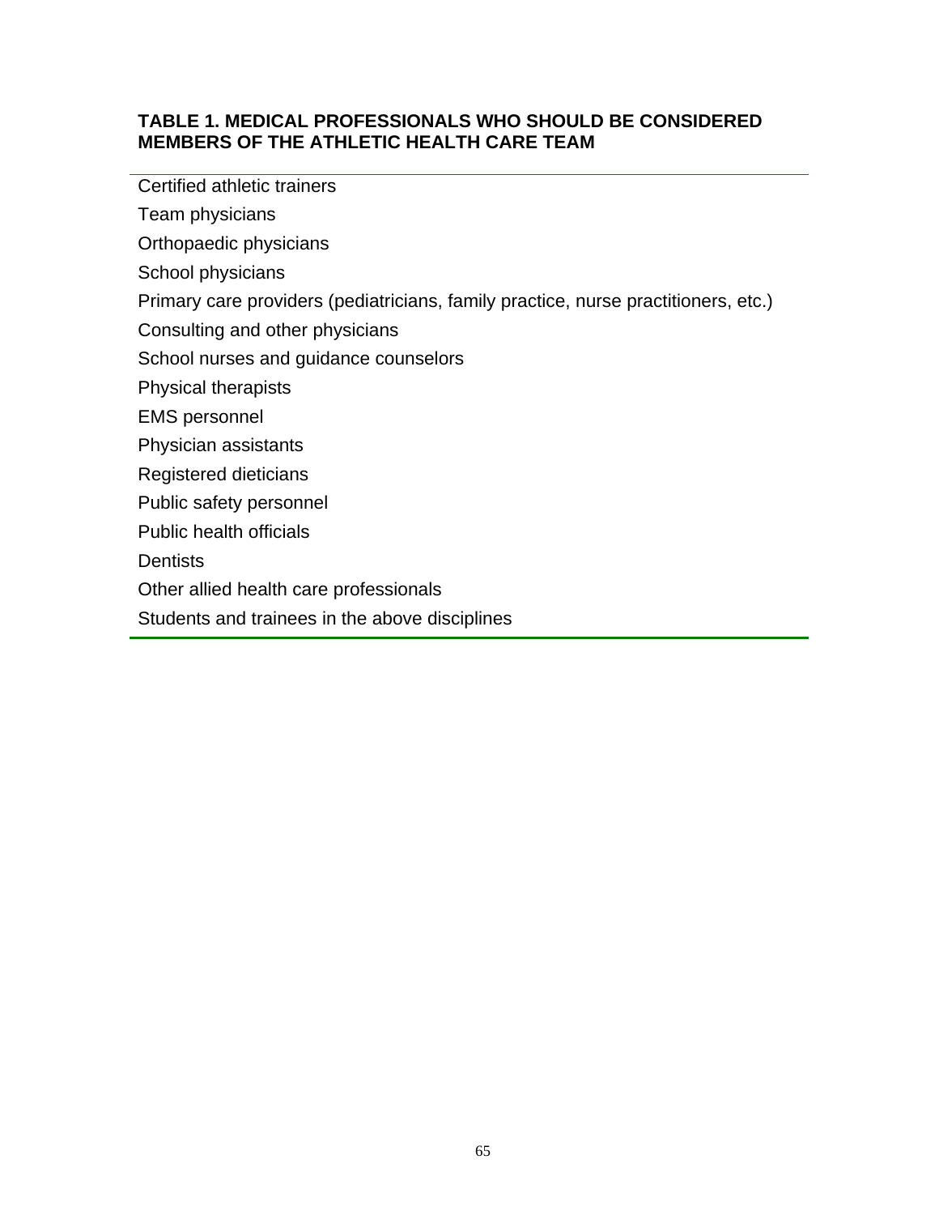**TABLE 1. MEDICAL PROFESSIONALS WHO SHOULD BE CONSIDERED MEMBERS OF THE ATHLETIC HEALTH CARE TEAM**

| |
|---|
| Certified athletic trainers |
| Team physicians |
| Orthopaedic physicians |
| School physicians |
| Primary care providers (pediatricians, family practice, nurse practitioners, etc.) |
| Consulting and other physicians |
| School nurses and guidance counselors |
| Physical therapists |
| EMS personnel |
| Physician assistants |
| Registered dieticians |
| Public safety personnel |
| Public health officials |
| Dentists |
| Other allied health care professionals |
| Students and trainees in the above disciplines |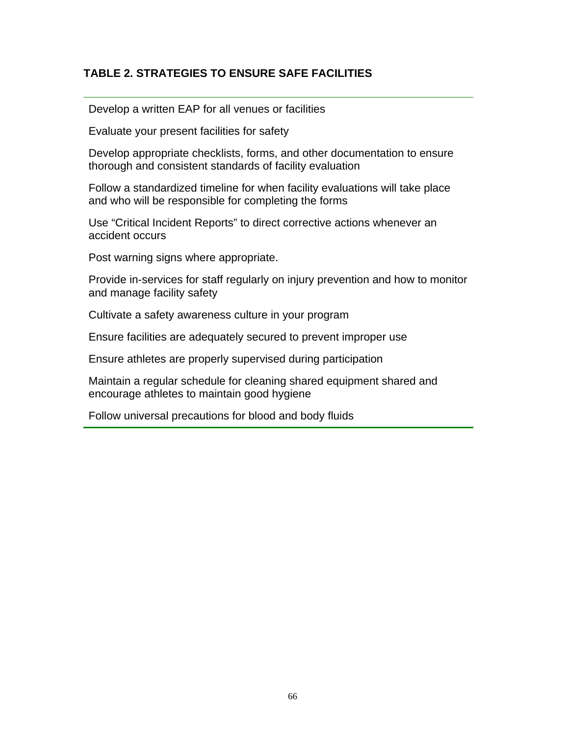**TABLE 2. STRATEGIES TO ENSURE SAFE FACILITIES**

| |
|---|
| Develop a written EAP for all venues or facilities |
| Evaluate your present facilities for safety |
| Develop appropriate checklists, forms, and other documentation to ensure thorough and consistent standards of facility evaluation |
| Follow a standardized timeline for when facility evaluations will take place and who will be responsible for completing the forms |
| Use “Critical Incident Reports” to direct corrective actions whenever an accident occurs |
| Post warning signs where appropriate. |
| Provide in-services for staff regularly on injury prevention and how to monitor and manage facility safety |
| Cultivate a safety awareness culture in your program |
| Ensure facilities are adequately secured to prevent improper use |
| Ensure athletes are properly supervised during participation |
| Maintain a regular schedule for cleaning shared equipment shared and encourage athletes to maintain good hygiene |
| Follow universal precautions for blood and body fluids |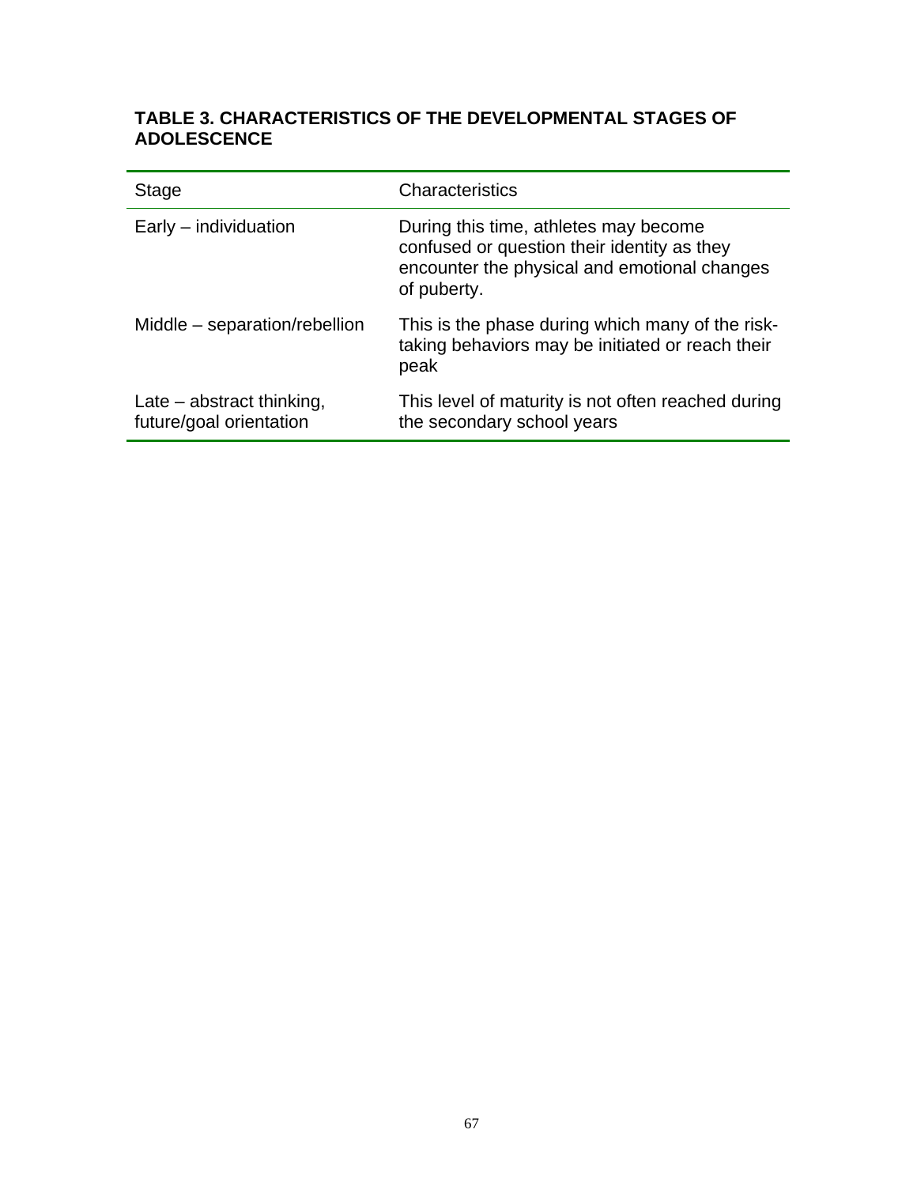**TABLE 3. CHARACTERISTICS OF THE DEVELOPMENTAL STAGES OF ADOLESCENCE**

| Stage | Characteristics |
|---|---|
| Early – individuation | During this time, athletes may become confused or question their identity as they encounter the physical and emotional changes of puberty. |
| Middle – separation/rebellion | This is the phase during which many of the risk-taking behaviors may be initiated or reach their peak |
| Late – abstract thinking, future/goal orientation | This level of maturity is not often reached during the secondary school years |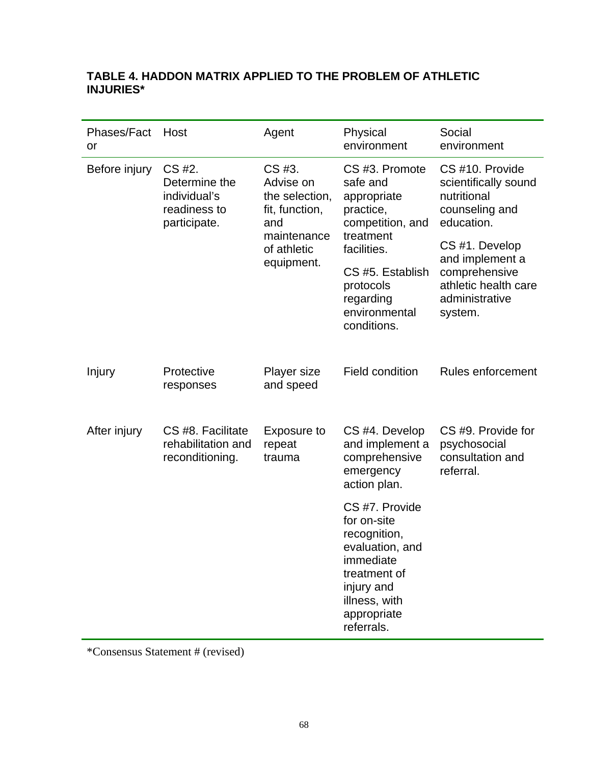**TABLE 4. HADDON MATRIX APPLIED TO THE PROBLEM OF ATHLETIC INJURIES***

| Phases/Factor | Host | Agent | Physical environment | Social environment |
|---|---|---|---|---|
| Before injury | CS #2. Determine the individual's readiness to participate. | CS #3. Advise on the selection, fit, function, and maintenance of athletic equipment. | CS #3. Promote safe and appropriate practice, competition, and treatment facilities.<br><br>CS #5. Establish protocols regarding environmental conditions. | CS #10. Provide scientifically sound nutritional counseling and education.<br><br>CS #1. Develop and implement a comprehensive athletic health care administrative system. |
| Injury | Protective responses | Player size and speed | Field condition | Rules enforcement |
| After injury | CS #8. Facilitate rehabilitation and reconditioning. | Exposure to repeat trauma | CS #4. Develop and implement a comprehensive emergency action plan.<br><br>CS #7. Provide for on-site recognition, evaluation, and immediate treatment of injury and illness, with appropriate referrals. | CS #9. Provide for psychosocial consultation and referral. |

*Consensus Statement # (revised)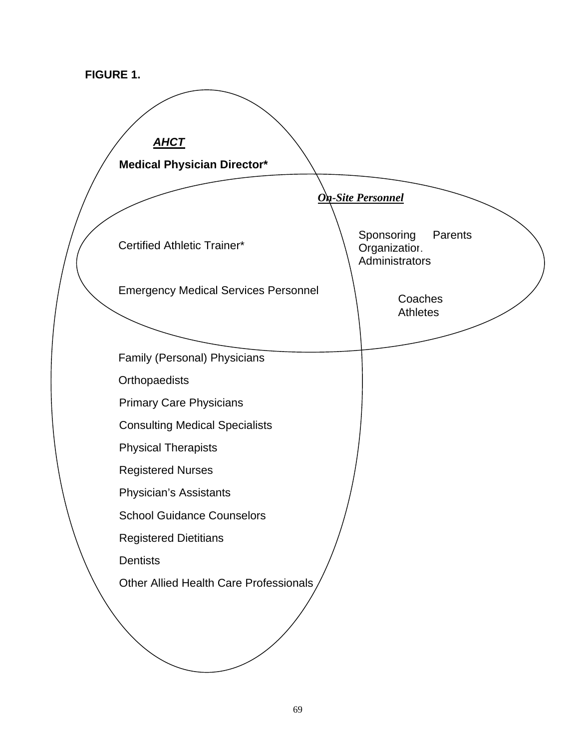**FIGURE 1.**

***AHCT***

**Medical Physician Director***

***On-Site Personnel***

Certified Athletic Trainer*

Emergency Medical Services Personnel

Sponsoring Organization Administrators

Parents

Coaches

Athletes

Family (Personal) Physicians

Orthopaedists

Primary Care Physicians

Consulting Medical Specialists

Physical Therapists

Registered Nurses

Physician's Assistants

School Guidance Counselors

Registered Dietitians

Dentists

Other Allied Health Care Professionals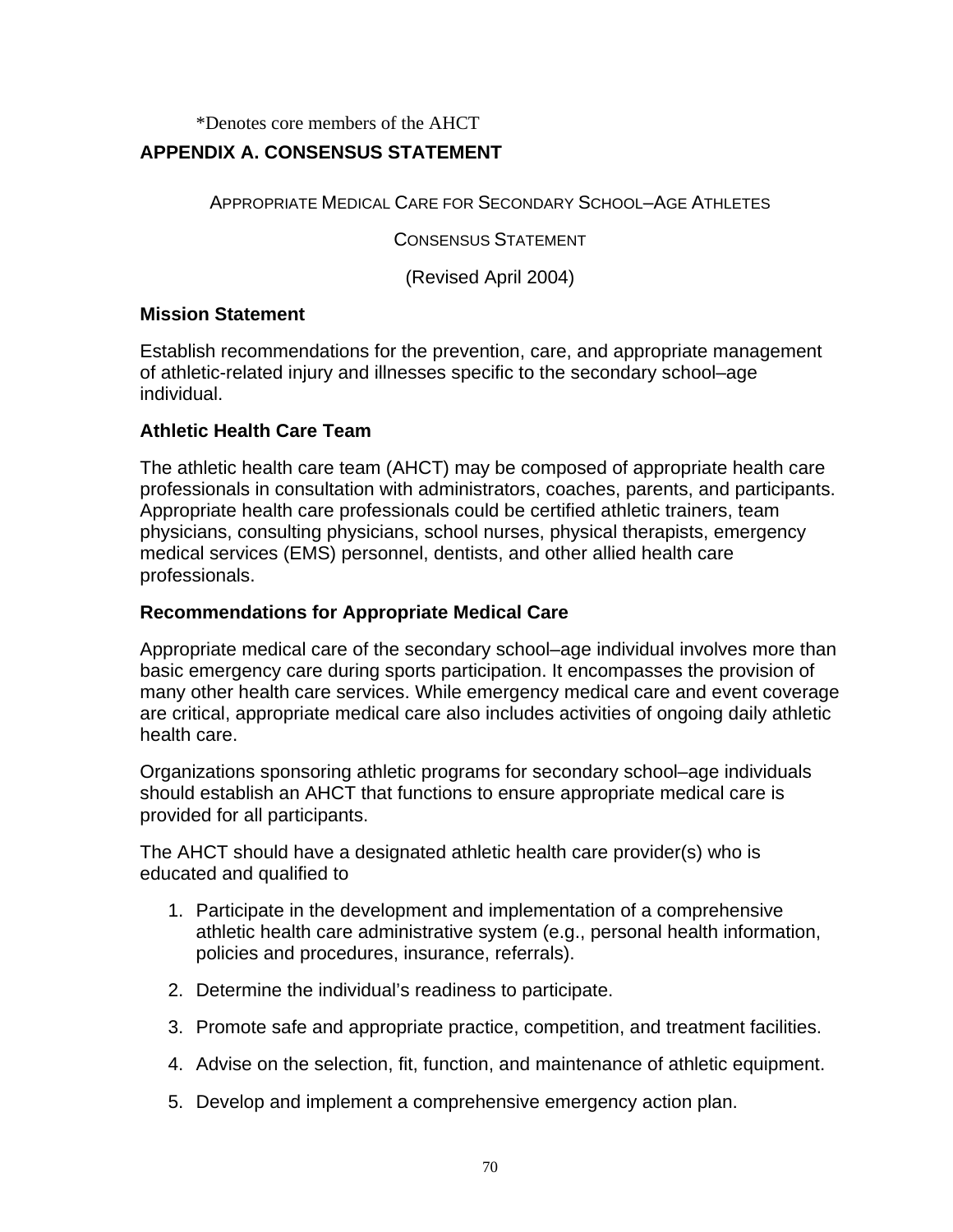*Denotes core members of the AHCT

## APPENDIX A. CONSENSUS STATEMENT

APPROPRIATE MEDICAL CARE FOR SECONDARY SCHOOL–AGE ATHLETES

CONSENSUS STATEMENT

(Revised April 2004)

### Mission Statement

Establish recommendations for the prevention, care, and appropriate management of athletic-related injury and illnesses specific to the secondary school–age individual.

### Athletic Health Care Team

The athletic health care team (AHCT) may be composed of appropriate health care professionals in consultation with administrators, coaches, parents, and participants. Appropriate health care professionals could be certified athletic trainers, team physicians, consulting physicians, school nurses, physical therapists, emergency medical services (EMS) personnel, dentists, and other allied health care professionals.

### Recommendations for Appropriate Medical Care

Appropriate medical care of the secondary school–age individual involves more than basic emergency care during sports participation. It encompasses the provision of many other health care services. While emergency medical care and event coverage are critical, appropriate medical care also includes activities of ongoing daily athletic health care.

Organizations sponsoring athletic programs for secondary school–age individuals should establish an AHCT that functions to ensure appropriate medical care is provided for all participants.

The AHCT should have a designated athletic health care provider(s) who is educated and qualified to

1. Participate in the development and implementation of a comprehensive athletic health care administrative system (e.g., personal health information, policies and procedures, insurance, referrals).
2. Determine the individual's readiness to participate.
3. Promote safe and appropriate practice, competition, and treatment facilities.
4. Advise on the selection, fit, function, and maintenance of athletic equipment.
5. Develop and implement a comprehensive emergency action plan.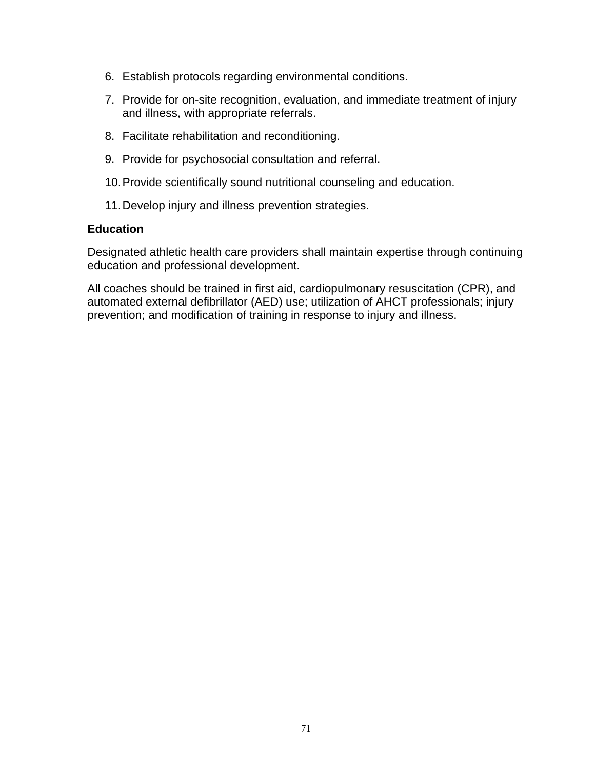6. Establish protocols regarding environmental conditions.
7. Provide for on-site recognition, evaluation, and immediate treatment of injury and illness, with appropriate referrals.
8. Facilitate rehabilitation and reconditioning.
9. Provide for psychosocial consultation and referral.
10. Provide scientifically sound nutritional counseling and education.
11. Develop injury and illness prevention strategies.

**Education**

Designated athletic health care providers shall maintain expertise through continuing education and professional development.

All coaches should be trained in first aid, cardiopulmonary resuscitation (CPR), and automated external defibrillator (AED) use; utilization of AHCT professionals; injury prevention; and modification of training in response to injury and illness.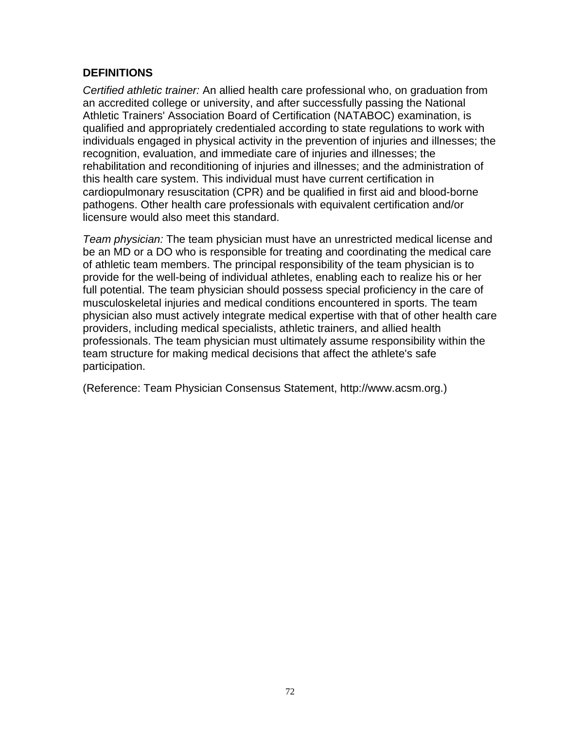**DEFINITIONS**

*Certified athletic trainer:* An allied health care professional who, on graduation from an accredited college or university, and after successfully passing the National Athletic Trainers' Association Board of Certification (NATABOC) examination, is qualified and appropriately credentialed according to state regulations to work with individuals engaged in physical activity in the prevention of injuries and illnesses; the recognition, evaluation, and immediate care of injuries and illnesses; the rehabilitation and reconditioning of injuries and illnesses; and the administration of this health care system. This individual must have current certification in cardiopulmonary resuscitation (CPR) and be qualified in first aid and blood-borne pathogens. Other health care professionals with equivalent certification and/or licensure would also meet this standard.

*Team physician:* The team physician must have an unrestricted medical license and be an MD or a DO who is responsible for treating and coordinating the medical care of athletic team members. The principal responsibility of the team physician is to provide for the well-being of individual athletes, enabling each to realize his or her full potential. The team physician should possess special proficiency in the care of musculoskeletal injuries and medical conditions encountered in sports. The team physician also must actively integrate medical expertise with that of other health care providers, including medical specialists, athletic trainers, and allied health professionals. The team physician must ultimately assume responsibility within the team structure for making medical decisions that affect the athlete's safe participation.

(Reference: Team Physician Consensus Statement, http://www.acsm.org.)